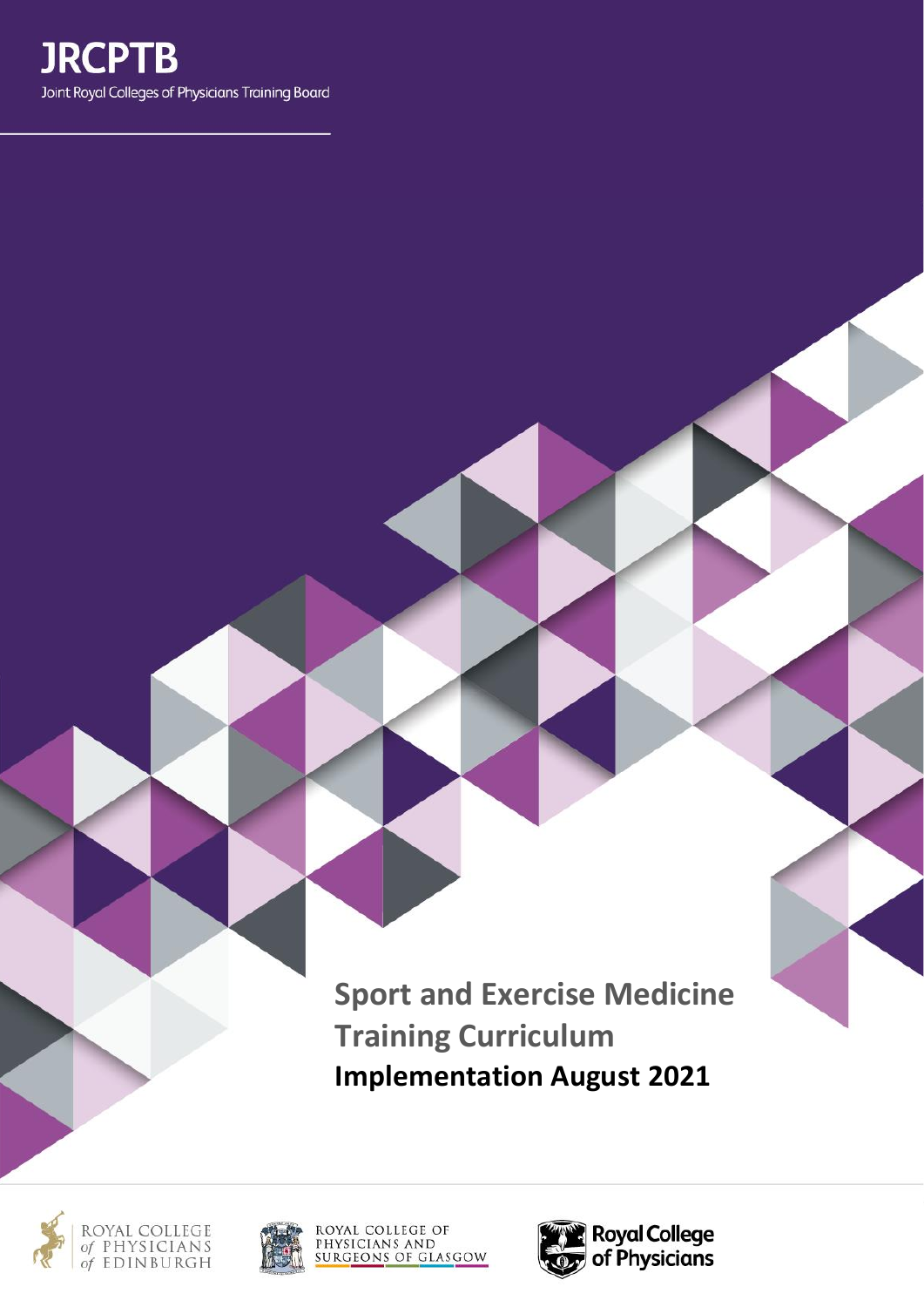JRCPTB

Joint Royal Colleges of Physicians Training Board

# Sport and Exercise Medicine Training Curriculum

**Implementation August 2021**

ROYAL COLLEGE of PHYSICIANS of EDINBURGH

ROYAL COLLEGE OF PHYSICIANS AND SURGEONS OF GLASGOW

Royal College of Physicians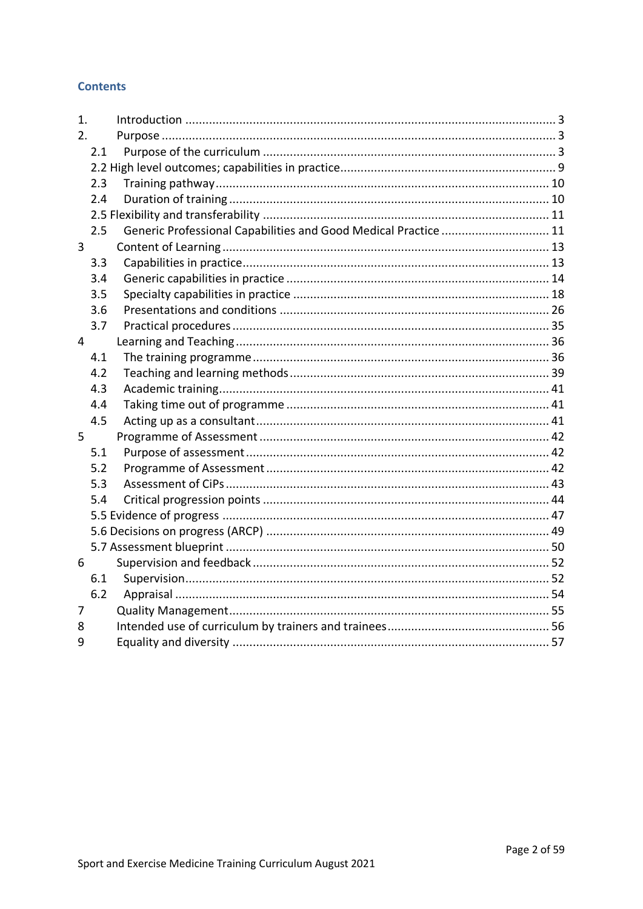## Contents

1. Introduction ........................................................................ 3
2. Purpose ........................................................................ 3
   - 2.1 Purpose of the curriculum ........................................................................ 3
   - 2.2 High level outcomes; capabilities in practice ........................................................................ 9
   - 2.3 Training pathway ........................................................................ 10
   - 2.4 Duration of training ........................................................................ 10
   - 2.5 Flexibility and transferability ........................................................................ 11
   - 2.5 Generic Professional Capabilities and Good Medical Practice ........................................................................ 11
3 Content of Learning ........................................................................ 13
   - 3.3 Capabilities in practice ........................................................................ 13
   - 3.4 Generic capabilities in practice ........................................................................ 14
   - 3.5 Specialty capabilities in practice ........................................................................ 18
   - 3.6 Presentations and conditions ........................................................................ 26
   - 3.7 Practical procedures ........................................................................ 35
4 Learning and Teaching ........................................................................ 36
   - 4.1 The training programme ........................................................................ 36
   - 4.2 Teaching and learning methods ........................................................................ 39
   - 4.3 Academic training ........................................................................ 41
   - 4.4 Taking time out of programme ........................................................................ 41
   - 4.5 Acting up as a consultant ........................................................................ 41
5 Programme of Assessment ........................................................................ 42
   - 5.1 Purpose of assessment ........................................................................ 42
   - 5.2 Programme of Assessment ........................................................................ 42
   - 5.3 Assessment of CiPs ........................................................................ 43
   - 5.4 Critical progression points ........................................................................ 44
   - 5.5 Evidence of progress ........................................................................ 47
   - 5.6 Decisions on progress (ARCP) ........................................................................ 49
   - 5.7 Assessment blueprint ........................................................................ 50
6 Supervision and feedback ........................................................................ 52
   - 6.1 Supervision ........................................................................ 52
   - 6.2 Appraisal ........................................................................ 54
7 Quality Management ........................................................................ 55
8 Intended use of curriculum by trainers and trainees ........................................................................ 56
9 Equality and diversity ........................................................................ 57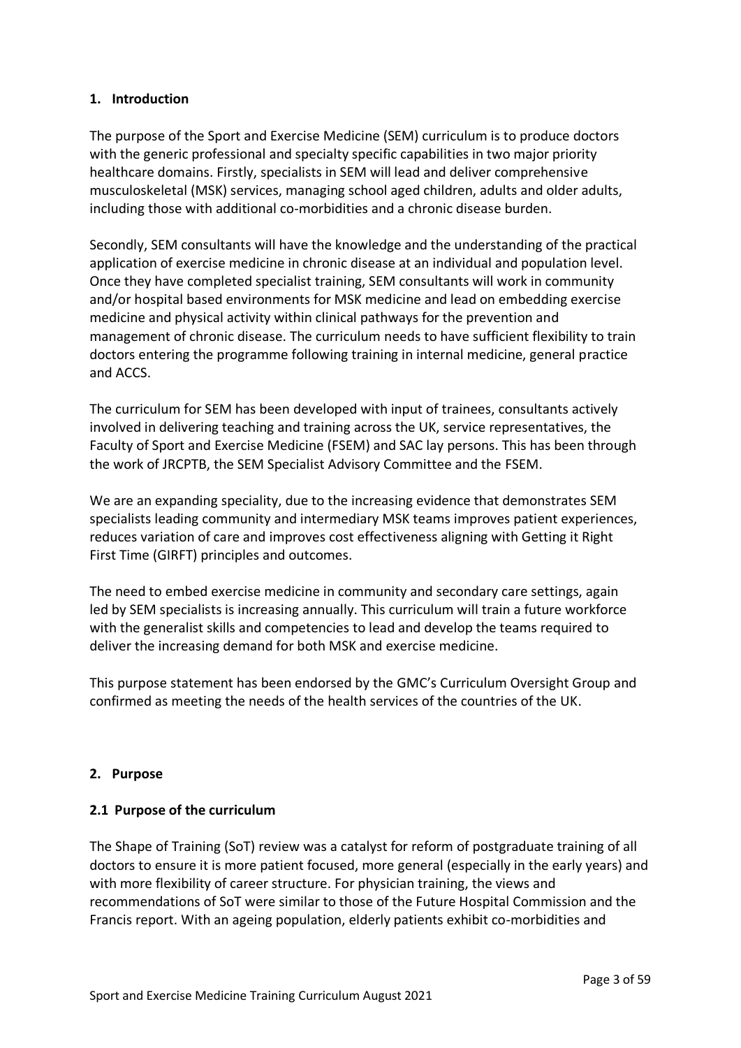## 1. Introduction

The purpose of the Sport and Exercise Medicine (SEM) curriculum is to produce doctors with the generic professional and specialty specific capabilities in two major priority healthcare domains. Firstly, specialists in SEM will lead and deliver comprehensive musculoskeletal (MSK) services, managing school aged children, adults and older adults, including those with additional co-morbidities and a chronic disease burden.

Secondly, SEM consultants will have the knowledge and the understanding of the practical application of exercise medicine in chronic disease at an individual and population level. Once they have completed specialist training, SEM consultants will work in community and/or hospital based environments for MSK medicine and lead on embedding exercise medicine and physical activity within clinical pathways for the prevention and management of chronic disease. The curriculum needs to have sufficient flexibility to train doctors entering the programme following training in internal medicine, general practice and ACCS.

The curriculum for SEM has been developed with input of trainees, consultants actively involved in delivering teaching and training across the UK, service representatives, the Faculty of Sport and Exercise Medicine (FSEM) and SAC lay persons. This has been through the work of JRCPTB, the SEM Specialist Advisory Committee and the FSEM.

We are an expanding speciality, due to the increasing evidence that demonstrates SEM specialists leading community and intermediary MSK teams improves patient experiences, reduces variation of care and improves cost effectiveness aligning with Getting it Right First Time (GIRFT) principles and outcomes.

The need to embed exercise medicine in community and secondary care settings, again led by SEM specialists is increasing annually. This curriculum will train a future workforce with the generalist skills and competencies to lead and develop the teams required to deliver the increasing demand for both MSK and exercise medicine.

This purpose statement has been endorsed by the GMC's Curriculum Oversight Group and confirmed as meeting the needs of the health services of the countries of the UK.

## 2. Purpose

### 2.1 Purpose of the curriculum

The Shape of Training (SoT) review was a catalyst for reform of postgraduate training of all doctors to ensure it is more patient focused, more general (especially in the early years) and with more flexibility of career structure. For physician training, the views and recommendations of SoT were similar to those of the Future Hospital Commission and the Francis report. With an ageing population, elderly patients exhibit co-morbidities and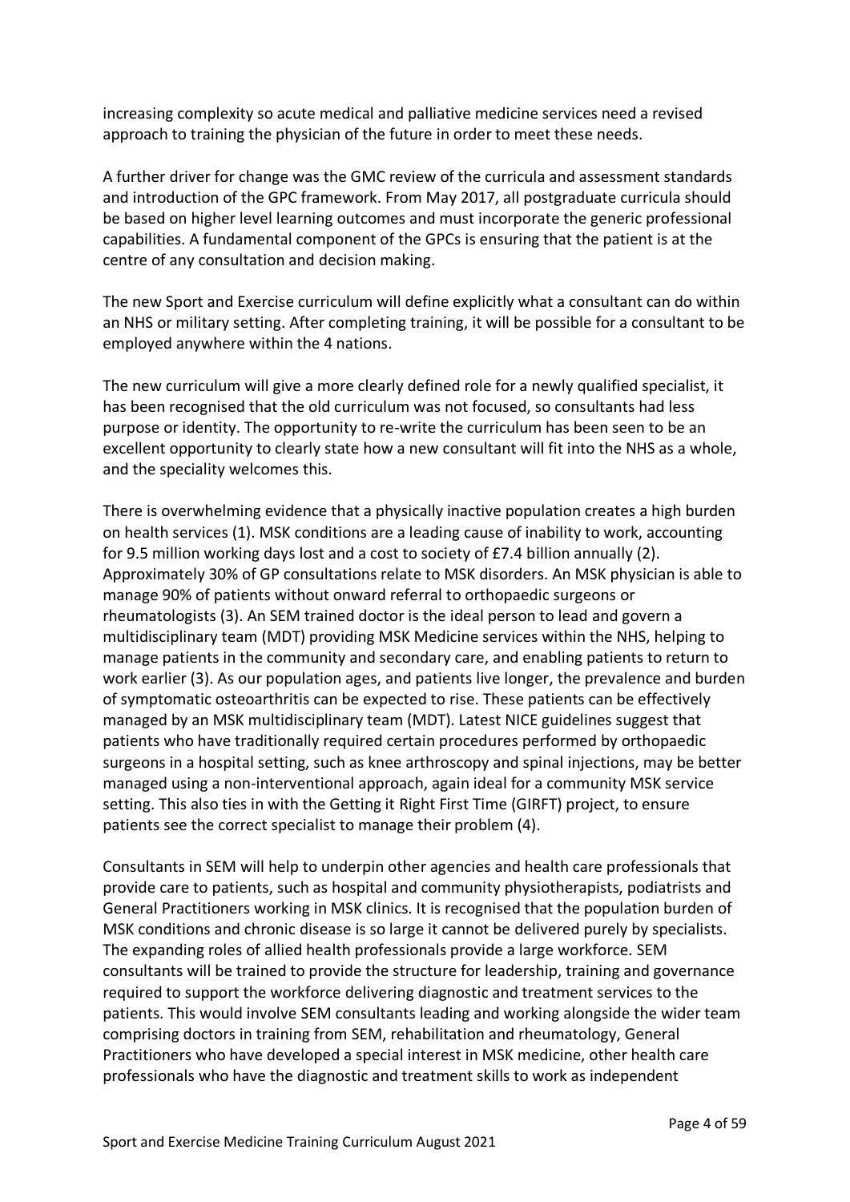increasing complexity so acute medical and palliative medicine services need a revised approach to training the physician of the future in order to meet these needs.

A further driver for change was the GMC review of the curricula and assessment standards and introduction of the GPC framework. From May 2017, all postgraduate curricula should be based on higher level learning outcomes and must incorporate the generic professional capabilities. A fundamental component of the GPCs is ensuring that the patient is at the centre of any consultation and decision making.

The new Sport and Exercise curriculum will define explicitly what a consultant can do within an NHS or military setting. After completing training, it will be possible for a consultant to be employed anywhere within the 4 nations.

The new curriculum will give a more clearly defined role for a newly qualified specialist, it has been recognised that the old curriculum was not focused, so consultants had less purpose or identity. The opportunity to re-write the curriculum has been seen to be an excellent opportunity to clearly state how a new consultant will fit into the NHS as a whole, and the speciality welcomes this.

There is overwhelming evidence that a physically inactive population creates a high burden on health services (1). MSK conditions are a leading cause of inability to work, accounting for 9.5 million working days lost and a cost to society of £7.4 billion annually (2). Approximately 30% of GP consultations relate to MSK disorders. An MSK physician is able to manage 90% of patients without onward referral to orthopaedic surgeons or rheumatologists (3). An SEM trained doctor is the ideal person to lead and govern a multidisciplinary team (MDT) providing MSK Medicine services within the NHS, helping to manage patients in the community and secondary care, and enabling patients to return to work earlier (3). As our population ages, and patients live longer, the prevalence and burden of symptomatic osteoarthritis can be expected to rise. These patients can be effectively managed by an MSK multidisciplinary team (MDT). Latest NICE guidelines suggest that patients who have traditionally required certain procedures performed by orthopaedic surgeons in a hospital setting, such as knee arthroscopy and spinal injections, may be better managed using a non-interventional approach, again ideal for a community MSK service setting. This also ties in with the Getting it Right First Time (GIRFT) project, to ensure patients see the correct specialist to manage their problem (4).

Consultants in SEM will help to underpin other agencies and health care professionals that provide care to patients, such as hospital and community physiotherapists, podiatrists and General Practitioners working in MSK clinics. It is recognised that the population burden of MSK conditions and chronic disease is so large it cannot be delivered purely by specialists. The expanding roles of allied health professionals provide a large workforce. SEM consultants will be trained to provide the structure for leadership, training and governance required to support the workforce delivering diagnostic and treatment services to the patients. This would involve SEM consultants leading and working alongside the wider team comprising doctors in training from SEM, rehabilitation and rheumatology, General Practitioners who have developed a special interest in MSK medicine, other health care professionals who have the diagnostic and treatment skills to work as independent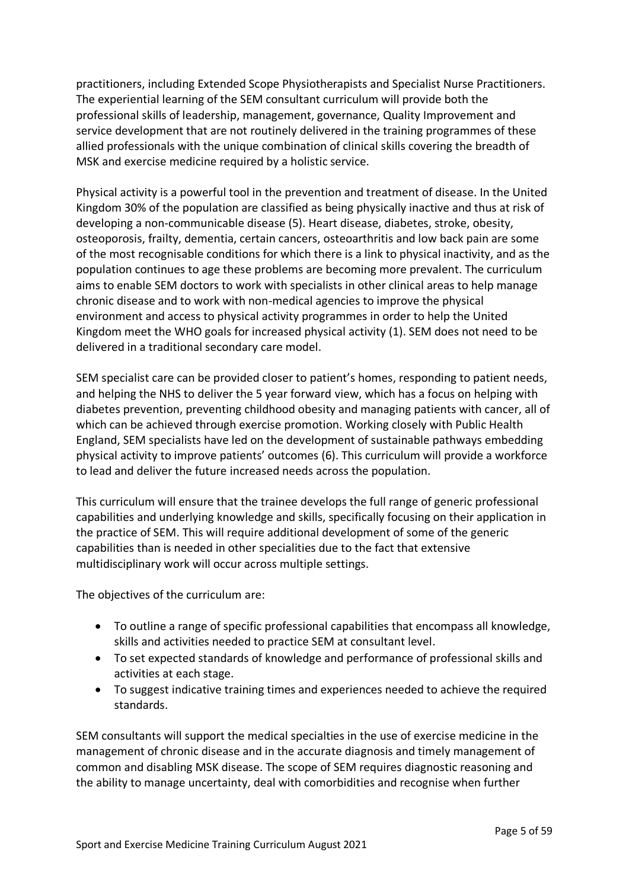practitioners, including Extended Scope Physiotherapists and Specialist Nurse Practitioners. The experiential learning of the SEM consultant curriculum will provide both the professional skills of leadership, management, governance, Quality Improvement and service development that are not routinely delivered in the training programmes of these allied professionals with the unique combination of clinical skills covering the breadth of MSK and exercise medicine required by a holistic service.

Physical activity is a powerful tool in the prevention and treatment of disease. In the United Kingdom 30% of the population are classified as being physically inactive and thus at risk of developing a non-communicable disease (5). Heart disease, diabetes, stroke, obesity, osteoporosis, frailty, dementia, certain cancers, osteoarthritis and low back pain are some of the most recognisable conditions for which there is a link to physical inactivity, and as the population continues to age these problems are becoming more prevalent. The curriculum aims to enable SEM doctors to work with specialists in other clinical areas to help manage chronic disease and to work with non-medical agencies to improve the physical environment and access to physical activity programmes in order to help the United Kingdom meet the WHO goals for increased physical activity (1). SEM does not need to be delivered in a traditional secondary care model.

SEM specialist care can be provided closer to patient's homes, responding to patient needs, and helping the NHS to deliver the 5 year forward view, which has a focus on helping with diabetes prevention, preventing childhood obesity and managing patients with cancer, all of which can be achieved through exercise promotion. Working closely with Public Health England, SEM specialists have led on the development of sustainable pathways embedding physical activity to improve patients' outcomes (6). This curriculum will provide a workforce to lead and deliver the future increased needs across the population.

This curriculum will ensure that the trainee develops the full range of generic professional capabilities and underlying knowledge and skills, specifically focusing on their application in the practice of SEM. This will require additional development of some of the generic capabilities than is needed in other specialities due to the fact that extensive multidisciplinary work will occur across multiple settings.

The objectives of the curriculum are:

- To outline a range of specific professional capabilities that encompass all knowledge, skills and activities needed to practice SEM at consultant level.
- To set expected standards of knowledge and performance of professional skills and activities at each stage.
- To suggest indicative training times and experiences needed to achieve the required standards.

SEM consultants will support the medical specialties in the use of exercise medicine in the management of chronic disease and in the accurate diagnosis and timely management of common and disabling MSK disease. The scope of SEM requires diagnostic reasoning and the ability to manage uncertainty, deal with comorbidities and recognise when further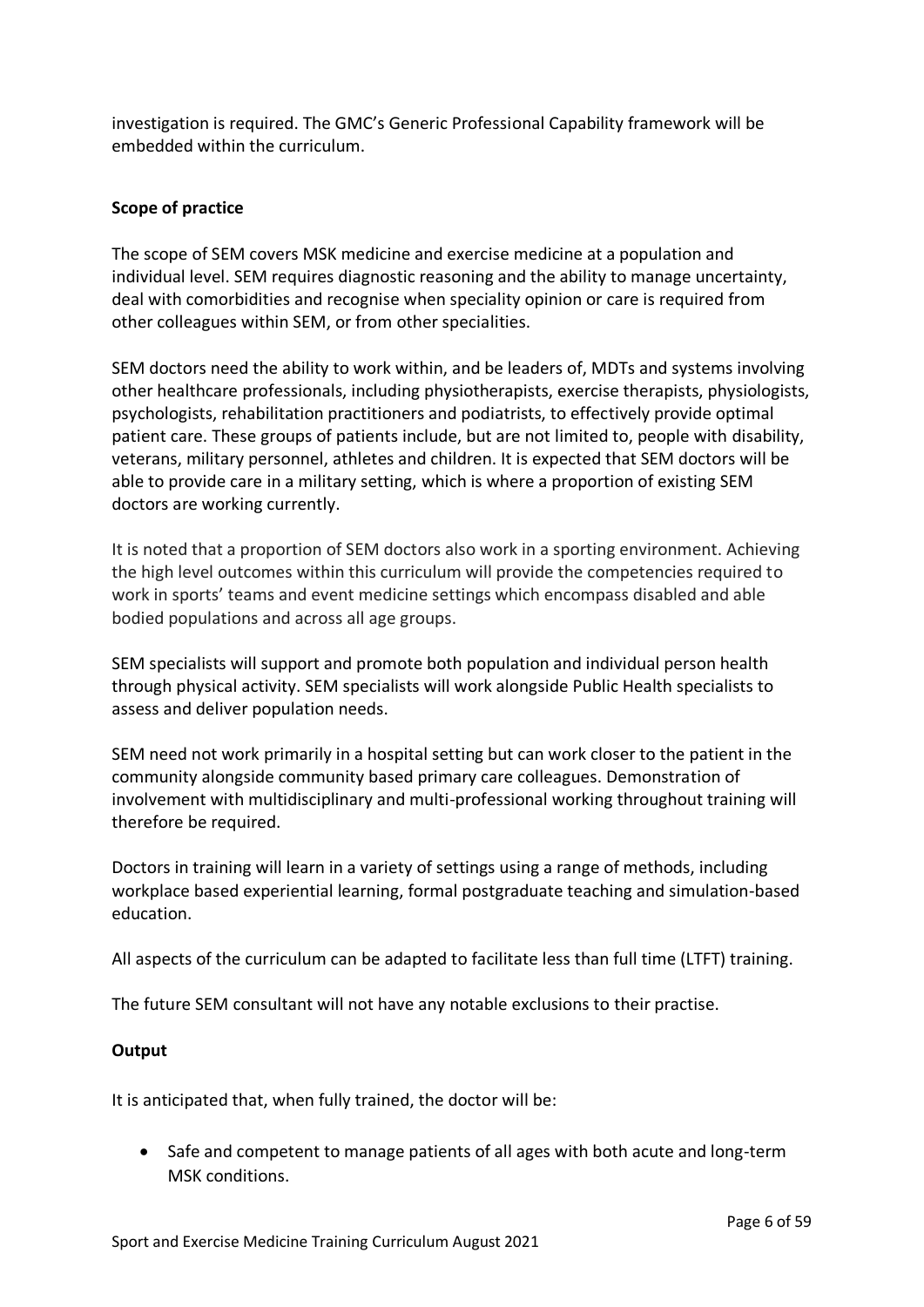investigation is required. The GMC's Generic Professional Capability framework will be embedded within the curriculum.

**Scope of practice**

The scope of SEM covers MSK medicine and exercise medicine at a population and individual level. SEM requires diagnostic reasoning and the ability to manage uncertainty, deal with comorbidities and recognise when speciality opinion or care is required from other colleagues within SEM, or from other specialities.

SEM doctors need the ability to work within, and be leaders of, MDTs and systems involving other healthcare professionals, including physiotherapists, exercise therapists, physiologists, psychologists, rehabilitation practitioners and podiatrists, to effectively provide optimal patient care. These groups of patients include, but are not limited to, people with disability, veterans, military personnel, athletes and children. It is expected that SEM doctors will be able to provide care in a military setting, which is where a proportion of existing SEM doctors are working currently.

It is noted that a proportion of SEM doctors also work in a sporting environment. Achieving the high level outcomes within this curriculum will provide the competencies required to work in sports' teams and event medicine settings which encompass disabled and able bodied populations and across all age groups.

SEM specialists will support and promote both population and individual person health through physical activity. SEM specialists will work alongside Public Health specialists to assess and deliver population needs.

SEM need not work primarily in a hospital setting but can work closer to the patient in the community alongside community based primary care colleagues. Demonstration of involvement with multidisciplinary and multi-professional working throughout training will therefore be required.

Doctors in training will learn in a variety of settings using a range of methods, including workplace based experiential learning, formal postgraduate teaching and simulation-based education.

All aspects of the curriculum can be adapted to facilitate less than full time (LTFT) training.

The future SEM consultant will not have any notable exclusions to their practise.

**Output**

It is anticipated that, when fully trained, the doctor will be:

- Safe and competent to manage patients of all ages with both acute and long-term MSK conditions.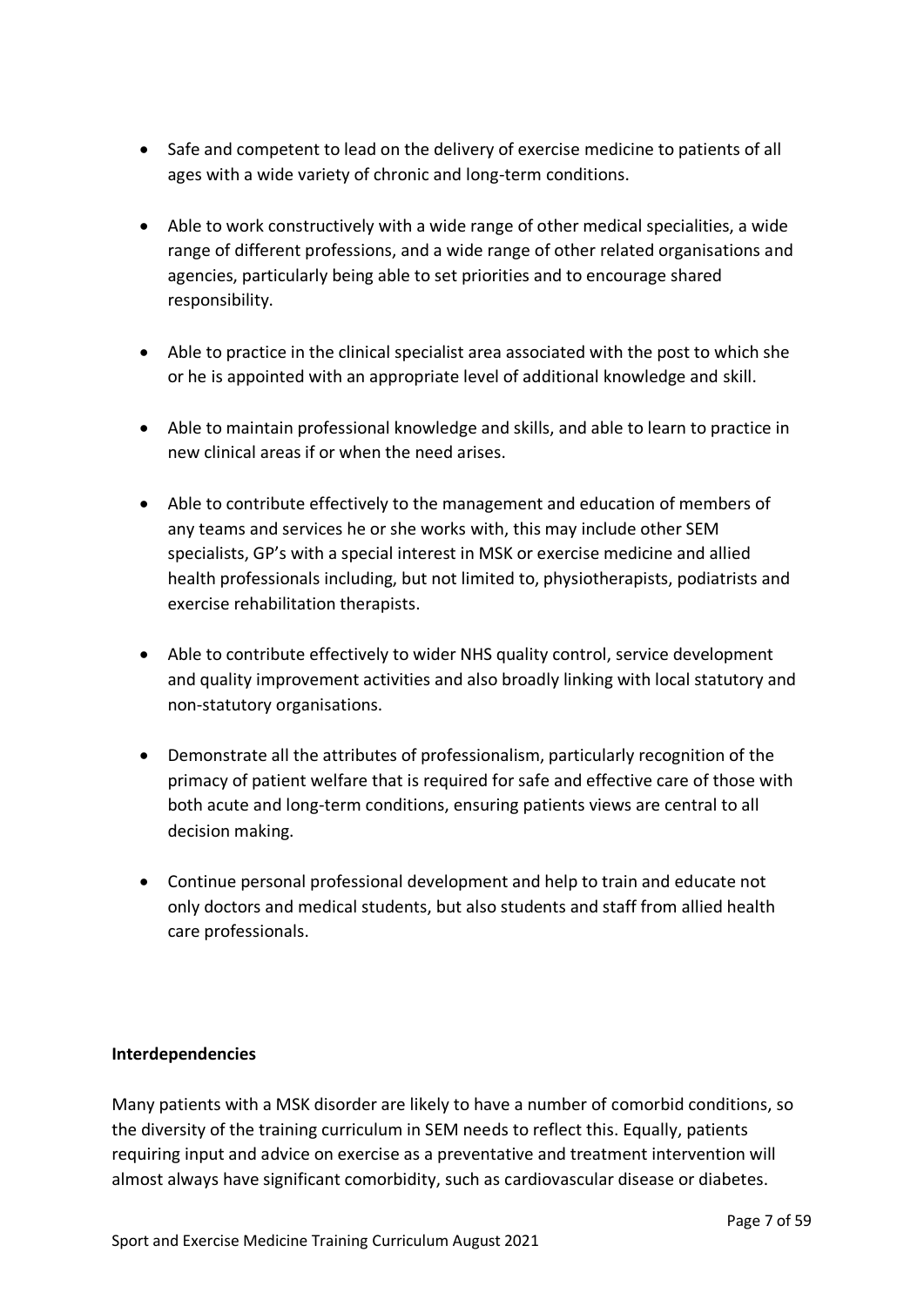- Safe and competent to lead on the delivery of exercise medicine to patients of all ages with a wide variety of chronic and long-term conditions.
- Able to work constructively with a wide range of other medical specialities, a wide range of different professions, and a wide range of other related organisations and agencies, particularly being able to set priorities and to encourage shared responsibility.
- Able to practice in the clinical specialist area associated with the post to which she or he is appointed with an appropriate level of additional knowledge and skill.
- Able to maintain professional knowledge and skills, and able to learn to practice in new clinical areas if or when the need arises.
- Able to contribute effectively to the management and education of members of any teams and services he or she works with, this may include other SEM specialists, GP's with a special interest in MSK or exercise medicine and allied health professionals including, but not limited to, physiotherapists, podiatrists and exercise rehabilitation therapists.
- Able to contribute effectively to wider NHS quality control, service development and quality improvement activities and also broadly linking with local statutory and non-statutory organisations.
- Demonstrate all the attributes of professionalism, particularly recognition of the primacy of patient welfare that is required for safe and effective care of those with both acute and long-term conditions, ensuring patients views are central to all decision making.
- Continue personal professional development and help to train and educate not only doctors and medical students, but also students and staff from allied health care professionals.

**Interdependencies**

Many patients with a MSK disorder are likely to have a number of comorbid conditions, so the diversity of the training curriculum in SEM needs to reflect this. Equally, patients requiring input and advice on exercise as a preventative and treatment intervention will almost always have significant comorbidity, such as cardiovascular disease or diabetes.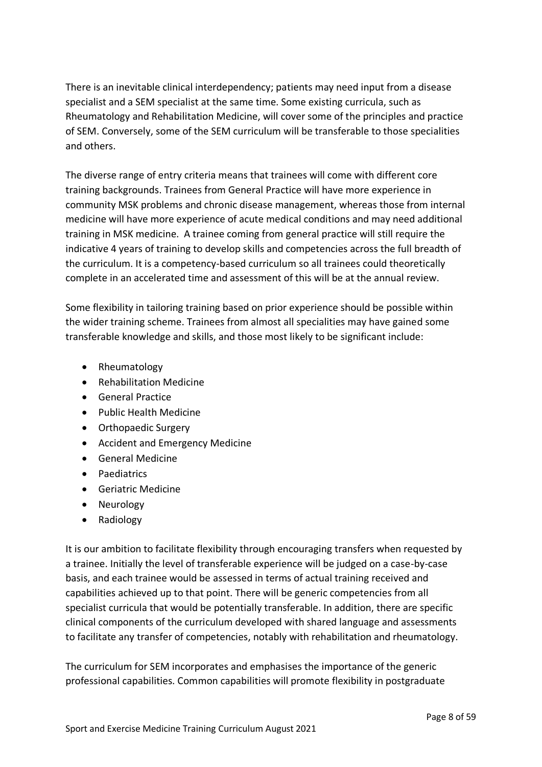There is an inevitable clinical interdependency; patients may need input from a disease specialist and a SEM specialist at the same time. Some existing curricula, such as Rheumatology and Rehabilitation Medicine, will cover some of the principles and practice of SEM. Conversely, some of the SEM curriculum will be transferable to those specialities and others.

The diverse range of entry criteria means that trainees will come with different core training backgrounds. Trainees from General Practice will have more experience in community MSK problems and chronic disease management, whereas those from internal medicine will have more experience of acute medical conditions and may need additional training in MSK medicine. A trainee coming from general practice will still require the indicative 4 years of training to develop skills and competencies across the full breadth of the curriculum. It is a competency-based curriculum so all trainees could theoretically complete in an accelerated time and assessment of this will be at the annual review.

Some flexibility in tailoring training based on prior experience should be possible within the wider training scheme. Trainees from almost all specialities may have gained some transferable knowledge and skills, and those most likely to be significant include:

- Rheumatology
- Rehabilitation Medicine
- General Practice
- Public Health Medicine
- Orthopaedic Surgery
- Accident and Emergency Medicine
- General Medicine
- Paediatrics
- Geriatric Medicine
- Neurology
- Radiology

It is our ambition to facilitate flexibility through encouraging transfers when requested by a trainee. Initially the level of transferable experience will be judged on a case-by-case basis, and each trainee would be assessed in terms of actual training received and capabilities achieved up to that point. There will be generic competencies from all specialist curricula that would be potentially transferable. In addition, there are specific clinical components of the curriculum developed with shared language and assessments to facilitate any transfer of competencies, notably with rehabilitation and rheumatology.

The curriculum for SEM incorporates and emphasises the importance of the generic professional capabilities. Common capabilities will promote flexibility in postgraduate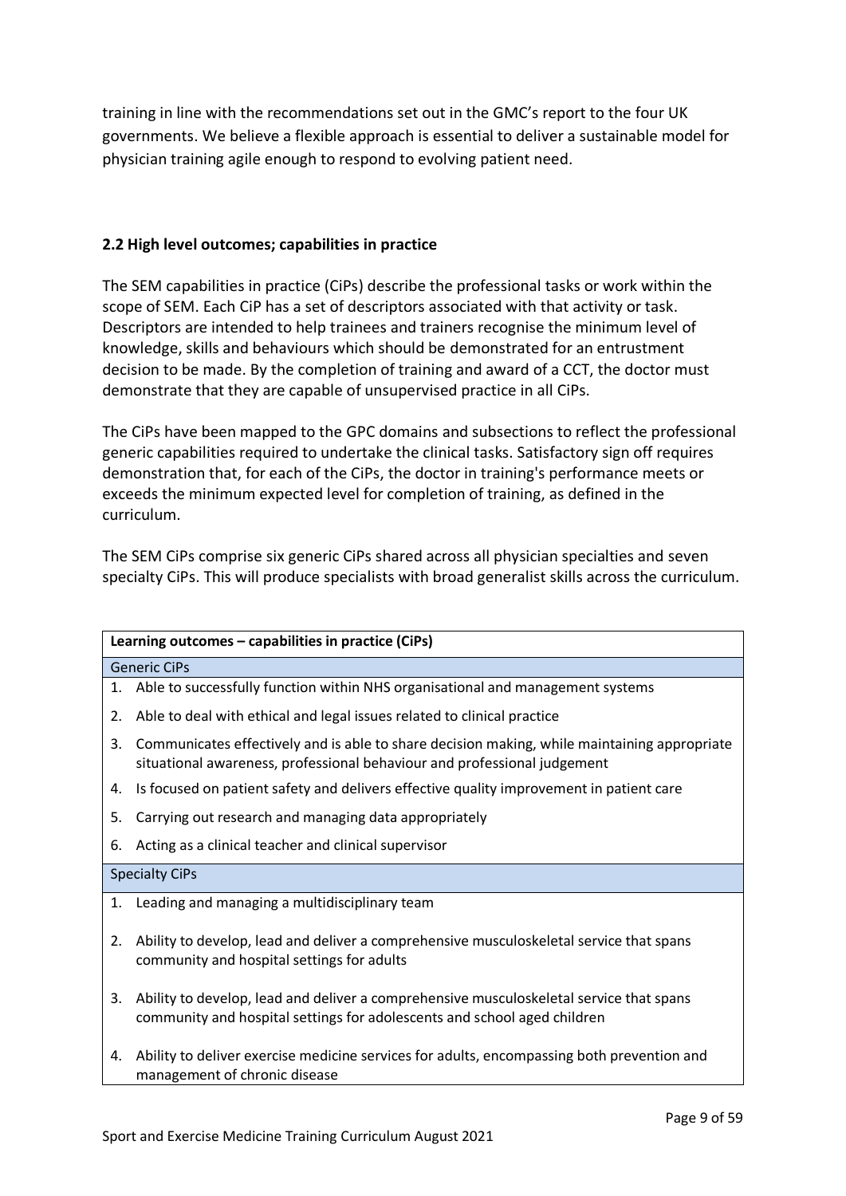training in line with the recommendations set out in the GMC's report to the four UK governments. We believe a flexible approach is essential to deliver a sustainable model for physician training agile enough to respond to evolving patient need.

### 2.2 High level outcomes; capabilities in practice

The SEM capabilities in practice (CiPs) describe the professional tasks or work within the scope of SEM. Each CiP has a set of descriptors associated with that activity or task. Descriptors are intended to help trainees and trainers recognise the minimum level of knowledge, skills and behaviours which should be demonstrated for an entrustment decision to be made. By the completion of training and award of a CCT, the doctor must demonstrate that they are capable of unsupervised practice in all CiPs.

The CiPs have been mapped to the GPC domains and subsections to reflect the professional generic capabilities required to undertake the clinical tasks. Satisfactory sign off requires demonstration that, for each of the CiPs, the doctor in training's performance meets or exceeds the minimum expected level for completion of training, as defined in the curriculum.

The SEM CiPs comprise six generic CiPs shared across all physician specialties and seven specialty CiPs. This will produce specialists with broad generalist skills across the curriculum.

| **Learning outcomes – capabilities in practice (CiPs)** |
|---|
| Generic CiPs |
| 1. Able to successfully function within NHS organisational and management systems |
| 2. Able to deal with ethical and legal issues related to clinical practice |
| 3. Communicates effectively and is able to share decision making, while maintaining appropriate situational awareness, professional behaviour and professional judgement |
| 4. Is focused on patient safety and delivers effective quality improvement in patient care |
| 5. Carrying out research and managing data appropriately |
| 6. Acting as a clinical teacher and clinical supervisor |
| Specialty CiPs |
| 1. Leading and managing a multidisciplinary team |
| 2. Ability to develop, lead and deliver a comprehensive musculoskeletal service that spans community and hospital settings for adults |
| 3. Ability to develop, lead and deliver a comprehensive musculoskeletal service that spans community and hospital settings for adolescents and school aged children |
| 4. Ability to deliver exercise medicine services for adults, encompassing both prevention and management of chronic disease |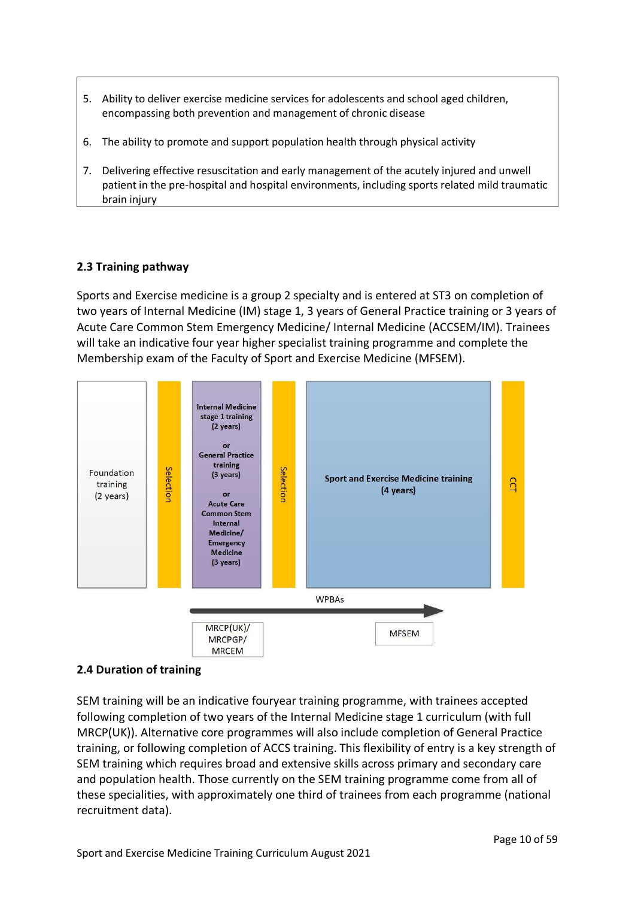5. Ability to deliver exercise medicine services for adolescents and school aged children, encompassing both prevention and management of chronic disease

6. The ability to promote and support population health through physical activity

7. Delivering effective resuscitation and early management of the acutely injured and unwell patient in the pre-hospital and hospital environments, including sports related mild traumatic brain injury

### 2.3 Training pathway

Sports and Exercise medicine is a group 2 specialty and is entered at ST3 on completion of two years of Internal Medicine (IM) stage 1, 3 years of General Practice training or 3 years of Acute Care Common Stem Emergency Medicine/ Internal Medicine (ACCSEM/IM). Trainees will take an indicative four year higher specialist training programme and complete the Membership exam of the Faculty of Sport and Exercise Medicine (MFSEM).

Foundation training (2 years)

Selection

**Internal Medicine stage 1 training (2 years)**

**or**

**General Practice training (3 years)**

**or**

**Acute Care Common Stem Internal Medicine/ Emergency Medicine (3 years)**

Selection

**Sport and Exercise Medicine training (4 years)**

CCT

WPBAs

MRCP(UK)/ MRCPGP/ MRCEM

MFSEM

### 2.4 Duration of training

SEM training will be an indicative fouryear training programme, with trainees accepted following completion of two years of the Internal Medicine stage 1 curriculum (with full MRCP(UK)). Alternative core programmes will also include completion of General Practice training, or following completion of ACCS training. This flexibility of entry is a key strength of SEM training which requires broad and extensive skills across primary and secondary care and population health. Those currently on the SEM training programme come from all of these specialities, with approximately one third of trainees from each programme (national recruitment data).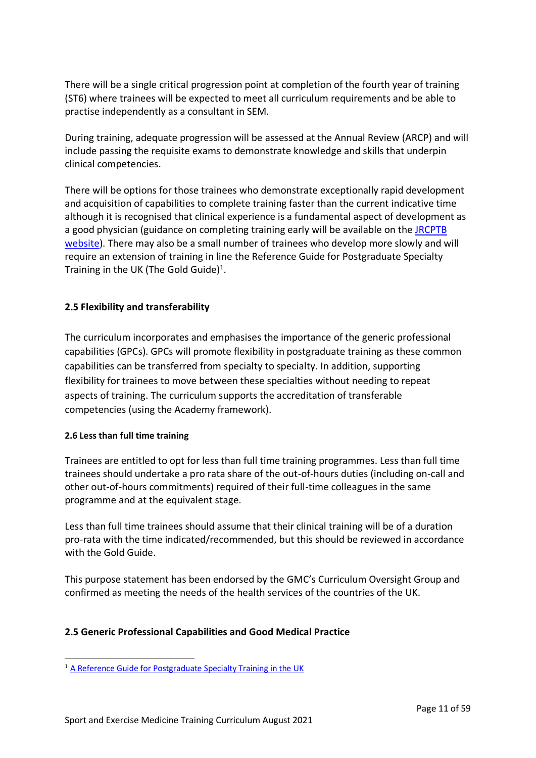There will be a single critical progression point at completion of the fourth year of training (ST6) where trainees will be expected to meet all curriculum requirements and be able to practise independently as a consultant in SEM.

During training, adequate progression will be assessed at the Annual Review (ARCP) and will include passing the requisite exams to demonstrate knowledge and skills that underpin clinical competencies.

There will be options for those trainees who demonstrate exceptionally rapid development and acquisition of capabilities to complete training faster than the current indicative time although it is recognised that clinical experience is a fundamental aspect of development as a good physician (guidance on completing training early will be available on the JRCPTB website). There may also be a small number of trainees who develop more slowly and will require an extension of training in line the Reference Guide for Postgraduate Specialty Training in the UK (The Gold Guide)[1].

### 2.5 Flexibility and transferability

The curriculum incorporates and emphasises the importance of the generic professional capabilities (GPCs). GPCs will promote flexibility in postgraduate training as these common capabilities can be transferred from specialty to specialty. In addition, supporting flexibility for trainees to move between these specialties without needing to repeat aspects of training. The curriculum supports the accreditation of transferable competencies (using the Academy framework).

#### 2.6 Less than full time training

Trainees are entitled to opt for less than full time training programmes. Less than full time trainees should undertake a pro rata share of the out-of-hours duties (including on-call and other out-of-hours commitments) required of their full-time colleagues in the same programme and at the equivalent stage.

Less than full time trainees should assume that their clinical training will be of a duration pro-rata with the time indicated/recommended, but this should be reviewed in accordance with the Gold Guide.

This purpose statement has been endorsed by the GMC's Curriculum Oversight Group and confirmed as meeting the needs of the health services of the countries of the UK.

### 2.5 Generic Professional Capabilities and Good Medical Practice

[1] A Reference Guide for Postgraduate Specialty Training in the UK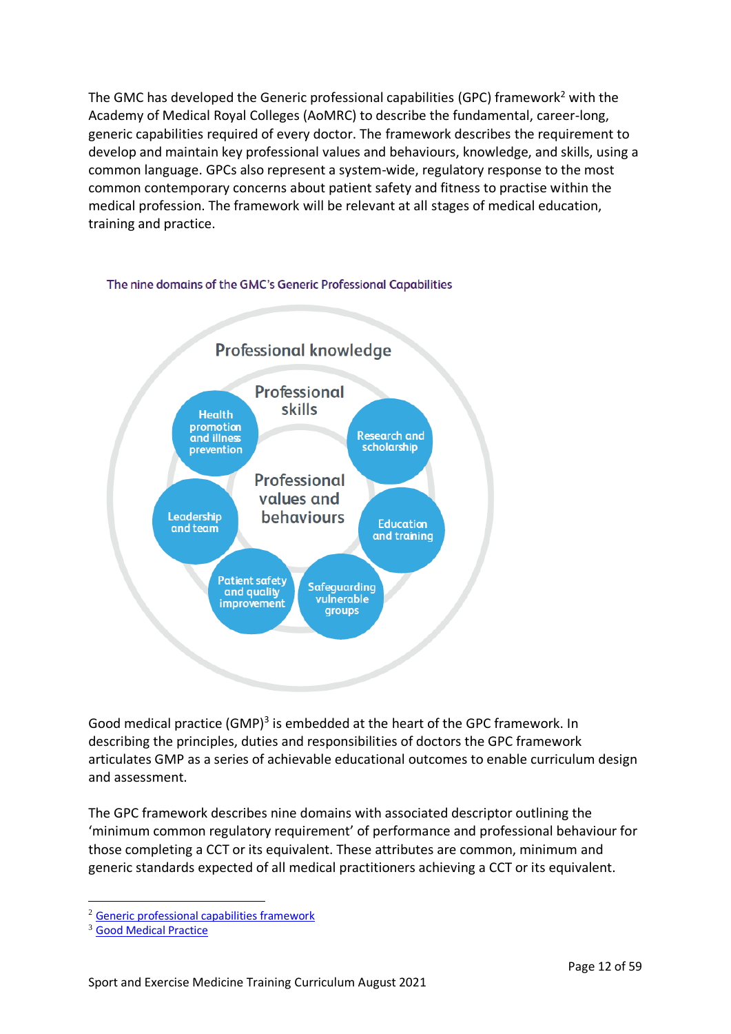The GMC has developed the Generic professional capabilities (GPC) framework[2] with the Academy of Medical Royal Colleges (AoMRC) to describe the fundamental, career-long, generic capabilities required of every doctor. The framework describes the requirement to develop and maintain key professional values and behaviours, knowledge, and skills, using a common language. GPCs also represent a system-wide, regulatory response to the most common contemporary concerns about patient safety and fitness to practise within the medical profession. The framework will be relevant at all stages of medical education, training and practice.

The nine domains of the GMC's Generic Professional Capabilities

Professional knowledge

Professional skills

Professional values and behaviours

Health promotion and illness prevention

Research and scholarship

Leadership and team

Education and training

Patient safety and quality improvement

Safeguarding vulnerable groups

Good medical practice (GMP)[3] is embedded at the heart of the GPC framework. In describing the principles, duties and responsibilities of doctors the GPC framework articulates GMP as a series of achievable educational outcomes to enable curriculum design and assessment.

The GPC framework describes nine domains with associated descriptor outlining the 'minimum common regulatory requirement' of performance and professional behaviour for those completing a CCT or its equivalent. These attributes are common, minimum and generic standards expected of all medical practitioners achieving a CCT or its equivalent.

[2] Generic professional capabilities framework

[3] Good Medical Practice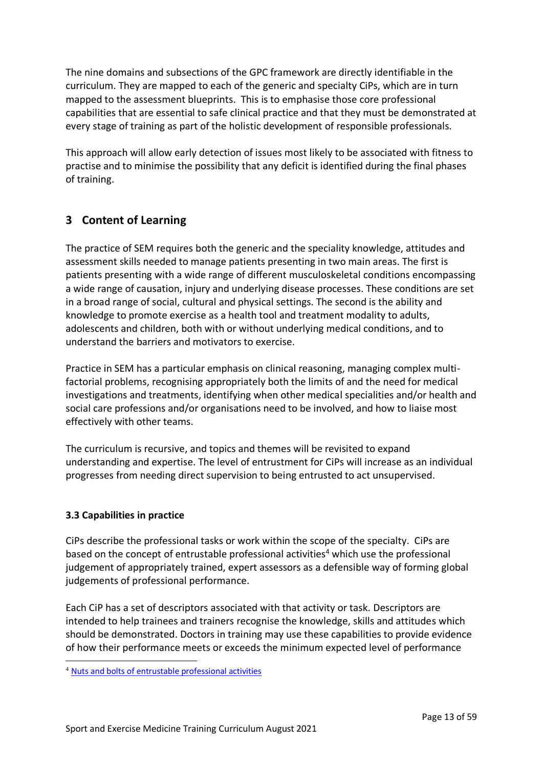The nine domains and subsections of the GPC framework are directly identifiable in the curriculum. They are mapped to each of the generic and specialty CiPs, which are in turn mapped to the assessment blueprints. This is to emphasise those core professional capabilities that are essential to safe clinical practice and that they must be demonstrated at every stage of training as part of the holistic development of responsible professionals.

This approach will allow early detection of issues most likely to be associated with fitness to practise and to minimise the possibility that any deficit is identified during the final phases of training.

## 3 Content of Learning

The practice of SEM requires both the generic and the speciality knowledge, attitudes and assessment skills needed to manage patients presenting in two main areas. The first is patients presenting with a wide range of different musculoskeletal conditions encompassing a wide range of causation, injury and underlying disease processes. These conditions are set in a broad range of social, cultural and physical settings. The second is the ability and knowledge to promote exercise as a health tool and treatment modality to adults, adolescents and children, both with or without underlying medical conditions, and to understand the barriers and motivators to exercise.

Practice in SEM has a particular emphasis on clinical reasoning, managing complex multi-factorial problems, recognising appropriately both the limits of and the need for medical investigations and treatments, identifying when other medical specialities and/or health and social care professions and/or organisations need to be involved, and how to liaise most effectively with other teams.

The curriculum is recursive, and topics and themes will be revisited to expand understanding and expertise. The level of entrustment for CiPs will increase as an individual progresses from needing direct supervision to being entrusted to act unsupervised.

### 3.3 Capabilities in practice

CiPs describe the professional tasks or work within the scope of the specialty. CiPs are based on the concept of entrustable professional activities[4] which use the professional judgement of appropriately trained, expert assessors as a defensible way of forming global judgements of professional performance.

Each CiP has a set of descriptors associated with that activity or task. Descriptors are intended to help trainees and trainers recognise the knowledge, skills and attitudes which should be demonstrated. Doctors in training may use these capabilities to provide evidence of how their performance meets or exceeds the minimum expected level of performance

[4] Nuts and bolts of entrustable professional activities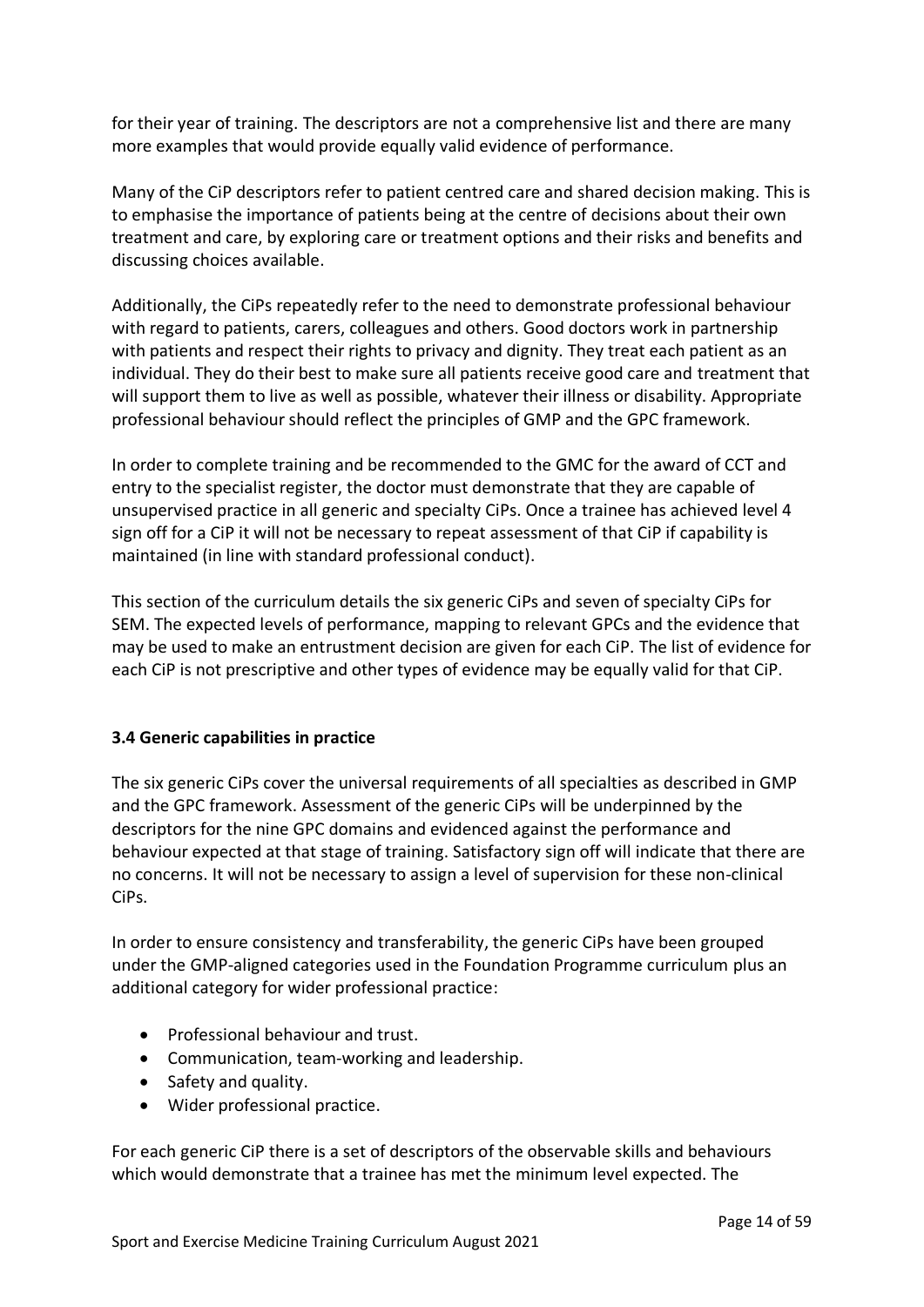for their year of training. The descriptors are not a comprehensive list and there are many more examples that would provide equally valid evidence of performance.

Many of the CiP descriptors refer to patient centred care and shared decision making. This is to emphasise the importance of patients being at the centre of decisions about their own treatment and care, by exploring care or treatment options and their risks and benefits and discussing choices available.

Additionally, the CiPs repeatedly refer to the need to demonstrate professional behaviour with regard to patients, carers, colleagues and others. Good doctors work in partnership with patients and respect their rights to privacy and dignity. They treat each patient as an individual. They do their best to make sure all patients receive good care and treatment that will support them to live as well as possible, whatever their illness or disability. Appropriate professional behaviour should reflect the principles of GMP and the GPC framework.

In order to complete training and be recommended to the GMC for the award of CCT and entry to the specialist register, the doctor must demonstrate that they are capable of unsupervised practice in all generic and specialty CiPs. Once a trainee has achieved level 4 sign off for a CiP it will not be necessary to repeat assessment of that CiP if capability is maintained (in line with standard professional conduct).

This section of the curriculum details the six generic CiPs and seven of specialty CiPs for SEM. The expected levels of performance, mapping to relevant GPCs and the evidence that may be used to make an entrustment decision are given for each CiP. The list of evidence for each CiP is not prescriptive and other types of evidence may be equally valid for that CiP.

### 3.4 Generic capabilities in practice

The six generic CiPs cover the universal requirements of all specialties as described in GMP and the GPC framework. Assessment of the generic CiPs will be underpinned by the descriptors for the nine GPC domains and evidenced against the performance and behaviour expected at that stage of training. Satisfactory sign off will indicate that there are no concerns. It will not be necessary to assign a level of supervision for these non-clinical CiPs.

In order to ensure consistency and transferability, the generic CiPs have been grouped under the GMP-aligned categories used in the Foundation Programme curriculum plus an additional category for wider professional practice:

- Professional behaviour and trust.
- Communication, team-working and leadership.
- Safety and quality.
- Wider professional practice.

For each generic CiP there is a set of descriptors of the observable skills and behaviours which would demonstrate that a trainee has met the minimum level expected. The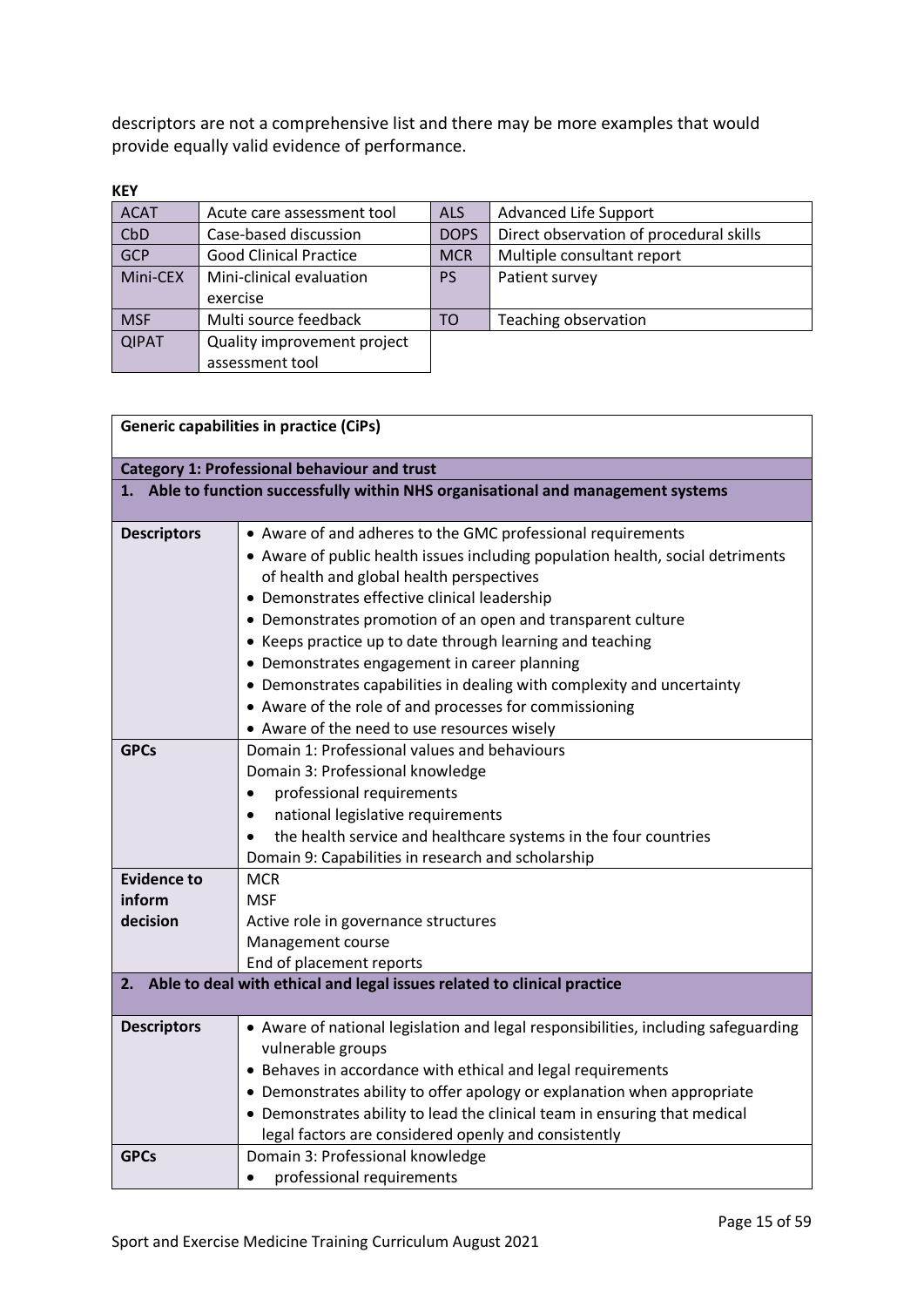descriptors are not a comprehensive list and there may be more examples that would provide equally valid evidence of performance.

**KEY**

| | | | |
|---|---|---|---|
| ACAT | Acute care assessment tool | ALS | Advanced Life Support |
| CbD | Case-based discussion | DOPS | Direct observation of procedural skills |
| GCP | Good Clinical Practice | MCR | Multiple consultant report |
| Mini-CEX | Mini-clinical evaluation exercise | PS | Patient survey |
| MSF | Multi source feedback | TO | Teaching observation |
| QIPAT | Quality improvement project assessment tool | | |

| **Generic capabilities in practice (CiPs)** | |
|---|---|
| **Category 1: Professional behaviour and trust** | |
| **1. Able to function successfully within NHS organisational and management systems** | |
| **Descriptors** | • Aware of and adheres to the GMC professional requirements<br>• Aware of public health issues including population health, social detriments of health and global health perspectives<br>• Demonstrates effective clinical leadership<br>• Demonstrates promotion of an open and transparent culture<br>• Keeps practice up to date through learning and teaching<br>• Demonstrates engagement in career planning<br>• Demonstrates capabilities in dealing with complexity and uncertainty<br>• Aware of the role of and processes for commissioning<br>• Aware of the need to use resources wisely |
| **GPCs** | Domain 1: Professional values and behaviours<br>Domain 3: Professional knowledge<br>• professional requirements<br>• national legislative requirements<br>• the health service and healthcare systems in the four countries<br>Domain 9: Capabilities in research and scholarship |
| **Evidence to inform decision** | MCR<br>MSF<br>Active role in governance structures<br>Management course<br>End of placement reports |
| **2. Able to deal with ethical and legal issues related to clinical practice** | |
| **Descriptors** | • Aware of national legislation and legal responsibilities, including safeguarding vulnerable groups<br>• Behaves in accordance with ethical and legal requirements<br>• Demonstrates ability to offer apology or explanation when appropriate<br>• Demonstrates ability to lead the clinical team in ensuring that medical legal factors are considered openly and consistently |
| **GPCs** | Domain 3: Professional knowledge<br>• professional requirements |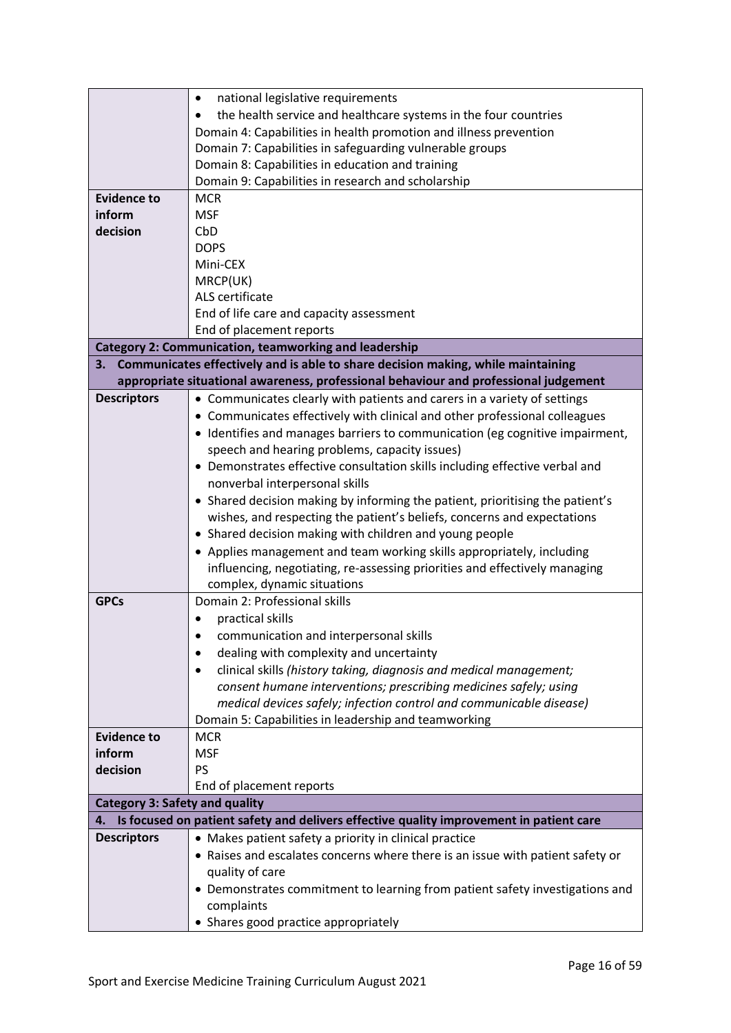| | |
|---|---|
| | • national legislative requirements<br>• the health service and healthcare systems in the four countries<br>Domain 4: Capabilities in health promotion and illness prevention<br>Domain 7: Capabilities in safeguarding vulnerable groups<br>Domain 8: Capabilities in education and training<br>Domain 9: Capabilities in research and scholarship |
| **Evidence to inform decision** | MCR<br>MSF<br>CbD<br>DOPS<br>Mini-CEX<br>MRCP(UK)<br>ALS certificate<br>End of life care and capacity assessment<br>End of placement reports |
| **Category 2: Communication, teamworking and leadership** | |
| **3. Communicates effectively and is able to share decision making, while maintaining appropriate situational awareness, professional behaviour and professional judgement** | |
| **Descriptors** | • Communicates clearly with patients and carers in a variety of settings<br>• Communicates effectively with clinical and other professional colleagues<br>• Identifies and manages barriers to communication (eg cognitive impairment, speech and hearing problems, capacity issues)<br>• Demonstrates effective consultation skills including effective verbal and nonverbal interpersonal skills<br>• Shared decision making by informing the patient, prioritising the patient's wishes, and respecting the patient's beliefs, concerns and expectations<br>• Shared decision making with children and young people<br>• Applies management and team working skills appropriately, including influencing, negotiating, re-assessing priorities and effectively managing complex, dynamic situations |
| **GPCs** | Domain 2: Professional skills<br>• practical skills<br>• communication and interpersonal skills<br>• dealing with complexity and uncertainty<br>• clinical skills *(history taking, diagnosis and medical management; consent humane interventions; prescribing medicines safely; using medical devices safely; infection control and communicable disease)*<br>Domain 5: Capabilities in leadership and teamworking |
| **Evidence to inform decision** | MCR<br>MSF<br>PS<br>End of placement reports |
| **Category 3: Safety and quality** | |
| **4. Is focused on patient safety and delivers effective quality improvement in patient care** | |
| **Descriptors** | • Makes patient safety a priority in clinical practice<br>• Raises and escalates concerns where there is an issue with patient safety or quality of care<br>• Demonstrates commitment to learning from patient safety investigations and complaints<br>• Shares good practice appropriately |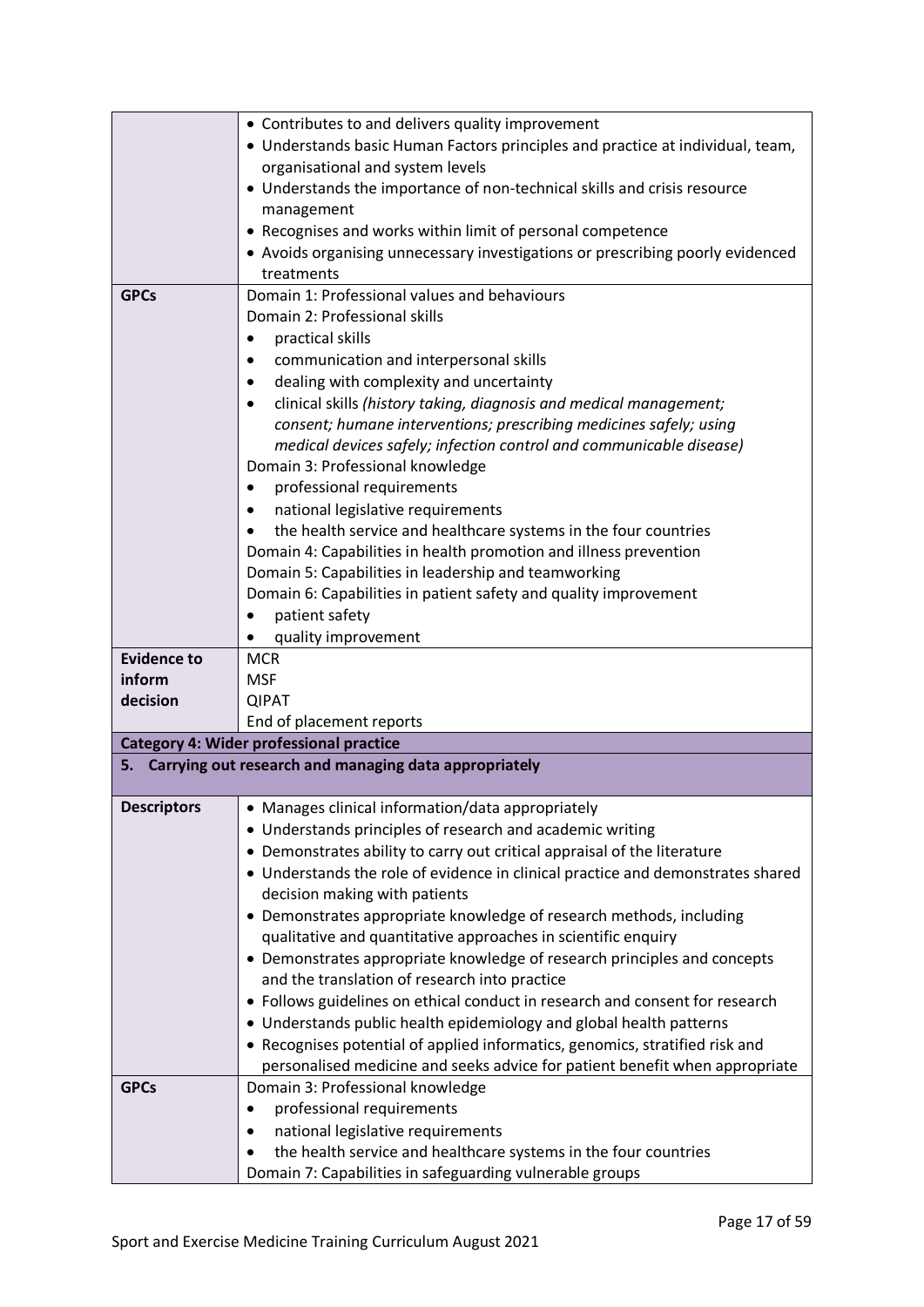| | |
|---|---|
| | • Contributes to and delivers quality improvement<br>• Understands basic Human Factors principles and practice at individual, team, organisational and system levels<br>• Understands the importance of non-technical skills and crisis resource management<br>• Recognises and works within limit of personal competence<br>• Avoids organising unnecessary investigations or prescribing poorly evidenced treatments |
| **GPCs** | Domain 1: Professional values and behaviours<br>Domain 2: Professional skills<br>• practical skills<br>• communication and interpersonal skills<br>• dealing with complexity and uncertainty<br>• clinical skills *(history taking, diagnosis and medical management; consent; humane interventions; prescribing medicines safely; using medical devices safely; infection control and communicable disease)*<br>Domain 3: Professional knowledge<br>• professional requirements<br>• national legislative requirements<br>• the health service and healthcare systems in the four countries<br>Domain 4: Capabilities in health promotion and illness prevention<br>Domain 5: Capabilities in leadership and teamworking<br>Domain 6: Capabilities in patient safety and quality improvement<br>• patient safety<br>• quality improvement |
| **Evidence to inform decision** | MCR<br>MSF<br>QIPAT<br>End of placement reports |
| **Category 4: Wider professional practice** | |
| **5. Carrying out research and managing data appropriately** | |
| **Descriptors** | • Manages clinical information/data appropriately<br>• Understands principles of research and academic writing<br>• Demonstrates ability to carry out critical appraisal of the literature<br>• Understands the role of evidence in clinical practice and demonstrates shared decision making with patients<br>• Demonstrates appropriate knowledge of research methods, including qualitative and quantitative approaches in scientific enquiry<br>• Demonstrates appropriate knowledge of research principles and concepts and the translation of research into practice<br>• Follows guidelines on ethical conduct in research and consent for research<br>• Understands public health epidemiology and global health patterns<br>• Recognises potential of applied informatics, genomics, stratified risk and personalised medicine and seeks advice for patient benefit when appropriate |
| **GPCs** | Domain 3: Professional knowledge<br>• professional requirements<br>• national legislative requirements<br>• the health service and healthcare systems in the four countries<br>Domain 7: Capabilities in safeguarding vulnerable groups |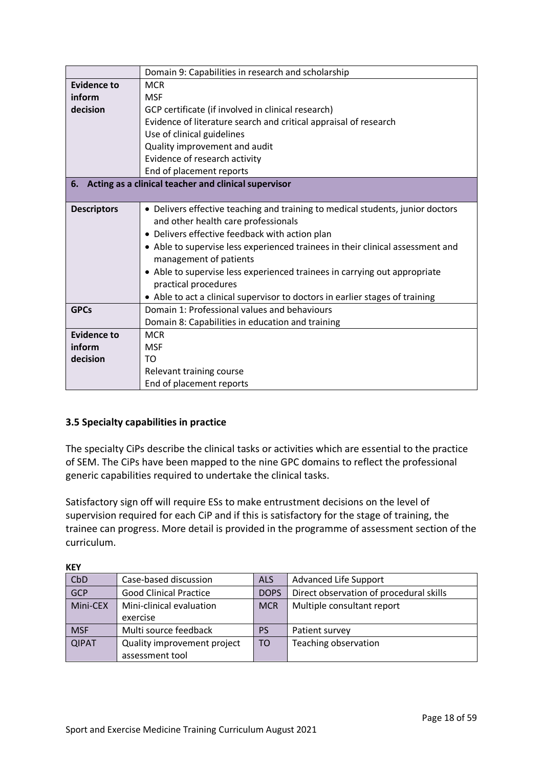| | |
|---|---|
| | Domain 9: Capabilities in research and scholarship |
| **Evidence to inform decision** | MCR<br>MSF<br>GCP certificate (if involved in clinical research)<br>Evidence of literature search and critical appraisal of research<br>Use of clinical guidelines<br>Quality improvement and audit<br>Evidence of research activity<br>End of placement reports |
| **6. Acting as a clinical teacher and clinical supervisor** | |
| **Descriptors** | • Delivers effective teaching and training to medical students, junior doctors and other health care professionals<br>• Delivers effective feedback with action plan<br>• Able to supervise less experienced trainees in their clinical assessment and management of patients<br>• Able to supervise less experienced trainees in carrying out appropriate practical procedures<br>• Able to act a clinical supervisor to doctors in earlier stages of training |
| **GPCs** | Domain 1: Professional values and behaviours<br>Domain 8: Capabilities in education and training |
| **Evidence to inform decision** | MCR<br>MSF<br>TO<br>Relevant training course<br>End of placement reports |

### 3.5 Specialty capabilities in practice

The specialty CiPs describe the clinical tasks or activities which are essential to the practice of SEM. The CiPs have been mapped to the nine GPC domains to reflect the professional generic capabilities required to undertake the clinical tasks.

Satisfactory sign off will require ESs to make entrustment decisions on the level of supervision required for each CiP and if this is satisfactory for the stage of training, the trainee can progress. More detail is provided in the programme of assessment section of the curriculum.

**KEY**

| | | | |
|---|---|---|---|
| CbD | Case-based discussion | ALS | Advanced Life Support |
| GCP | Good Clinical Practice | DOPS | Direct observation of procedural skills |
| Mini-CEX | Mini-clinical evaluation exercise | MCR | Multiple consultant report |
| MSF | Multi source feedback | PS | Patient survey |
| QIPAT | Quality improvement project assessment tool | TO | Teaching observation |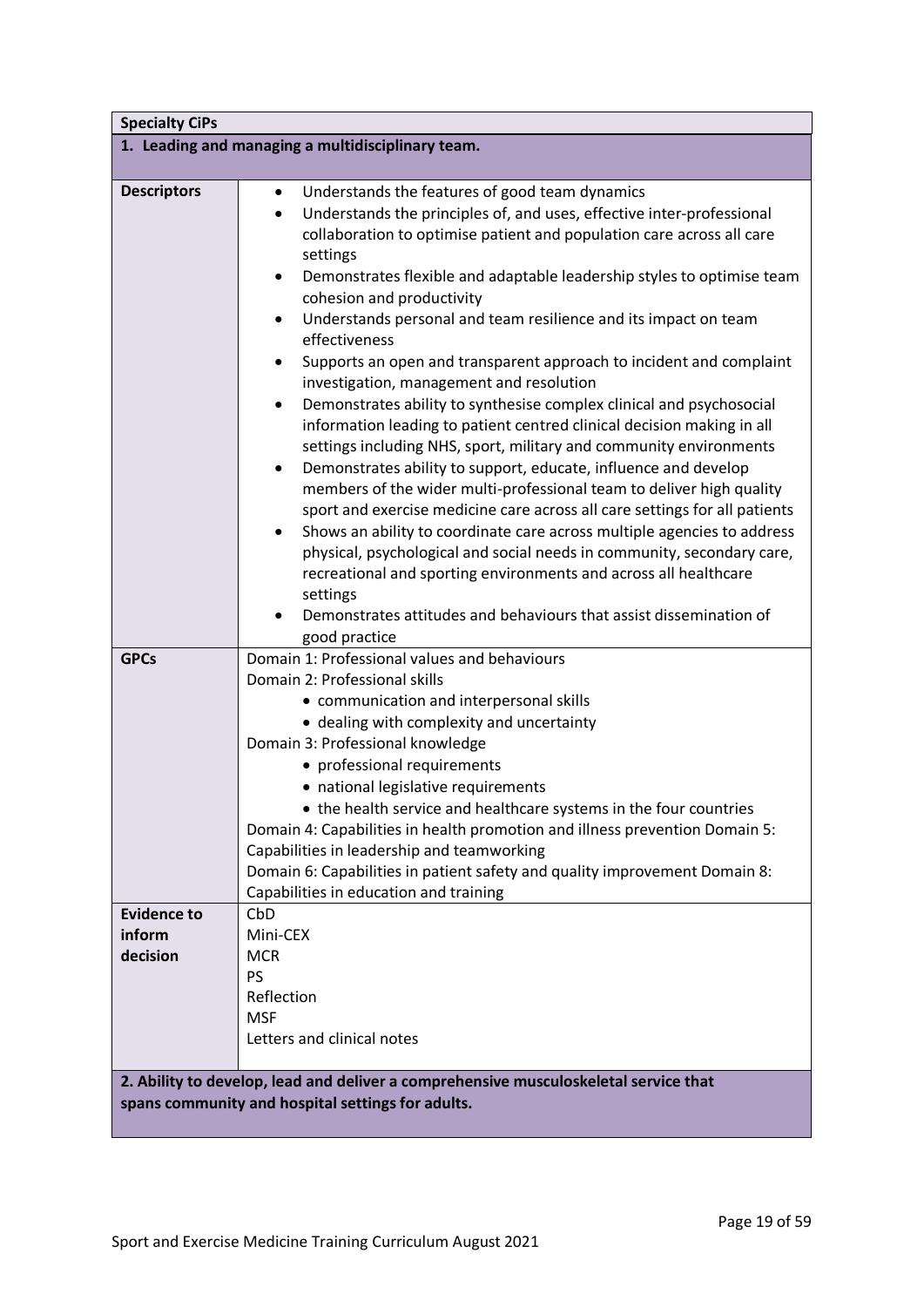| Specialty CiPs | |
|---|---|
| **1. Leading and managing a multidisciplinary team.** | |
| **Descriptors** | • Understands the features of good team dynamics<br>• Understands the principles of, and uses, effective inter-professional collaboration to optimise patient and population care across all care settings<br>• Demonstrates flexible and adaptable leadership styles to optimise team cohesion and productivity<br>• Understands personal and team resilience and its impact on team effectiveness<br>• Supports an open and transparent approach to incident and complaint investigation, management and resolution<br>• Demonstrates ability to synthesise complex clinical and psychosocial information leading to patient centred clinical decision making in all settings including NHS, sport, military and community environments<br>• Demonstrates ability to support, educate, influence and develop members of the wider multi-professional team to deliver high quality sport and exercise medicine care across all care settings for all patients<br>• Shows an ability to coordinate care across multiple agencies to address physical, psychological and social needs in community, secondary care, recreational and sporting environments and across all healthcare settings<br>• Demonstrates attitudes and behaviours that assist dissemination of good practice |
| **GPCs** | Domain 1: Professional values and behaviours<br>Domain 2: Professional skills<br>• communication and interpersonal skills<br>• dealing with complexity and uncertainty<br>Domain 3: Professional knowledge<br>• professional requirements<br>• national legislative requirements<br>• the health service and healthcare systems in the four countries<br>Domain 4: Capabilities in health promotion and illness prevention Domain 5: Capabilities in leadership and teamworking<br>Domain 6: Capabilities in patient safety and quality improvement Domain 8: Capabilities in education and training |
| **Evidence to inform decision** | CbD<br>Mini-CEX<br>MCR<br>PS<br>Reflection<br>MSF<br>Letters and clinical notes |
| **2. Ability to develop, lead and deliver a comprehensive musculoskeletal service that spans community and hospital settings for adults.** | |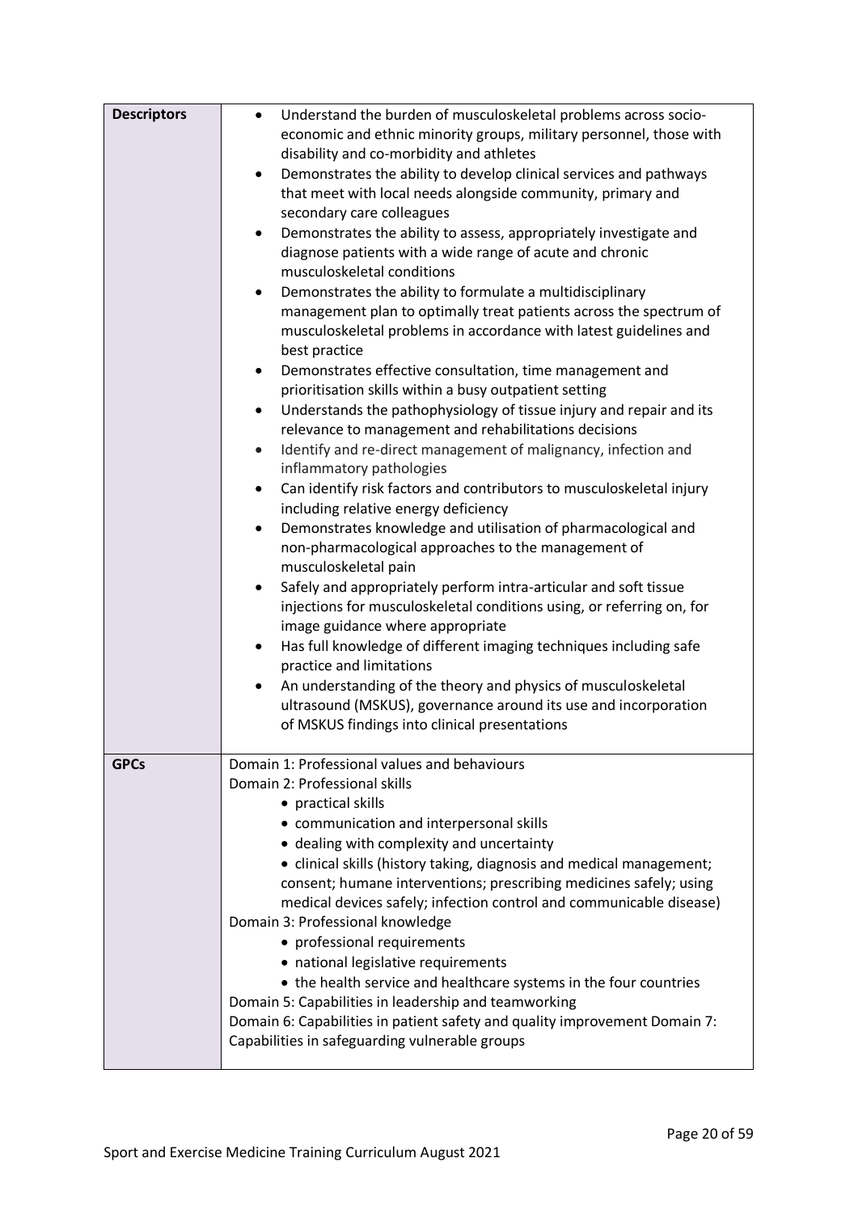| **Descriptors** | <ul><li>Understand the burden of musculoskeletal problems across socio-economic and ethnic minority groups, military personnel, those with disability and co-morbidity and athletes</li><li>Demonstrates the ability to develop clinical services and pathways that meet with local needs alongside community, primary and secondary care colleagues</li><li>Demonstrates the ability to assess, appropriately investigate and diagnose patients with a wide range of acute and chronic musculoskeletal conditions</li><li>Demonstrates the ability to formulate a multidisciplinary management plan to optimally treat patients across the spectrum of musculoskeletal problems in accordance with latest guidelines and best practice</li><li>Demonstrates effective consultation, time management and prioritisation skills within a busy outpatient setting</li><li>Understands the pathophysiology of tissue injury and repair and its relevance to management and rehabilitations decisions</li><li>Identify and re-direct management of malignancy, infection and inflammatory pathologies</li><li>Can identify risk factors and contributors to musculoskeletal injury including relative energy deficiency</li><li>Demonstrates knowledge and utilisation of pharmacological and non-pharmacological approaches to the management of musculoskeletal pain</li><li>Safely and appropriately perform intra-articular and soft tissue injections for musculoskeletal conditions using, or referring on, for image guidance where appropriate</li><li>Has full knowledge of different imaging techniques including safe practice and limitations</li><li>An understanding of the theory and physics of musculoskeletal ultrasound (MSKUS), governance around its use and incorporation of MSKUS findings into clinical presentations</li></ul> |
|---|---|
| **GPCs** | Domain 1: Professional values and behaviours<br>Domain 2: Professional skills<br>• practical skills<br>• communication and interpersonal skills<br>• dealing with complexity and uncertainty<br>• clinical skills (history taking, diagnosis and medical management; consent; humane interventions; prescribing medicines safely; using medical devices safely; infection control and communicable disease)<br>Domain 3: Professional knowledge<br>• professional requirements<br>• national legislative requirements<br>• the health service and healthcare systems in the four countries<br>Domain 5: Capabilities in leadership and teamworking<br>Domain 6: Capabilities in patient safety and quality improvement Domain 7: Capabilities in safeguarding vulnerable groups |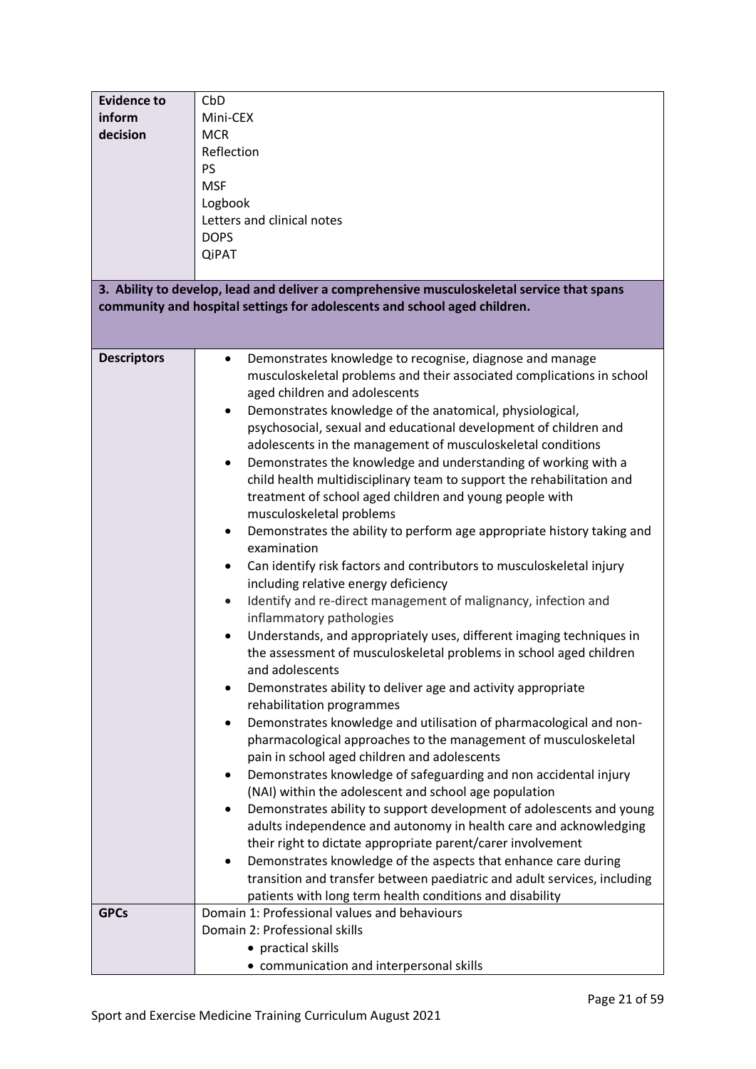| | |
|---|---|
| **Evidence to inform decision** | CbD<br>Mini-CEX<br>MCR<br>Reflection<br>PS<br>MSF<br>Logbook<br>Letters and clinical notes<br>DOPS<br>QiPAT |

| **3. Ability to develop, lead and deliver a comprehensive musculoskeletal service that spans community and hospital settings for adolescents and school aged children.** | |
|---|---|
| **Descriptors** | • Demonstrates knowledge to recognise, diagnose and manage musculoskeletal problems and their associated complications in school aged children and adolescents<br>• Demonstrates knowledge of the anatomical, physiological, psychosocial, sexual and educational development of children and adolescents in the management of musculoskeletal conditions<br>• Demonstrates the knowledge and understanding of working with a child health multidisciplinary team to support the rehabilitation and treatment of school aged children and young people with musculoskeletal problems<br>• Demonstrates the ability to perform age appropriate history taking and examination<br>• Can identify risk factors and contributors to musculoskeletal injury including relative energy deficiency<br>• Identify and re-direct management of malignancy, infection and inflammatory pathologies<br>• Understands, and appropriately uses, different imaging techniques in the assessment of musculoskeletal problems in school aged children and adolescents<br>• Demonstrates ability to deliver age and activity appropriate rehabilitation programmes<br>• Demonstrates knowledge and utilisation of pharmacological and non-pharmacological approaches to the management of musculoskeletal pain in school aged children and adolescents<br>• Demonstrates knowledge of safeguarding and non accidental injury (NAI) within the adolescent and school age population<br>• Demonstrates ability to support development of adolescents and young adults independence and autonomy in health care and acknowledging their right to dictate appropriate parent/carer involvement<br>• Demonstrates knowledge of the aspects that enhance care during transition and transfer between paediatric and adult services, including patients with long term health conditions and disability |
| **GPCs** | Domain 1: Professional values and behaviours<br>Domain 2: Professional skills<br>• practical skills<br>• communication and interpersonal skills |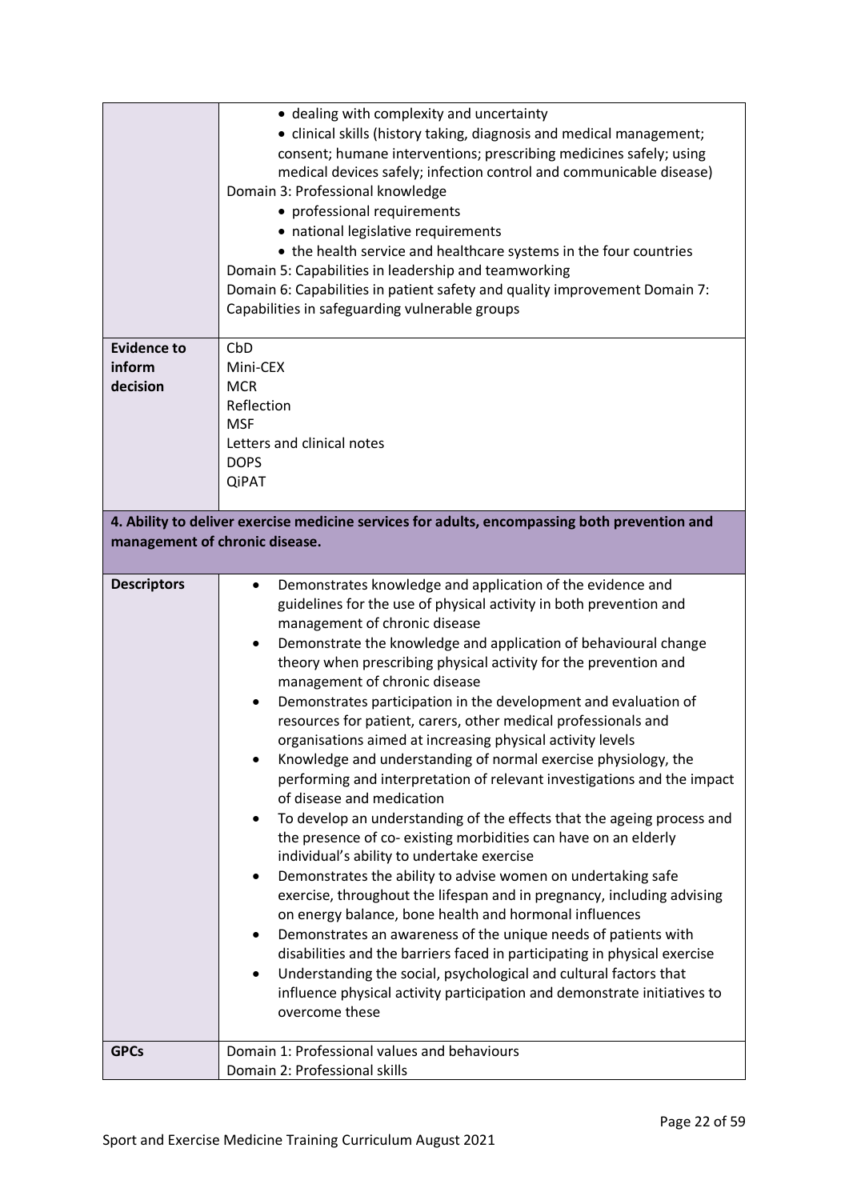| | |
|---|---|
| | • dealing with complexity and uncertainty<br>• clinical skills (history taking, diagnosis and medical management; consent; humane interventions; prescribing medicines safely; using medical devices safely; infection control and communicable disease)<br>Domain 3: Professional knowledge<br>• professional requirements<br>• national legislative requirements<br>• the health service and healthcare systems in the four countries<br>Domain 5: Capabilities in leadership and teamworking<br>Domain 6: Capabilities in patient safety and quality improvement Domain 7: Capabilities in safeguarding vulnerable groups |
| **Evidence to inform decision** | CbD<br>Mini-CEX<br>MCR<br>Reflection<br>MSF<br>Letters and clinical notes<br>DOPS<br>QiPAT |

**4. Ability to deliver exercise medicine services for adults, encompassing both prevention and management of chronic disease.**

| | |
|---|---|
| **Descriptors** | • Demonstrates knowledge and application of the evidence and guidelines for the use of physical activity in both prevention and management of chronic disease<br>• Demonstrate the knowledge and application of behavioural change theory when prescribing physical activity for the prevention and management of chronic disease<br>• Demonstrates participation in the development and evaluation of resources for patient, carers, other medical professionals and organisations aimed at increasing physical activity levels<br>• Knowledge and understanding of normal exercise physiology, the performing and interpretation of relevant investigations and the impact of disease and medication<br>• To develop an understanding of the effects that the ageing process and the presence of co- existing morbidities can have on an elderly individual's ability to undertake exercise<br>• Demonstrates the ability to advise women on undertaking safe exercise, throughout the lifespan and in pregnancy, including advising on energy balance, bone health and hormonal influences<br>• Demonstrates an awareness of the unique needs of patients with disabilities and the barriers faced in participating in physical exercise<br>• Understanding the social, psychological and cultural factors that influence physical activity participation and demonstrate initiatives to overcome these |
| **GPCs** | Domain 1: Professional values and behaviours<br>Domain 2: Professional skills |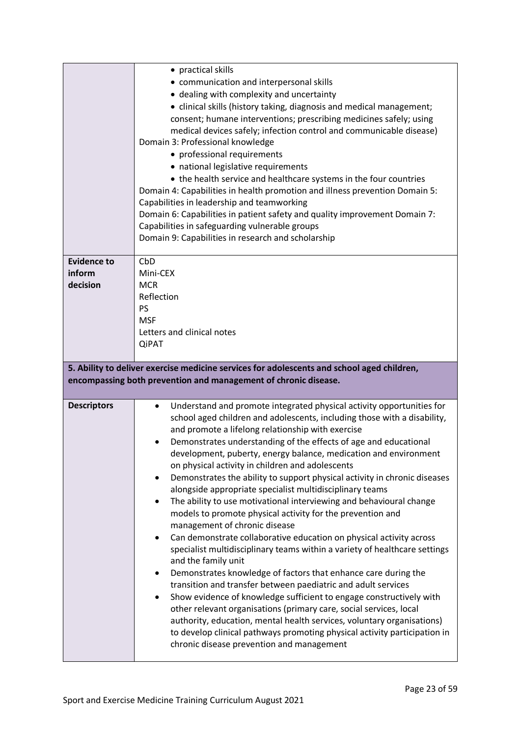| | |
|---|---|
| | • practical skills<br>• communication and interpersonal skills<br>• dealing with complexity and uncertainty<br>• clinical skills (history taking, diagnosis and medical management; consent; humane interventions; prescribing medicines safely; using medical devices safely; infection control and communicable disease)<br>Domain 3: Professional knowledge<br>• professional requirements<br>• national legislative requirements<br>• the health service and healthcare systems in the four countries<br>Domain 4: Capabilities in health promotion and illness prevention Domain 5: Capabilities in leadership and teamworking<br>Domain 6: Capabilities in patient safety and quality improvement Domain 7: Capabilities in safeguarding vulnerable groups<br>Domain 9: Capabilities in research and scholarship |
| **Evidence to inform decision** | CbD<br>Mini-CEX<br>MCR<br>Reflection<br>PS<br>MSF<br>Letters and clinical notes<br>QiPAT |

**5. Ability to deliver exercise medicine services for adolescents and school aged children, encompassing both prevention and management of chronic disease.**

| | |
|---|---|
| **Descriptors** | • Understand and promote integrated physical activity opportunities for school aged children and adolescents, including those with a disability, and promote a lifelong relationship with exercise<br>• Demonstrates understanding of the effects of age and educational development, puberty, energy balance, medication and environment on physical activity in children and adolescents<br>• Demonstrates the ability to support physical activity in chronic diseases alongside appropriate specialist multidisciplinary teams<br>• The ability to use motivational interviewing and behavioural change models to promote physical activity for the prevention and management of chronic disease<br>• Can demonstrate collaborative education on physical activity across specialist multidisciplinary teams within a variety of healthcare settings and the family unit<br>• Demonstrates knowledge of factors that enhance care during the transition and transfer between paediatric and adult services<br>• Show evidence of knowledge sufficient to engage constructively with other relevant organisations (primary care, social services, local authority, education, mental health services, voluntary organisations) to develop clinical pathways promoting physical activity participation in chronic disease prevention and management |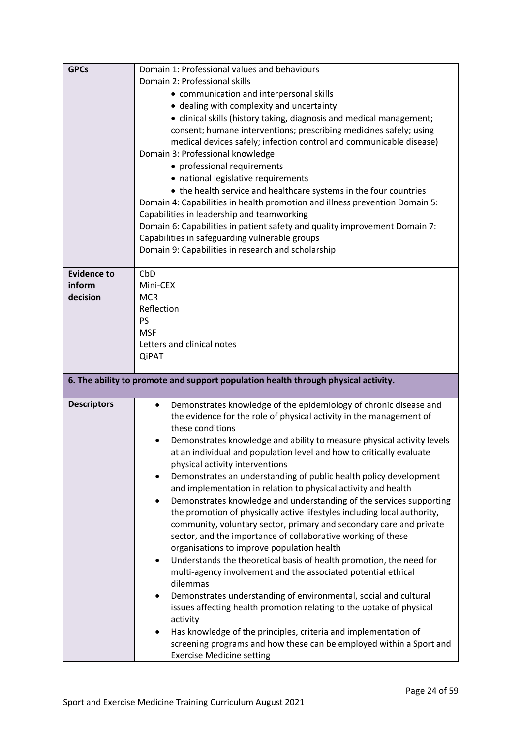| | |
|---|---|
| **GPCs** | Domain 1: Professional values and behaviours<br>Domain 2: Professional skills<br>• communication and interpersonal skills<br>• dealing with complexity and uncertainty<br>• clinical skills (history taking, diagnosis and medical management; consent; humane interventions; prescribing medicines safely; using medical devices safely; infection control and communicable disease)<br>Domain 3: Professional knowledge<br>• professional requirements<br>• national legislative requirements<br>• the health service and healthcare systems in the four countries<br>Domain 4: Capabilities in health promotion and illness prevention Domain 5: Capabilities in leadership and teamworking<br>Domain 6: Capabilities in patient safety and quality improvement Domain 7: Capabilities in safeguarding vulnerable groups<br>Domain 9: Capabilities in research and scholarship |
| **Evidence to inform decision** | CbD<br>Mini-CEX<br>MCR<br>Reflection<br>PS<br>MSF<br>Letters and clinical notes<br>QiPAT |
| **6. The ability to promote and support population health through physical activity.** | |
| **Descriptors** | • Demonstrates knowledge of the epidemiology of chronic disease and the evidence for the role of physical activity in the management of these conditions<br>• Demonstrates knowledge and ability to measure physical activity levels at an individual and population level and how to critically evaluate physical activity interventions<br>• Demonstrates an understanding of public health policy development and implementation in relation to physical activity and health<br>• Demonstrates knowledge and understanding of the services supporting the promotion of physically active lifestyles including local authority, community, voluntary sector, primary and secondary care and private sector, and the importance of collaborative working of these organisations to improve population health<br>• Understands the theoretical basis of health promotion, the need for multi-agency involvement and the associated potential ethical dilemmas<br>• Demonstrates understanding of environmental, social and cultural issues affecting health promotion relating to the uptake of physical activity<br>• Has knowledge of the principles, criteria and implementation of screening programs and how these can be employed within a Sport and Exercise Medicine setting |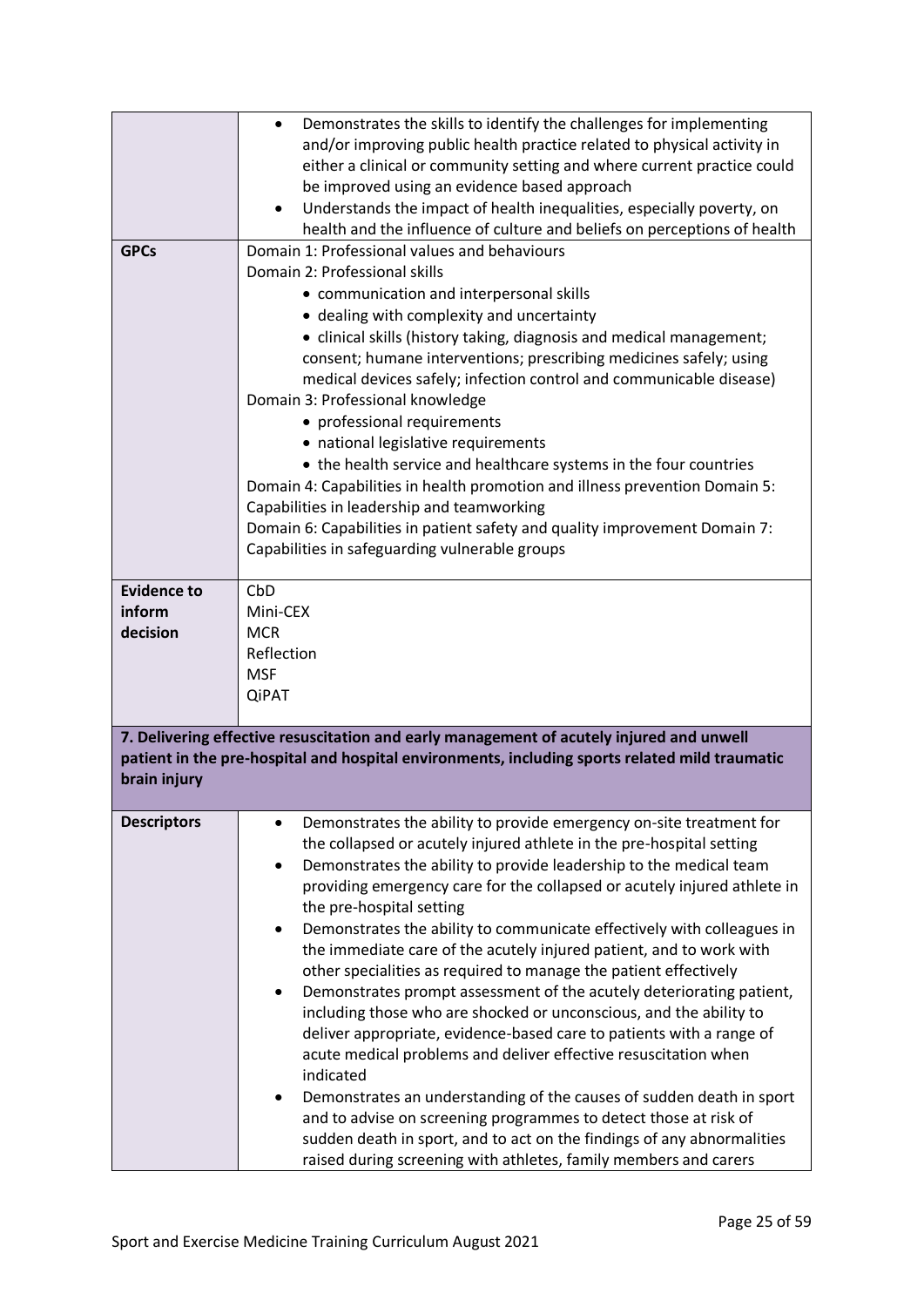|  |  |
| --- | --- |
|  | • Demonstrates the skills to identify the challenges for implementing and/or improving public health practice related to physical activity in either a clinical or community setting and where current practice could be improved using an evidence based approach<br>• Understands the impact of health inequalities, especially poverty, on health and the influence of culture and beliefs on perceptions of health |
| **GPCs** | Domain 1: Professional values and behaviours<br>Domain 2: Professional skills<br>• communication and interpersonal skills<br>• dealing with complexity and uncertainty<br>• clinical skills (history taking, diagnosis and medical management; consent; humane interventions; prescribing medicines safely; using medical devices safely; infection control and communicable disease)<br>Domain 3: Professional knowledge<br>• professional requirements<br>• national legislative requirements<br>• the health service and healthcare systems in the four countries<br>Domain 4: Capabilities in health promotion and illness prevention Domain 5: Capabilities in leadership and teamworking<br>Domain 6: Capabilities in patient safety and quality improvement Domain 7: Capabilities in safeguarding vulnerable groups |
| **Evidence to inform decision** | CbD<br>Mini-CEX<br>MCR<br>Reflection<br>MSF<br>QiPAT |

**7. Delivering effective resuscitation and early management of acutely injured and unwell patient in the pre-hospital and hospital environments, including sports related mild traumatic brain injury**

|  |  |
| --- | --- |
| **Descriptors** | • Demonstrates the ability to provide emergency on-site treatment for the collapsed or acutely injured athlete in the pre-hospital setting<br>• Demonstrates the ability to provide leadership to the medical team providing emergency care for the collapsed or acutely injured athlete in the pre-hospital setting<br>• Demonstrates the ability to communicate effectively with colleagues in the immediate care of the acutely injured patient, and to work with other specialities as required to manage the patient effectively<br>• Demonstrates prompt assessment of the acutely deteriorating patient, including those who are shocked or unconscious, and the ability to deliver appropriate, evidence-based care to patients with a range of acute medical problems and deliver effective resuscitation when indicated<br>• Demonstrates an understanding of the causes of sudden death in sport and to advise on screening programmes to detect those at risk of sudden death in sport, and to act on the findings of any abnormalities raised during screening with athletes, family members and carers |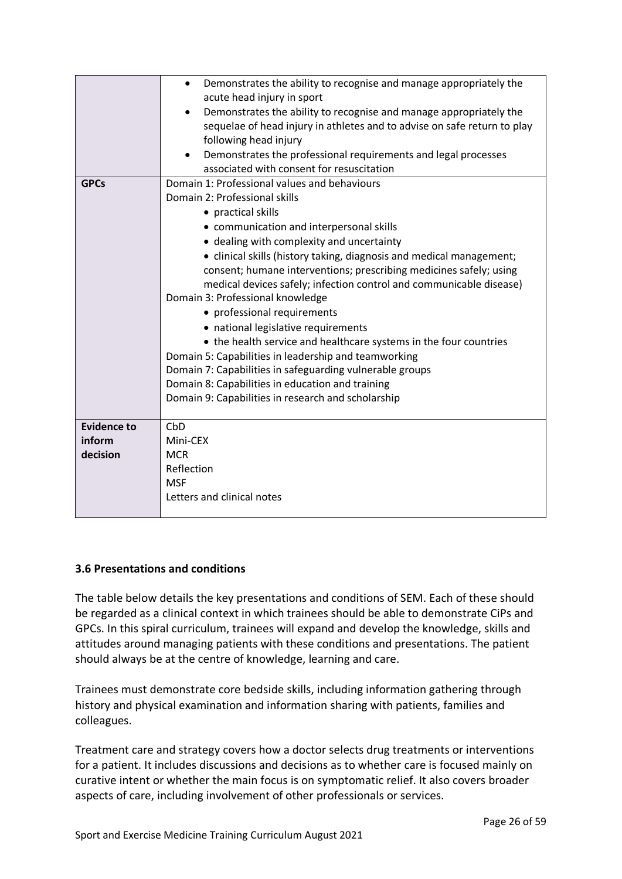| | |
|---|---|
| | • Demonstrates the ability to recognise and manage appropriately the acute head injury in sport<br>• Demonstrates the ability to recognise and manage appropriately the sequelae of head injury in athletes and to advise on safe return to play following head injury<br>• Demonstrates the professional requirements and legal processes associated with consent for resuscitation |
| **GPCs** | Domain 1: Professional values and behaviours<br>Domain 2: Professional skills<br>• practical skills<br>• communication and interpersonal skills<br>• dealing with complexity and uncertainty<br>• clinical skills (history taking, diagnosis and medical management; consent; humane interventions; prescribing medicines safely; using medical devices safely; infection control and communicable disease)<br>Domain 3: Professional knowledge<br>• professional requirements<br>• national legislative requirements<br>• the health service and healthcare systems in the four countries<br>Domain 5: Capabilities in leadership and teamworking<br>Domain 7: Capabilities in safeguarding vulnerable groups<br>Domain 8: Capabilities in education and training<br>Domain 9: Capabilities in research and scholarship |
| **Evidence to inform decision** | CbD<br>Mini-CEX<br>MCR<br>Reflection<br>MSF<br>Letters and clinical notes |

### 3.6 Presentations and conditions

The table below details the key presentations and conditions of SEM. Each of these should be regarded as a clinical context in which trainees should be able to demonstrate CiPs and GPCs. In this spiral curriculum, trainees will expand and develop the knowledge, skills and attitudes around managing patients with these conditions and presentations. The patient should always be at the centre of knowledge, learning and care.

Trainees must demonstrate core bedside skills, including information gathering through history and physical examination and information sharing with patients, families and colleagues.

Treatment care and strategy covers how a doctor selects drug treatments or interventions for a patient. It includes discussions and decisions as to whether care is focused mainly on curative intent or whether the main focus is on symptomatic relief. It also covers broader aspects of care, including involvement of other professionals or services.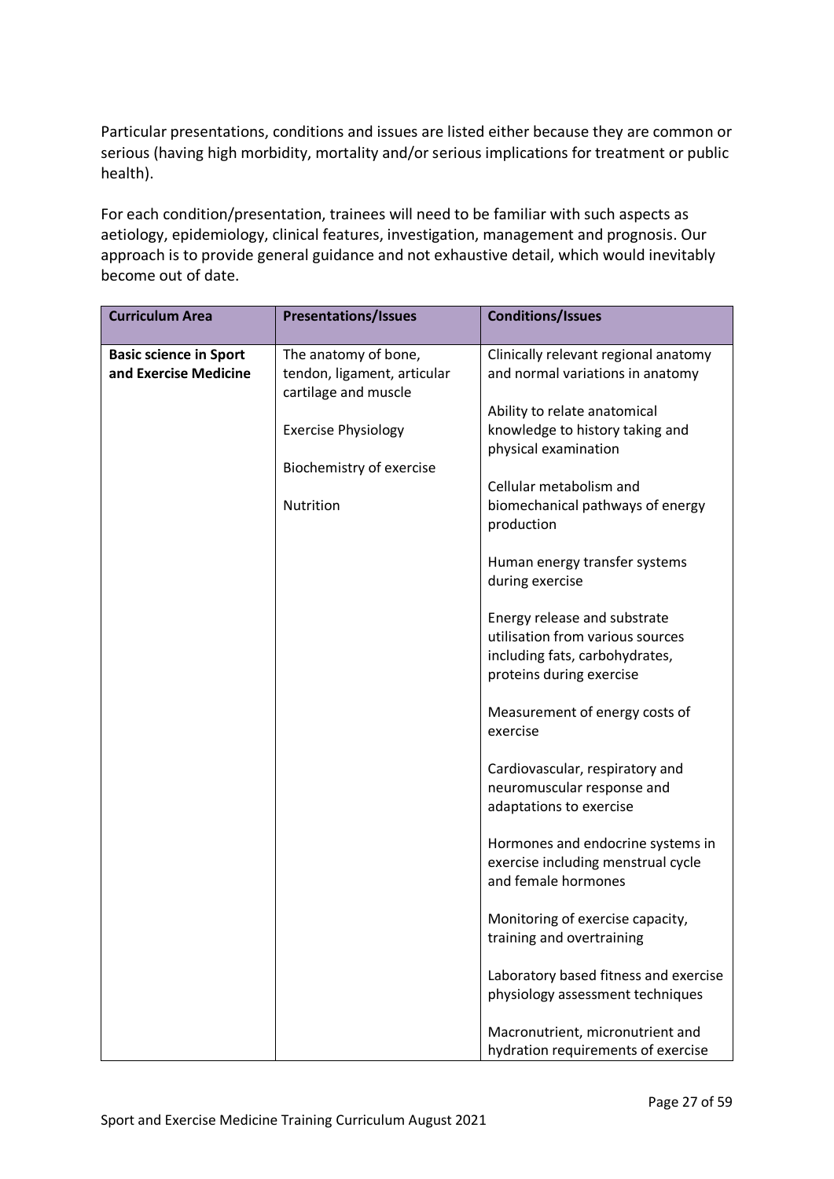Particular presentations, conditions and issues are listed either because they are common or serious (having high morbidity, mortality and/or serious implications for treatment or public health).

For each condition/presentation, trainees will need to be familiar with such aspects as aetiology, epidemiology, clinical features, investigation, management and prognosis. Our approach is to provide general guidance and not exhaustive detail, which would inevitably become out of date.

| Curriculum Area | Presentations/Issues | Conditions/Issues |
|---|---|---|
| **Basic science in Sport and Exercise Medicine** | The anatomy of bone, tendon, ligament, articular cartilage and muscle<br><br>Exercise Physiology<br><br>Biochemistry of exercise<br><br>Nutrition | Clinically relevant regional anatomy and normal variations in anatomy<br><br>Ability to relate anatomical knowledge to history taking and physical examination<br><br>Cellular metabolism and biomechanical pathways of energy production<br><br>Human energy transfer systems during exercise<br><br>Energy release and substrate utilisation from various sources including fats, carbohydrates, proteins during exercise<br><br>Measurement of energy costs of exercise<br><br>Cardiovascular, respiratory and neuromuscular response and adaptations to exercise<br><br>Hormones and endocrine systems in exercise including menstrual cycle and female hormones<br><br>Monitoring of exercise capacity, training and overtraining<br><br>Laboratory based fitness and exercise physiology assessment techniques<br><br>Macronutrient, micronutrient and hydration requirements of exercise |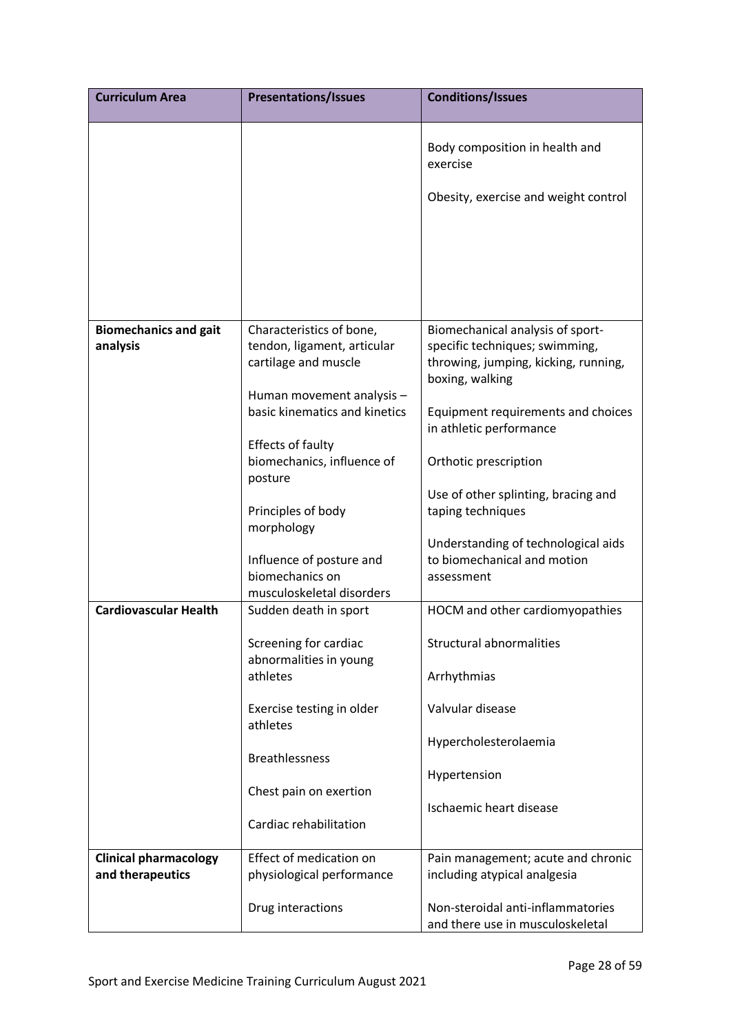| Curriculum Area | Presentations/Issues | Conditions/Issues |
|---|---|---|
| | | Body composition in health and exercise<br><br>Obesity, exercise and weight control |
| **Biomechanics and gait analysis** | Characteristics of bone, tendon, ligament, articular cartilage and muscle<br><br>Human movement analysis – basic kinematics and kinetics<br><br>Effects of faulty biomechanics, influence of posture<br><br>Principles of body morphology<br><br>Influence of posture and biomechanics on musculoskeletal disorders | Biomechanical analysis of sport-specific techniques; swimming, throwing, jumping, kicking, running, boxing, walking<br><br>Equipment requirements and choices in athletic performance<br><br>Orthotic prescription<br><br>Use of other splinting, bracing and taping techniques<br><br>Understanding of technological aids to biomechanical and motion assessment |
| **Cardiovascular Health** | Sudden death in sport<br><br>Screening for cardiac abnormalities in young athletes<br><br>Exercise testing in older athletes<br><br>Breathlessness<br><br>Chest pain on exertion<br><br>Cardiac rehabilitation | HOCM and other cardiomyopathies<br><br>Structural abnormalities<br><br>Arrhythmias<br><br>Valvular disease<br><br>Hypercholesterolaemia<br><br>Hypertension<br><br>Ischaemic heart disease |
| **Clinical pharmacology and therapeutics** | Effect of medication on physiological performance<br><br>Drug interactions | Pain management; acute and chronic including atypical analgesia<br><br>Non-steroidal anti-inflammatories and there use in musculoskeletal |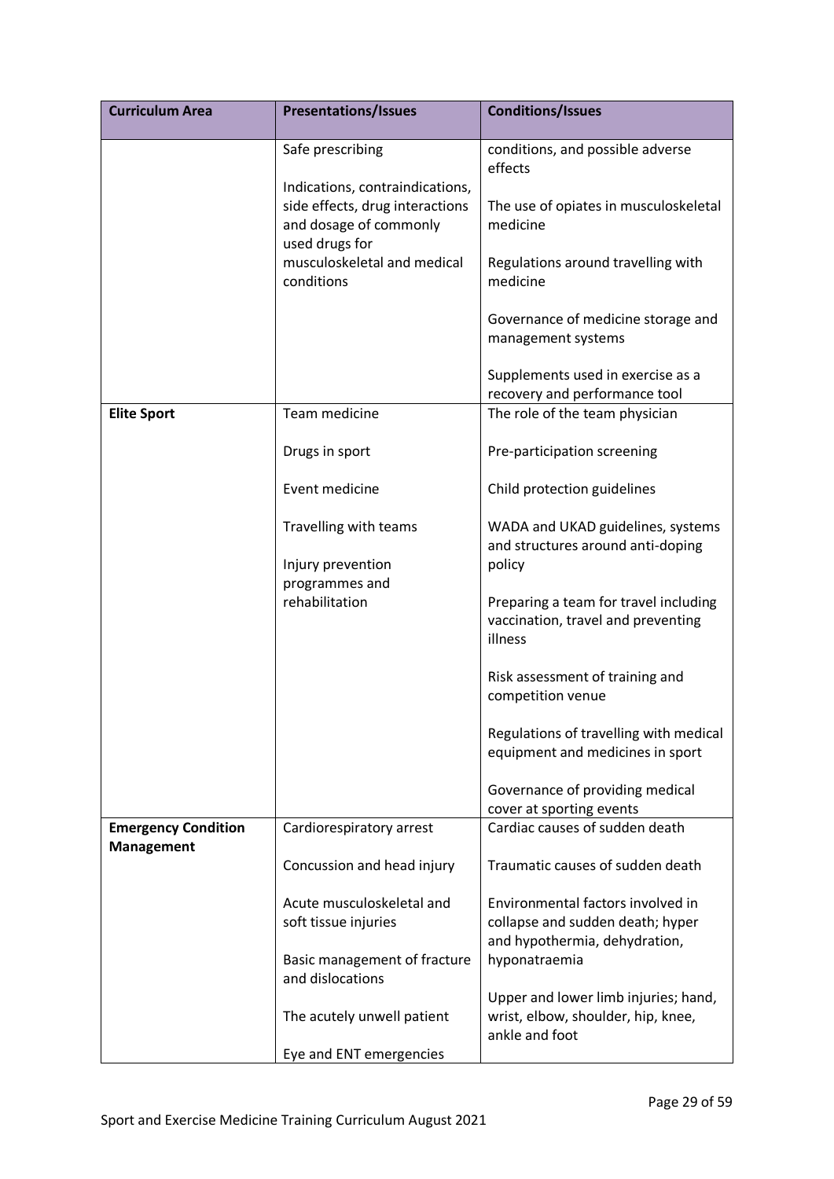| Curriculum Area | Presentations/Issues | Conditions/Issues |
|---|---|---|
| | Safe prescribing<br><br>Indications, contraindications, side effects, drug interactions and dosage of commonly used drugs for musculoskeletal and medical conditions | conditions, and possible adverse effects<br><br>The use of opiates in musculoskeletal medicine<br><br>Regulations around travelling with medicine<br><br>Governance of medicine storage and management systems<br><br>Supplements used in exercise as a recovery and performance tool |
| **Elite Sport** | Team medicine<br><br>Drugs in sport<br><br>Event medicine<br><br>Travelling with teams<br><br>Injury prevention programmes and rehabilitation | The role of the team physician<br><br>Pre-participation screening<br><br>Child protection guidelines<br><br>WADA and UKAD guidelines, systems and structures around anti-doping policy<br><br>Preparing a team for travel including vaccination, travel and preventing illness<br><br>Risk assessment of training and competition venue<br><br>Regulations of travelling with medical equipment and medicines in sport<br><br>Governance of providing medical cover at sporting events |
| **Emergency Condition Management** | Cardiorespiratory arrest<br><br>Concussion and head injury<br><br>Acute musculoskeletal and soft tissue injuries<br><br>Basic management of fracture and dislocations<br><br>The acutely unwell patient<br><br>Eye and ENT emergencies | Cardiac causes of sudden death<br><br>Traumatic causes of sudden death<br><br>Environmental factors involved in collapse and sudden death; hyper and hypothermia, dehydration, hyponatraemia<br><br>Upper and lower limb injuries; hand, wrist, elbow, shoulder, hip, knee, ankle and foot |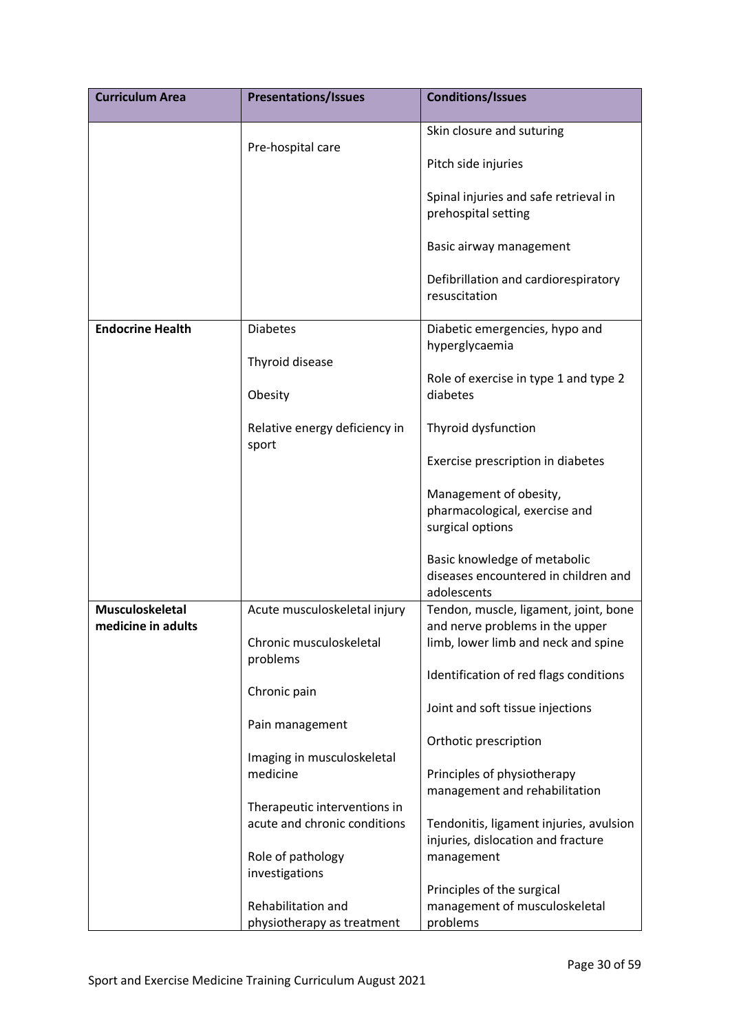| Curriculum Area | Presentations/Issues | Conditions/Issues |
| --- | --- | --- |
| | Pre-hospital care | Skin closure and suturing<br><br>Pitch side injuries<br><br>Spinal injuries and safe retrieval in prehospital setting<br><br>Basic airway management<br><br>Defibrillation and cardiorespiratory resuscitation |
| **Endocrine Health** | Diabetes<br><br>Thyroid disease<br><br>Obesity<br><br>Relative energy deficiency in sport | Diabetic emergencies, hypo and hyperglycaemia<br><br>Role of exercise in type 1 and type 2 diabetes<br><br>Thyroid dysfunction<br><br>Exercise prescription in diabetes<br><br>Management of obesity, pharmacological, exercise and surgical options<br><br>Basic knowledge of metabolic diseases encountered in children and adolescents |
| **Musculoskeletal medicine in adults** | Acute musculoskeletal injury<br><br>Chronic musculoskeletal problems<br><br>Chronic pain<br><br>Pain management<br><br>Imaging in musculoskeletal medicine<br><br>Therapeutic interventions in acute and chronic conditions<br><br>Role of pathology investigations<br><br>Rehabilitation and physiotherapy as treatment | Tendon, muscle, ligament, joint, bone and nerve problems in the upper limb, lower limb and neck and spine<br><br>Identification of red flags conditions<br><br>Joint and soft tissue injections<br><br>Orthotic prescription<br><br>Principles of physiotherapy management and rehabilitation<br><br>Tendonitis, ligament injuries, avulsion injuries, dislocation and fracture management<br><br>Principles of the surgical management of musculoskeletal problems |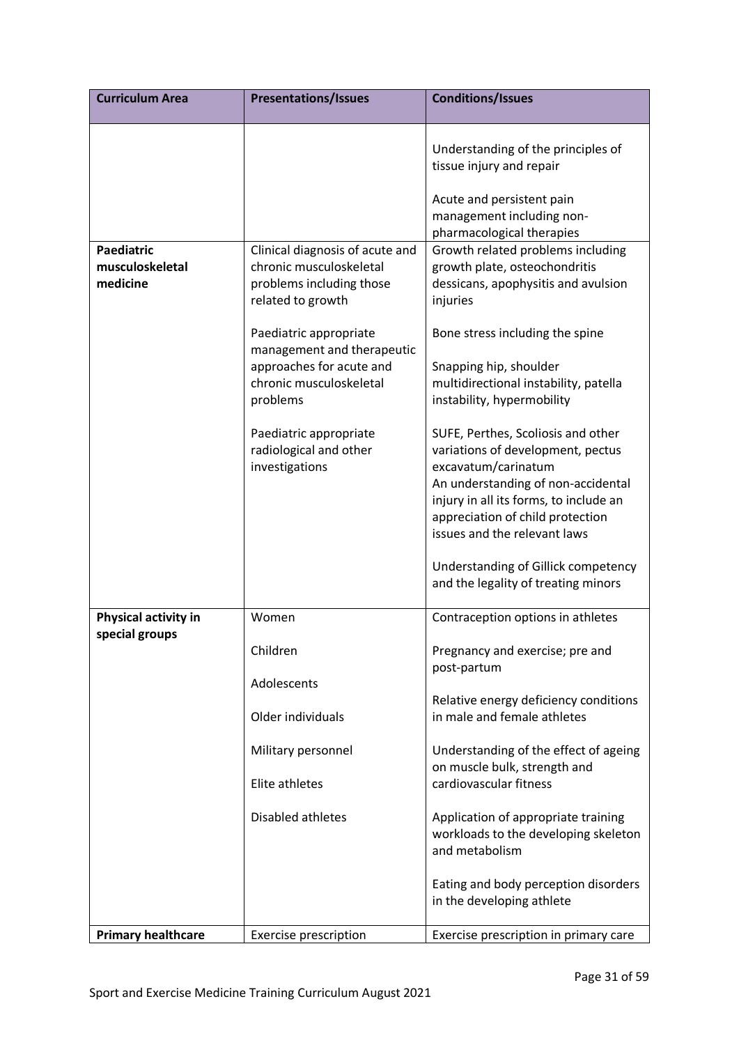| Curriculum Area | Presentations/Issues | Conditions/Issues |
|---|---|---|
| | | Understanding of the principles of tissue injury and repair<br><br>Acute and persistent pain management including non-pharmacological therapies |
| **Paediatric musculoskeletal medicine** | Clinical diagnosis of acute and chronic musculoskeletal problems including those related to growth<br><br>Paediatric appropriate management and therapeutic approaches for acute and chronic musculoskeletal problems<br><br>Paediatric appropriate radiological and other investigations | Growth related problems including growth plate, osteochondritis dessicans, apophysitis and avulsion injuries<br><br>Bone stress including the spine<br><br>Snapping hip, shoulder multidirectional instability, patella instability, hypermobility<br><br>SUFE, Perthes, Scoliosis and other variations of development, pectus excavatum/carinatum<br>An understanding of non-accidental injury in all its forms, to include an appreciation of child protection issues and the relevant laws<br><br>Understanding of Gillick competency and the legality of treating minors |
| **Physical activity in special groups** | Women<br><br>Children<br><br>Adolescents<br><br>Older individuals<br><br>Military personnel<br><br>Elite athletes<br><br>Disabled athletes | Contraception options in athletes<br><br>Pregnancy and exercise; pre and post-partum<br><br>Relative energy deficiency conditions in male and female athletes<br><br>Understanding of the effect of ageing on muscle bulk, strength and cardiovascular fitness<br><br>Application of appropriate training workloads to the developing skeleton and metabolism<br><br>Eating and body perception disorders in the developing athlete |
| **Primary healthcare** | Exercise prescription | Exercise prescription in primary care |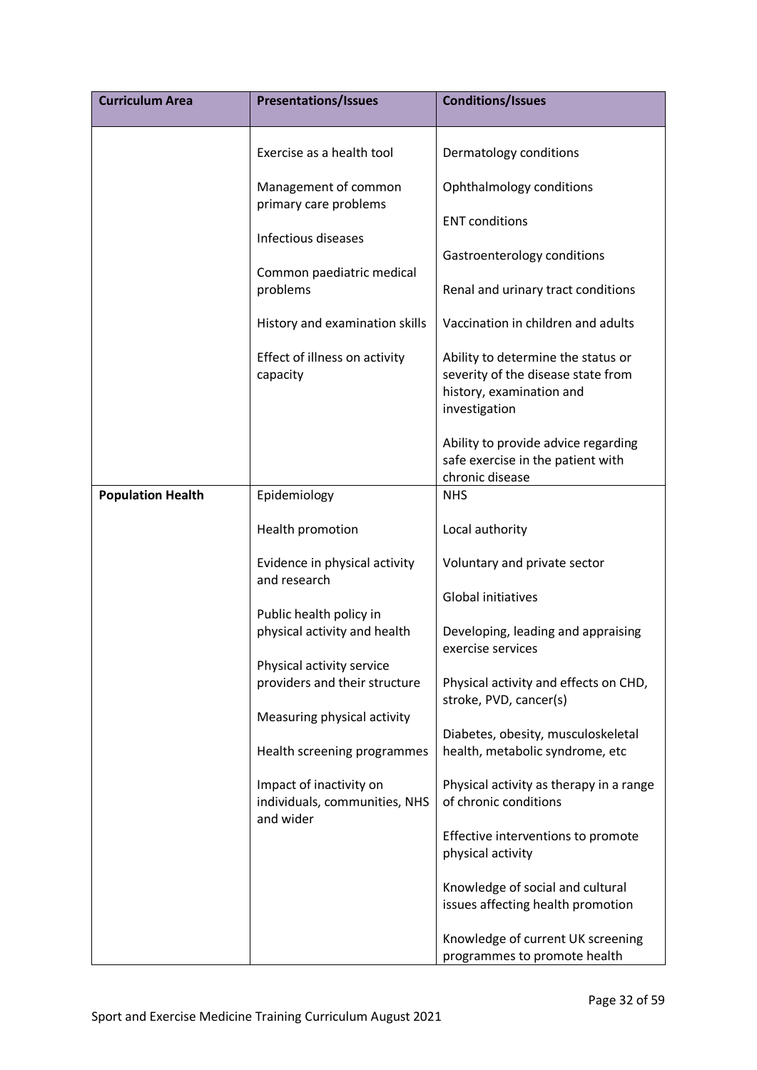| Curriculum Area | Presentations/Issues | Conditions/Issues |
|---|---|---|
| | Exercise as a health tool<br><br>Management of common primary care problems<br><br>Infectious diseases<br><br>Common paediatric medical problems<br><br>History and examination skills<br><br>Effect of illness on activity capacity | Dermatology conditions<br><br>Ophthalmology conditions<br><br>ENT conditions<br><br>Gastroenterology conditions<br><br>Renal and urinary tract conditions<br><br>Vaccination in children and adults<br><br>Ability to determine the status or severity of the disease state from history, examination and investigation<br><br>Ability to provide advice regarding safe exercise in the patient with chronic disease |
| **Population Health** | Epidemiology<br><br>Health promotion<br><br>Evidence in physical activity and research<br><br>Public health policy in physical activity and health<br><br>Physical activity service providers and their structure<br><br>Measuring physical activity<br><br>Health screening programmes<br><br>Impact of inactivity on individuals, communities, NHS and wider | NHS<br><br>Local authority<br><br>Voluntary and private sector<br><br>Global initiatives<br><br>Developing, leading and appraising exercise services<br><br>Physical activity and effects on CHD, stroke, PVD, cancer(s)<br><br>Diabetes, obesity, musculoskeletal health, metabolic syndrome, etc<br><br>Physical activity as therapy in a range of chronic conditions<br><br>Effective interventions to promote physical activity<br><br>Knowledge of social and cultural issues affecting health promotion<br><br>Knowledge of current UK screening programmes to promote health |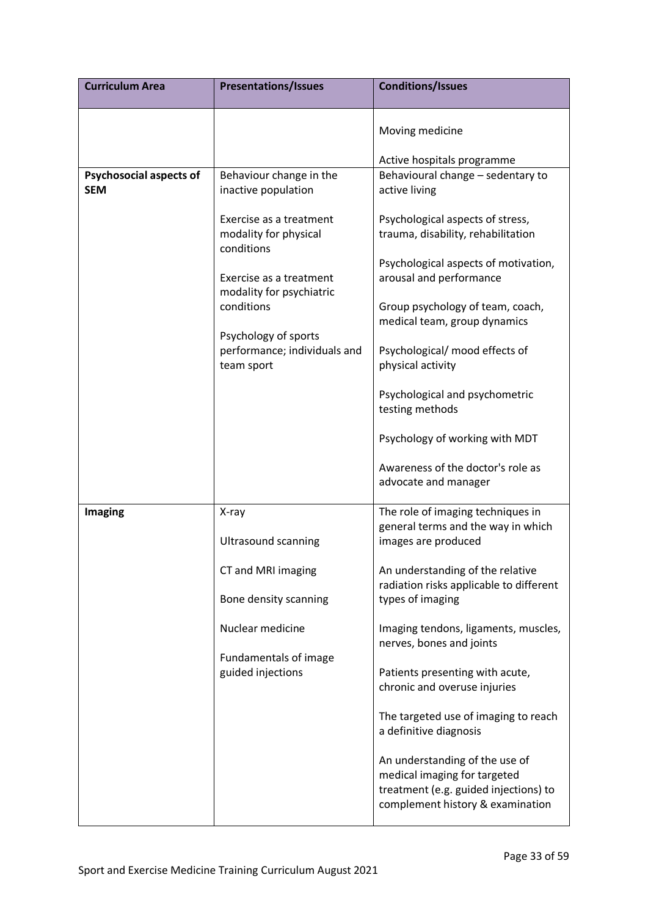| Curriculum Area | Presentations/Issues | Conditions/Issues |
|---|---|---|
| | | Moving medicine<br><br>Active hospitals programme |
| **Psychosocial aspects of SEM** | Behaviour change in the inactive population<br><br>Exercise as a treatment modality for physical conditions<br><br>Exercise as a treatment modality for psychiatric conditions<br><br>Psychology of sports performance; individuals and team sport | Behavioural change – sedentary to active living<br><br>Psychological aspects of stress, trauma, disability, rehabilitation<br><br>Psychological aspects of motivation, arousal and performance<br><br>Group psychology of team, coach, medical team, group dynamics<br><br>Psychological/ mood effects of physical activity<br><br>Psychological and psychometric testing methods<br><br>Psychology of working with MDT<br><br>Awareness of the doctor's role as advocate and manager |
| **Imaging** | X-ray<br><br>Ultrasound scanning<br><br>CT and MRI imaging<br><br>Bone density scanning<br><br>Nuclear medicine<br><br>Fundamentals of image guided injections | The role of imaging techniques in general terms and the way in which images are produced<br><br>An understanding of the relative radiation risks applicable to different types of imaging<br><br>Imaging tendons, ligaments, muscles, nerves, bones and joints<br><br>Patients presenting with acute, chronic and overuse injuries<br><br>The targeted use of imaging to reach a definitive diagnosis<br><br>An understanding of the use of medical imaging for targeted treatment (e.g. guided injections) to complement history & examination |

Sport and Exercise Medicine Training Curriculum August 2021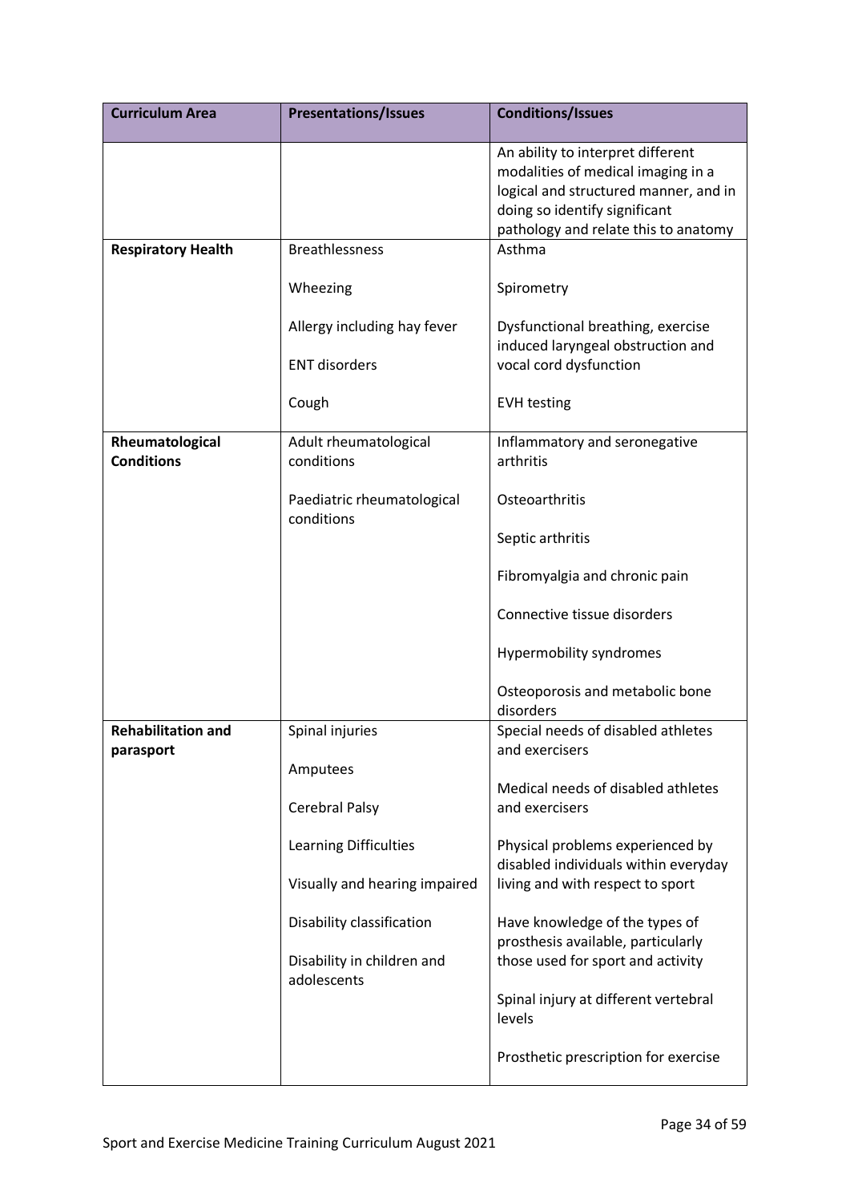| Curriculum Area | Presentations/Issues | Conditions/Issues |
| --- | --- | --- |
| | | An ability to interpret different modalities of medical imaging in a logical and structured manner, and in doing so identify significant pathology and relate this to anatomy |
| **Respiratory Health** | Breathlessness<br><br>Wheezing<br><br>Allergy including hay fever<br><br>ENT disorders<br><br>Cough | Asthma<br><br>Spirometry<br><br>Dysfunctional breathing, exercise induced laryngeal obstruction and vocal cord dysfunction<br><br>EVH testing |
| **Rheumatological Conditions** | Adult rheumatological conditions<br><br>Paediatric rheumatological conditions | Inflammatory and seronegative arthritis<br><br>Osteoarthritis<br><br>Septic arthritis<br><br>Fibromyalgia and chronic pain<br><br>Connective tissue disorders<br><br>Hypermobility syndromes<br><br>Osteoporosis and metabolic bone disorders |
| **Rehabilitation and parasport** | Spinal injuries<br><br>Amputees<br><br>Cerebral Palsy<br><br>Learning Difficulties<br><br>Visually and hearing impaired<br><br>Disability classification<br><br>Disability in children and adolescents | Special needs of disabled athletes and exercisers<br><br>Medical needs of disabled athletes and exercisers<br><br>Physical problems experienced by disabled individuals within everyday living and with respect to sport<br><br>Have knowledge of the types of prosthesis available, particularly those used for sport and activity<br><br>Spinal injury at different vertebral levels<br><br>Prosthetic prescription for exercise |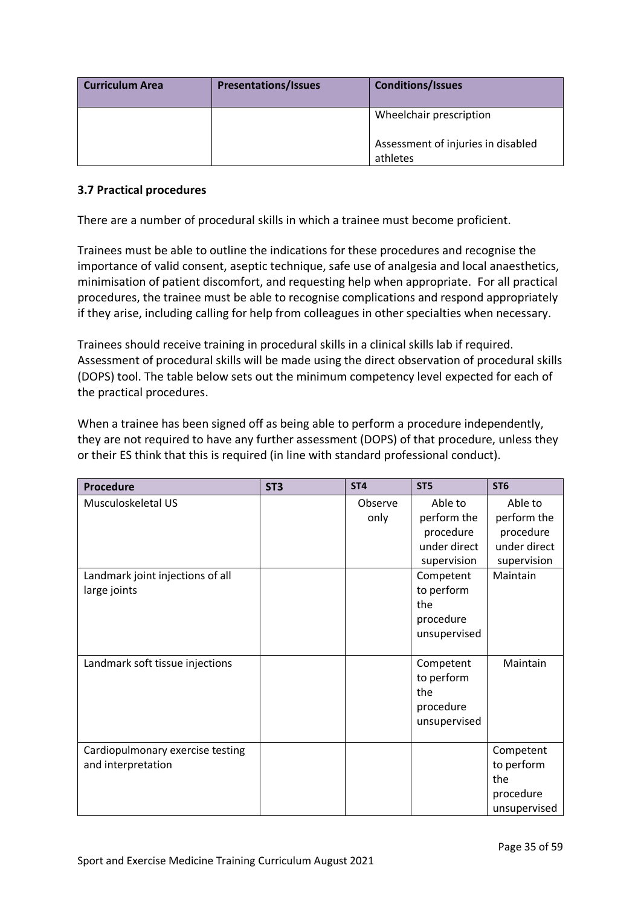| Curriculum Area | Presentations/Issues | Conditions/Issues |
| --- | --- | --- |
| | | Wheelchair prescription<br><br>Assessment of injuries in disabled athletes |

### 3.7 Practical procedures

There are a number of procedural skills in which a trainee must become proficient.

Trainees must be able to outline the indications for these procedures and recognise the importance of valid consent, aseptic technique, safe use of analgesia and local anaesthetics, minimisation of patient discomfort, and requesting help when appropriate. For all practical procedures, the trainee must be able to recognise complications and respond appropriately if they arise, including calling for help from colleagues in other specialties when necessary.

Trainees should receive training in procedural skills in a clinical skills lab if required. Assessment of procedural skills will be made using the direct observation of procedural skills (DOPS) tool. The table below sets out the minimum competency level expected for each of the practical procedures.

When a trainee has been signed off as being able to perform a procedure independently, they are not required to have any further assessment (DOPS) of that procedure, unless they or their ES think that this is required (in line with standard professional conduct).

| Procedure | ST3 | ST4 | ST5 | ST6 |
| --- | --- | --- | --- | --- |
| Musculoskeletal US | | Observe only | Able to perform the procedure under direct supervision | Able to perform the procedure under direct supervision |
| Landmark joint injections of all large joints | | | Competent to perform the procedure unsupervised | Maintain |
| Landmark soft tissue injections | | | Competent to perform the procedure unsupervised | Maintain |
| Cardiopulmonary exercise testing and interpretation | | | | Competent to perform the procedure unsupervised |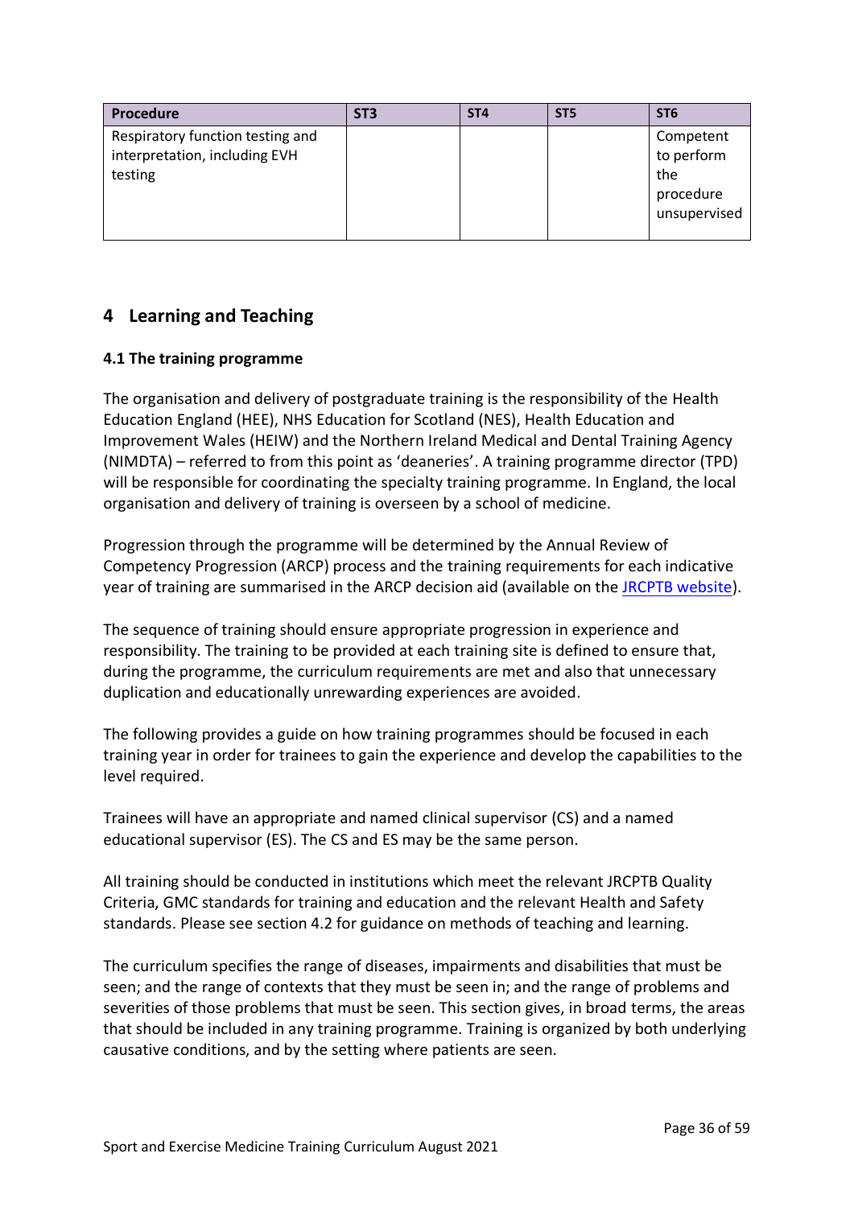| Procedure | ST3 | ST4 | ST5 | ST6 |
|---|---|---|---|---|
| Respiratory function testing and interpretation, including EVH testing | | | | Competent to perform the procedure unsupervised |

## 4 Learning and Teaching

### 4.1 The training programme

The organisation and delivery of postgraduate training is the responsibility of the Health Education England (HEE), NHS Education for Scotland (NES), Health Education and Improvement Wales (HEIW) and the Northern Ireland Medical and Dental Training Agency (NIMDTA) – referred to from this point as 'deaneries'. A training programme director (TPD) will be responsible for coordinating the specialty training programme. In England, the local organisation and delivery of training is overseen by a school of medicine.

Progression through the programme will be determined by the Annual Review of Competency Progression (ARCP) process and the training requirements for each indicative year of training are summarised in the ARCP decision aid (available on the JRCPTB website).

The sequence of training should ensure appropriate progression in experience and responsibility. The training to be provided at each training site is defined to ensure that, during the programme, the curriculum requirements are met and also that unnecessary duplication and educationally unrewarding experiences are avoided.

The following provides a guide on how training programmes should be focused in each training year in order for trainees to gain the experience and develop the capabilities to the level required.

Trainees will have an appropriate and named clinical supervisor (CS) and a named educational supervisor (ES). The CS and ES may be the same person.

All training should be conducted in institutions which meet the relevant JRCPTB Quality Criteria, GMC standards for training and education and the relevant Health and Safety standards. Please see section 4.2 for guidance on methods of teaching and learning.

The curriculum specifies the range of diseases, impairments and disabilities that must be seen; and the range of contexts that they must be seen in; and the range of problems and severities of those problems that must be seen. This section gives, in broad terms, the areas that should be included in any training programme. Training is organized by both underlying causative conditions, and by the setting where patients are seen.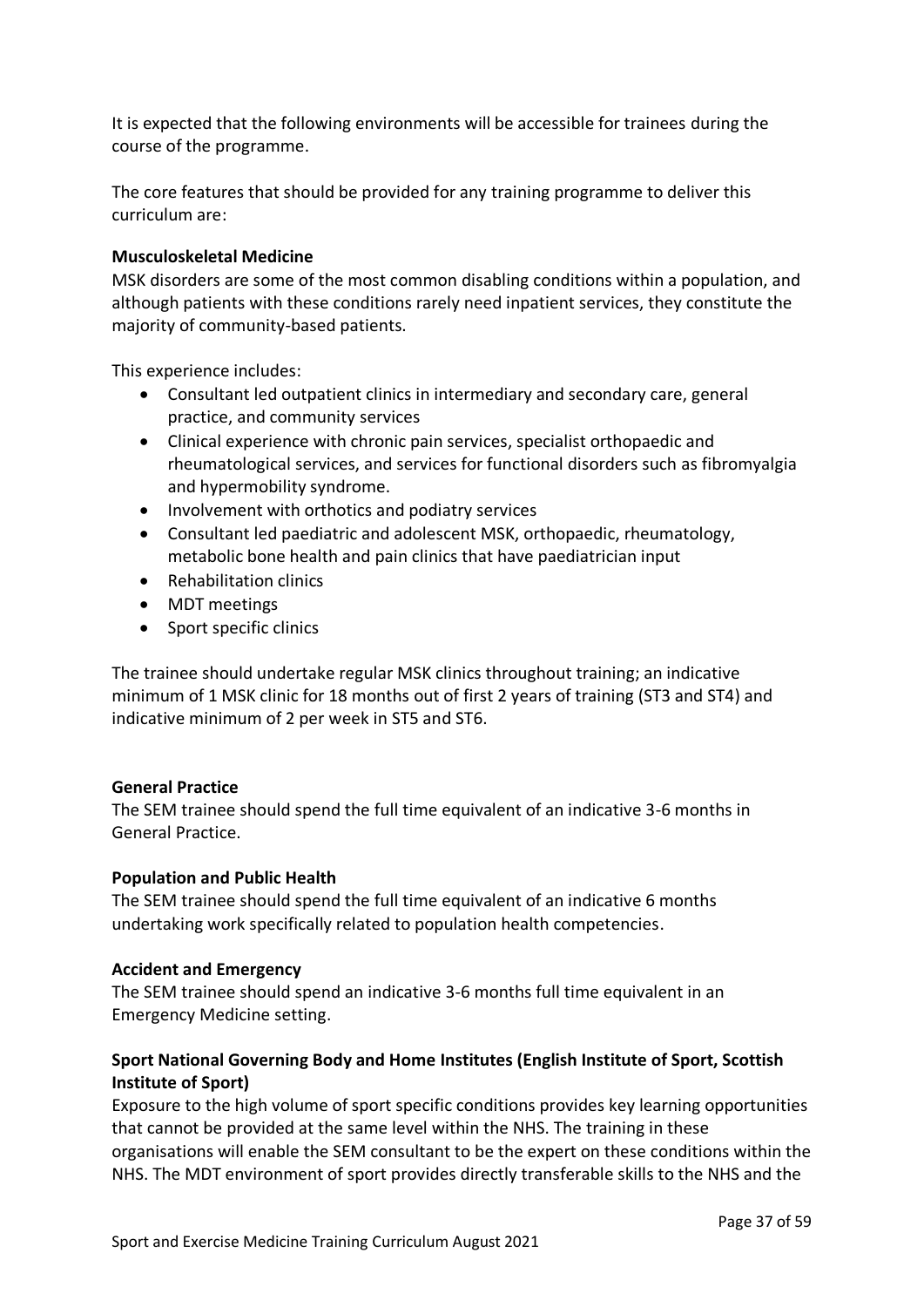It is expected that the following environments will be accessible for trainees during the course of the programme.

The core features that should be provided for any training programme to deliver this curriculum are:

**Musculoskeletal Medicine**

MSK disorders are some of the most common disabling conditions within a population, and although patients with these conditions rarely need inpatient services, they constitute the majority of community-based patients.

This experience includes:

- Consultant led outpatient clinics in intermediary and secondary care, general practice, and community services
- Clinical experience with chronic pain services, specialist orthopaedic and rheumatological services, and services for functional disorders such as fibromyalgia and hypermobility syndrome.
- Involvement with orthotics and podiatry services
- Consultant led paediatric and adolescent MSK, orthopaedic, rheumatology, metabolic bone health and pain clinics that have paediatrician input
- Rehabilitation clinics
- MDT meetings
- Sport specific clinics

The trainee should undertake regular MSK clinics throughout training; an indicative minimum of 1 MSK clinic for 18 months out of first 2 years of training (ST3 and ST4) and indicative minimum of 2 per week in ST5 and ST6.

**General Practice**

The SEM trainee should spend the full time equivalent of an indicative 3-6 months in General Practice.

**Population and Public Health**

The SEM trainee should spend the full time equivalent of an indicative 6 months undertaking work specifically related to population health competencies.

**Accident and Emergency**

The SEM trainee should spend an indicative 3-6 months full time equivalent in an Emergency Medicine setting.

**Sport National Governing Body and Home Institutes (English Institute of Sport, Scottish Institute of Sport)**

Exposure to the high volume of sport specific conditions provides key learning opportunities that cannot be provided at the same level within the NHS. The training in these organisations will enable the SEM consultant to be the expert on these conditions within the NHS. The MDT environment of sport provides directly transferable skills to the NHS and the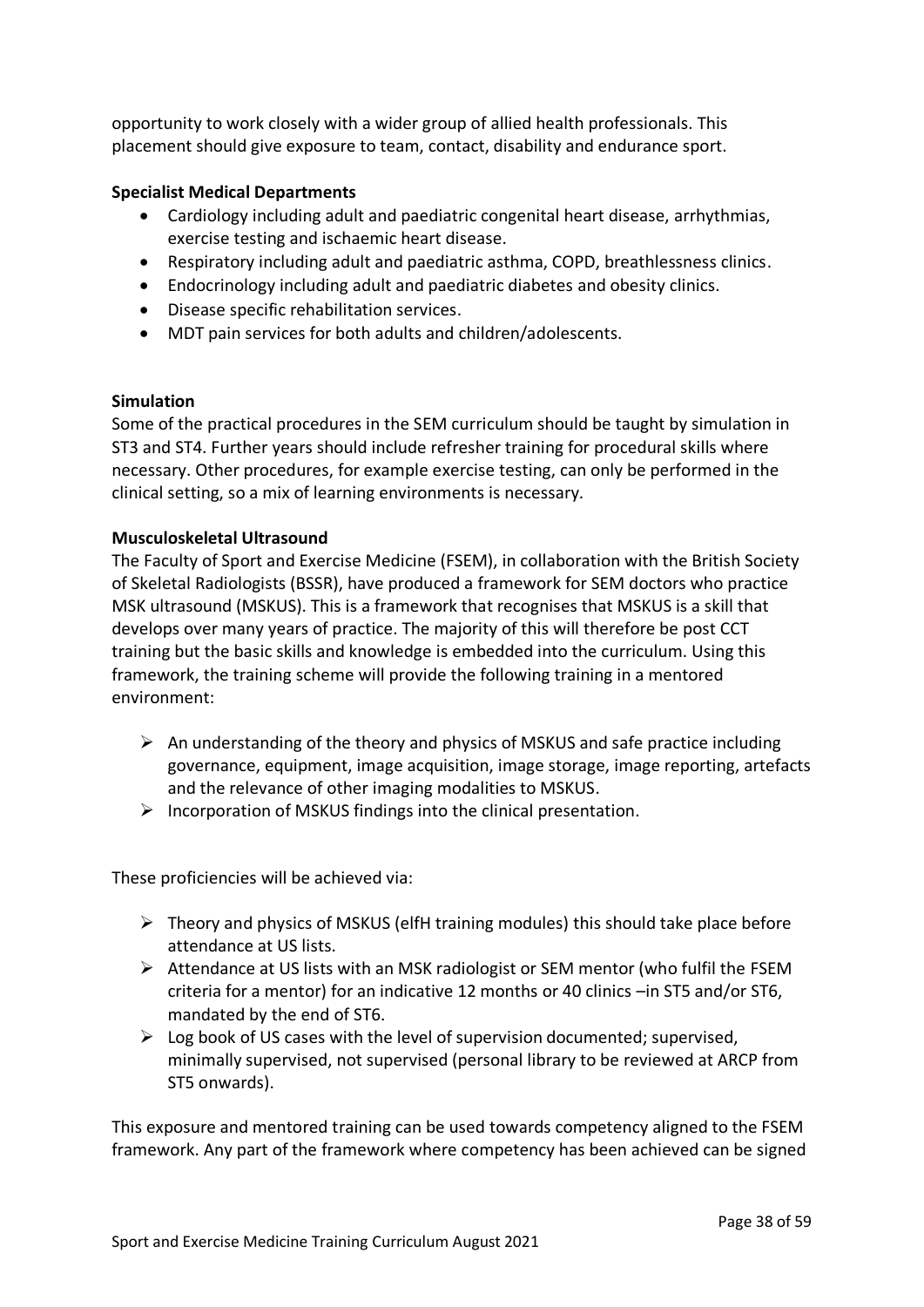opportunity to work closely with a wider group of allied health professionals. This placement should give exposure to team, contact, disability and endurance sport.

**Specialist Medical Departments**

- Cardiology including adult and paediatric congenital heart disease, arrhythmias, exercise testing and ischaemic heart disease.
- Respiratory including adult and paediatric asthma, COPD, breathlessness clinics.
- Endocrinology including adult and paediatric diabetes and obesity clinics.
- Disease specific rehabilitation services.
- MDT pain services for both adults and children/adolescents.

**Simulation**

Some of the practical procedures in the SEM curriculum should be taught by simulation in ST3 and ST4. Further years should include refresher training for procedural skills where necessary. Other procedures, for example exercise testing, can only be performed in the clinical setting, so a mix of learning environments is necessary.

**Musculoskeletal Ultrasound**

The Faculty of Sport and Exercise Medicine (FSEM), in collaboration with the British Society of Skeletal Radiologists (BSSR), have produced a framework for SEM doctors who practice MSK ultrasound (MSKUS). This is a framework that recognises that MSKUS is a skill that develops over many years of practice. The majority of this will therefore be post CCT training but the basic skills and knowledge is embedded into the curriculum. Using this framework, the training scheme will provide the following training in a mentored environment:

- An understanding of the theory and physics of MSKUS and safe practice including governance, equipment, image acquisition, image storage, image reporting, artefacts and the relevance of other imaging modalities to MSKUS.
- Incorporation of MSKUS findings into the clinical presentation.

These proficiencies will be achieved via:

- Theory and physics of MSKUS (elfH training modules) this should take place before attendance at US lists.
- Attendance at US lists with an MSK radiologist or SEM mentor (who fulfil the FSEM criteria for a mentor) for an indicative 12 months or 40 clinics –in ST5 and/or ST6, mandated by the end of ST6.
- Log book of US cases with the level of supervision documented; supervised, minimally supervised, not supervised (personal library to be reviewed at ARCP from ST5 onwards).

This exposure and mentored training can be used towards competency aligned to the FSEM framework. Any part of the framework where competency has been achieved can be signed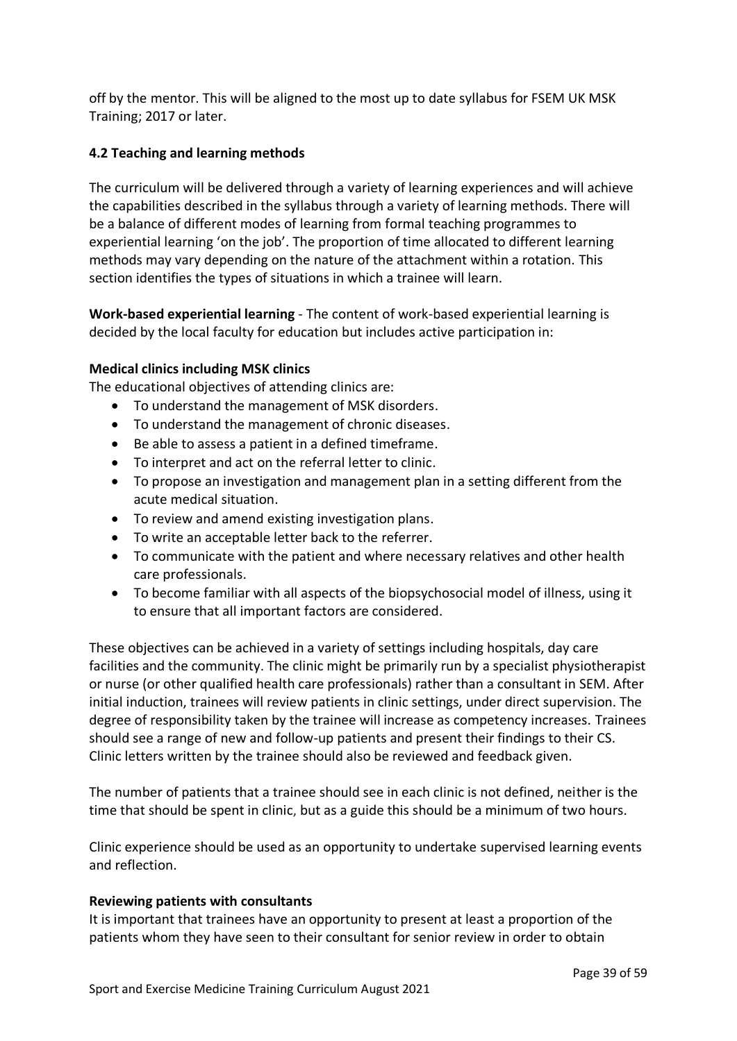off by the mentor. This will be aligned to the most up to date syllabus for FSEM UK MSK Training; 2017 or later.

### 4.2 Teaching and learning methods

The curriculum will be delivered through a variety of learning experiences and will achieve the capabilities described in the syllabus through a variety of learning methods. There will be a balance of different modes of learning from formal teaching programmes to experiential learning 'on the job'. The proportion of time allocated to different learning methods may vary depending on the nature of the attachment within a rotation. This section identifies the types of situations in which a trainee will learn.

**Work-based experiential learning** - The content of work-based experiential learning is decided by the local faculty for education but includes active participation in:

**Medical clinics including MSK clinics**

The educational objectives of attending clinics are:

- To understand the management of MSK disorders.
- To understand the management of chronic diseases.
- Be able to assess a patient in a defined timeframe.
- To interpret and act on the referral letter to clinic.
- To propose an investigation and management plan in a setting different from the acute medical situation.
- To review and amend existing investigation plans.
- To write an acceptable letter back to the referrer.
- To communicate with the patient and where necessary relatives and other health care professionals.
- To become familiar with all aspects of the biopsychosocial model of illness, using it to ensure that all important factors are considered.

These objectives can be achieved in a variety of settings including hospitals, day care facilities and the community. The clinic might be primarily run by a specialist physiotherapist or nurse (or other qualified health care professionals) rather than a consultant in SEM. After initial induction, trainees will review patients in clinic settings, under direct supervision. The degree of responsibility taken by the trainee will increase as competency increases. Trainees should see a range of new and follow-up patients and present their findings to their CS. Clinic letters written by the trainee should also be reviewed and feedback given.

The number of patients that a trainee should see in each clinic is not defined, neither is the time that should be spent in clinic, but as a guide this should be a minimum of two hours.

Clinic experience should be used as an opportunity to undertake supervised learning events and reflection.

**Reviewing patients with consultants**

It is important that trainees have an opportunity to present at least a proportion of the patients whom they have seen to their consultant for senior review in order to obtain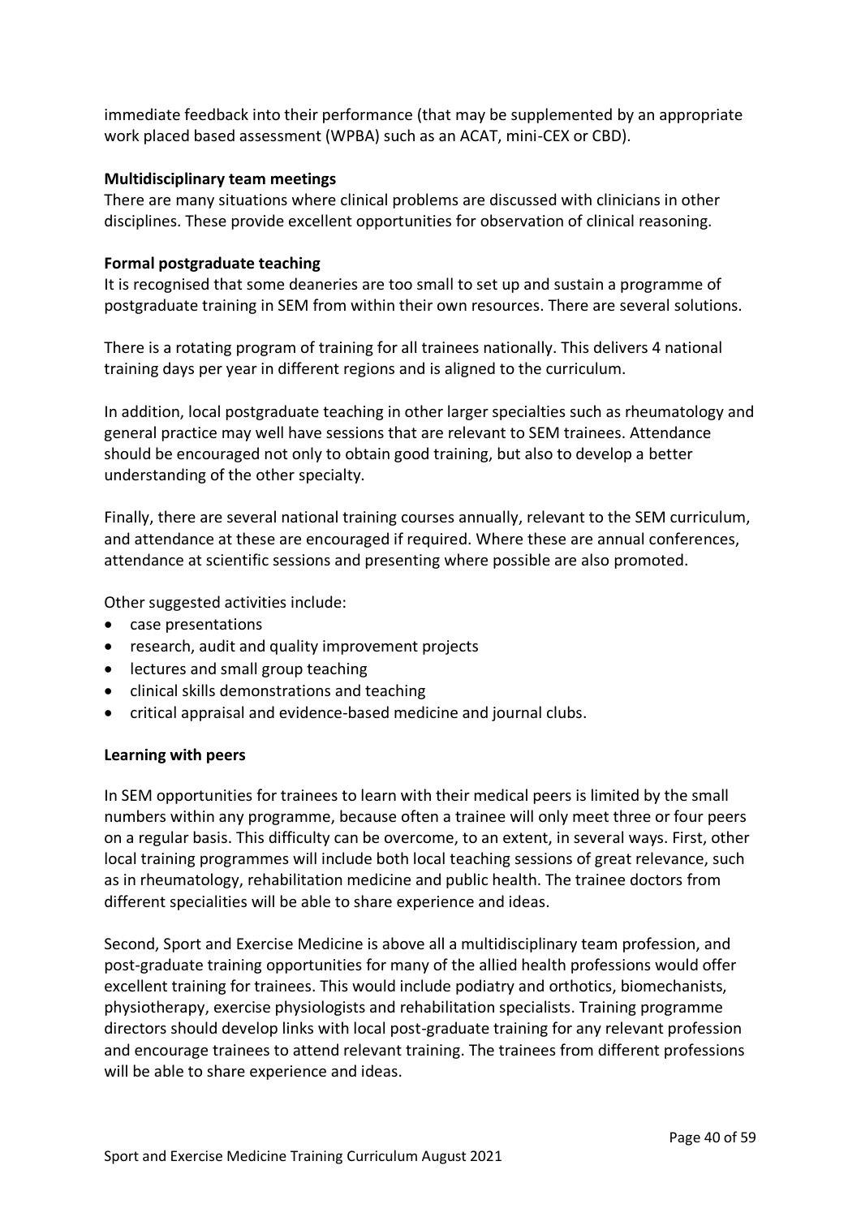immediate feedback into their performance (that may be supplemented by an appropriate work placed based assessment (WPBA) such as an ACAT, mini-CEX or CBD).

**Multidisciplinary team meetings**

There are many situations where clinical problems are discussed with clinicians in other disciplines. These provide excellent opportunities for observation of clinical reasoning.

**Formal postgraduate teaching**

It is recognised that some deaneries are too small to set up and sustain a programme of postgraduate training in SEM from within their own resources. There are several solutions.

There is a rotating program of training for all trainees nationally. This delivers 4 national training days per year in different regions and is aligned to the curriculum.

In addition, local postgraduate teaching in other larger specialties such as rheumatology and general practice may well have sessions that are relevant to SEM trainees. Attendance should be encouraged not only to obtain good training, but also to develop a better understanding of the other specialty.

Finally, there are several national training courses annually, relevant to the SEM curriculum, and attendance at these are encouraged if required. Where these are annual conferences, attendance at scientific sessions and presenting where possible are also promoted.

Other suggested activities include:

- case presentations
- research, audit and quality improvement projects
- lectures and small group teaching
- clinical skills demonstrations and teaching
- critical appraisal and evidence-based medicine and journal clubs.

**Learning with peers**

In SEM opportunities for trainees to learn with their medical peers is limited by the small numbers within any programme, because often a trainee will only meet three or four peers on a regular basis. This difficulty can be overcome, to an extent, in several ways. First, other local training programmes will include both local teaching sessions of great relevance, such as in rheumatology, rehabilitation medicine and public health. The trainee doctors from different specialities will be able to share experience and ideas.

Second, Sport and Exercise Medicine is above all a multidisciplinary team profession, and post-graduate training opportunities for many of the allied health professions would offer excellent training for trainees. This would include podiatry and orthotics, biomechanists, physiotherapy, exercise physiologists and rehabilitation specialists. Training programme directors should develop links with local post-graduate training for any relevant profession and encourage trainees to attend relevant training. The trainees from different professions will be able to share experience and ideas.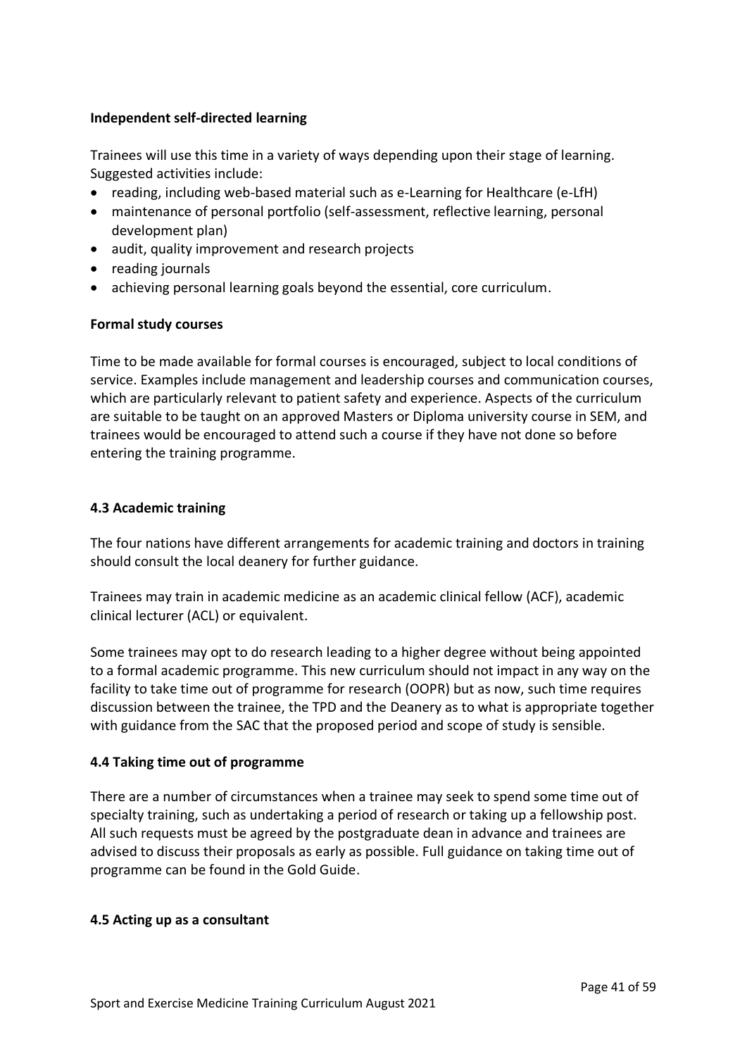**Independent self-directed learning**

Trainees will use this time in a variety of ways depending upon their stage of learning. Suggested activities include:

- reading, including web-based material such as e-Learning for Healthcare (e-LfH)
- maintenance of personal portfolio (self-assessment, reflective learning, personal development plan)
- audit, quality improvement and research projects
- reading journals
- achieving personal learning goals beyond the essential, core curriculum.

**Formal study courses**

Time to be made available for formal courses is encouraged, subject to local conditions of service. Examples include management and leadership courses and communication courses, which are particularly relevant to patient safety and experience. Aspects of the curriculum are suitable to be taught on an approved Masters or Diploma university course in SEM, and trainees would be encouraged to attend such a course if they have not done so before entering the training programme.

### 4.3 Academic training

The four nations have different arrangements for academic training and doctors in training should consult the local deanery for further guidance.

Trainees may train in academic medicine as an academic clinical fellow (ACF), academic clinical lecturer (ACL) or equivalent.

Some trainees may opt to do research leading to a higher degree without being appointed to a formal academic programme. This new curriculum should not impact in any way on the facility to take time out of programme for research (OOPR) but as now, such time requires discussion between the trainee, the TPD and the Deanery as to what is appropriate together with guidance from the SAC that the proposed period and scope of study is sensible.

### 4.4 Taking time out of programme

There are a number of circumstances when a trainee may seek to spend some time out of specialty training, such as undertaking a period of research or taking up a fellowship post. All such requests must be agreed by the postgraduate dean in advance and trainees are advised to discuss their proposals as early as possible. Full guidance on taking time out of programme can be found in the Gold Guide.

### 4.5 Acting up as a consultant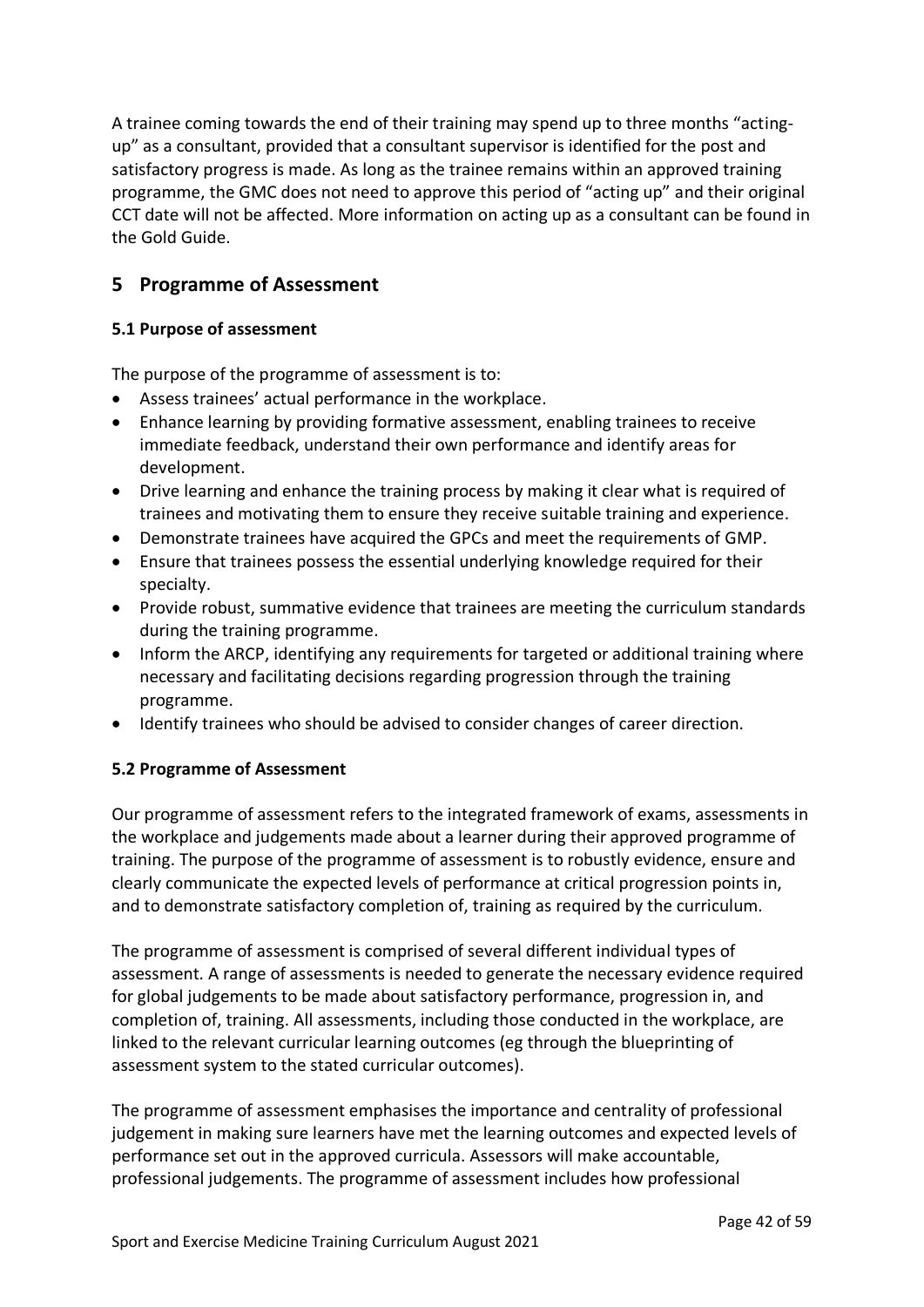A trainee coming towards the end of their training may spend up to three months "acting-up" as a consultant, provided that a consultant supervisor is identified for the post and satisfactory progress is made. As long as the trainee remains within an approved training programme, the GMC does not need to approve this period of "acting up" and their original CCT date will not be affected. More information on acting up as a consultant can be found in the Gold Guide.

# 5 Programme of Assessment

### 5.1 Purpose of assessment

The purpose of the programme of assessment is to:

- Assess trainees' actual performance in the workplace.
- Enhance learning by providing formative assessment, enabling trainees to receive immediate feedback, understand their own performance and identify areas for development.
- Drive learning and enhance the training process by making it clear what is required of trainees and motivating them to ensure they receive suitable training and experience.
- Demonstrate trainees have acquired the GPCs and meet the requirements of GMP.
- Ensure that trainees possess the essential underlying knowledge required for their specialty.
- Provide robust, summative evidence that trainees are meeting the curriculum standards during the training programme.
- Inform the ARCP, identifying any requirements for targeted or additional training where necessary and facilitating decisions regarding progression through the training programme.
- Identify trainees who should be advised to consider changes of career direction.

### 5.2 Programme of Assessment

Our programme of assessment refers to the integrated framework of exams, assessments in the workplace and judgements made about a learner during their approved programme of training. The purpose of the programme of assessment is to robustly evidence, ensure and clearly communicate the expected levels of performance at critical progression points in, and to demonstrate satisfactory completion of, training as required by the curriculum.

The programme of assessment is comprised of several different individual types of assessment. A range of assessments is needed to generate the necessary evidence required for global judgements to be made about satisfactory performance, progression in, and completion of, training. All assessments, including those conducted in the workplace, are linked to the relevant curricular learning outcomes (eg through the blueprinting of assessment system to the stated curricular outcomes).

The programme of assessment emphasises the importance and centrality of professional judgement in making sure learners have met the learning outcomes and expected levels of performance set out in the approved curricula. Assessors will make accountable, professional judgements. The programme of assessment includes how professional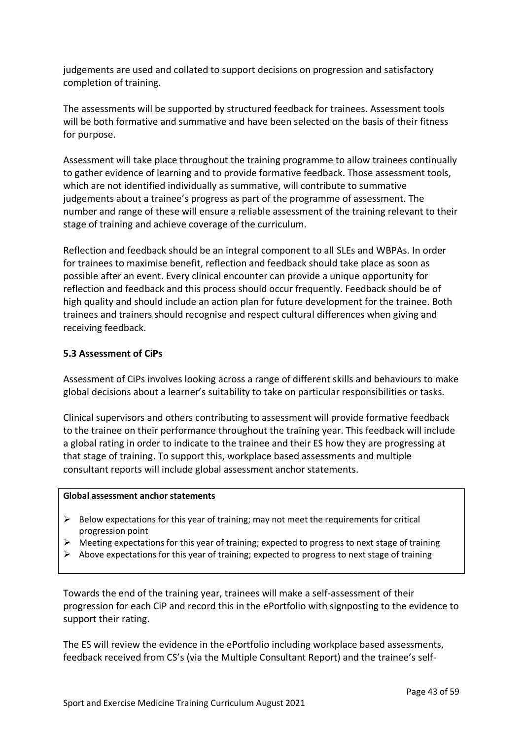judgements are used and collated to support decisions on progression and satisfactory completion of training.

The assessments will be supported by structured feedback for trainees. Assessment tools will be both formative and summative and have been selected on the basis of their fitness for purpose.

Assessment will take place throughout the training programme to allow trainees continually to gather evidence of learning and to provide formative feedback. Those assessment tools, which are not identified individually as summative, will contribute to summative judgements about a trainee's progress as part of the programme of assessment. The number and range of these will ensure a reliable assessment of the training relevant to their stage of training and achieve coverage of the curriculum.

Reflection and feedback should be an integral component to all SLEs and WBPAs. In order for trainees to maximise benefit, reflection and feedback should take place as soon as possible after an event. Every clinical encounter can provide a unique opportunity for reflection and feedback and this process should occur frequently. Feedback should be of high quality and should include an action plan for future development for the trainee. Both trainees and trainers should recognise and respect cultural differences when giving and receiving feedback.

### 5.3 Assessment of CiPs

Assessment of CiPs involves looking across a range of different skills and behaviours to make global decisions about a learner's suitability to take on particular responsibilities or tasks.

Clinical supervisors and others contributing to assessment will provide formative feedback to the trainee on their performance throughout the training year. This feedback will include a global rating in order to indicate to the trainee and their ES how they are progressing at that stage of training. To support this, workplace based assessments and multiple consultant reports will include global assessment anchor statements.

**Global assessment anchor statements**

- Below expectations for this year of training; may not meet the requirements for critical progression point
- Meeting expectations for this year of training; expected to progress to next stage of training
- Above expectations for this year of training; expected to progress to next stage of training

Towards the end of the training year, trainees will make a self-assessment of their progression for each CiP and record this in the ePortfolio with signposting to the evidence to support their rating.

The ES will review the evidence in the ePortfolio including workplace based assessments, feedback received from CS's (via the Multiple Consultant Report) and the trainee's self-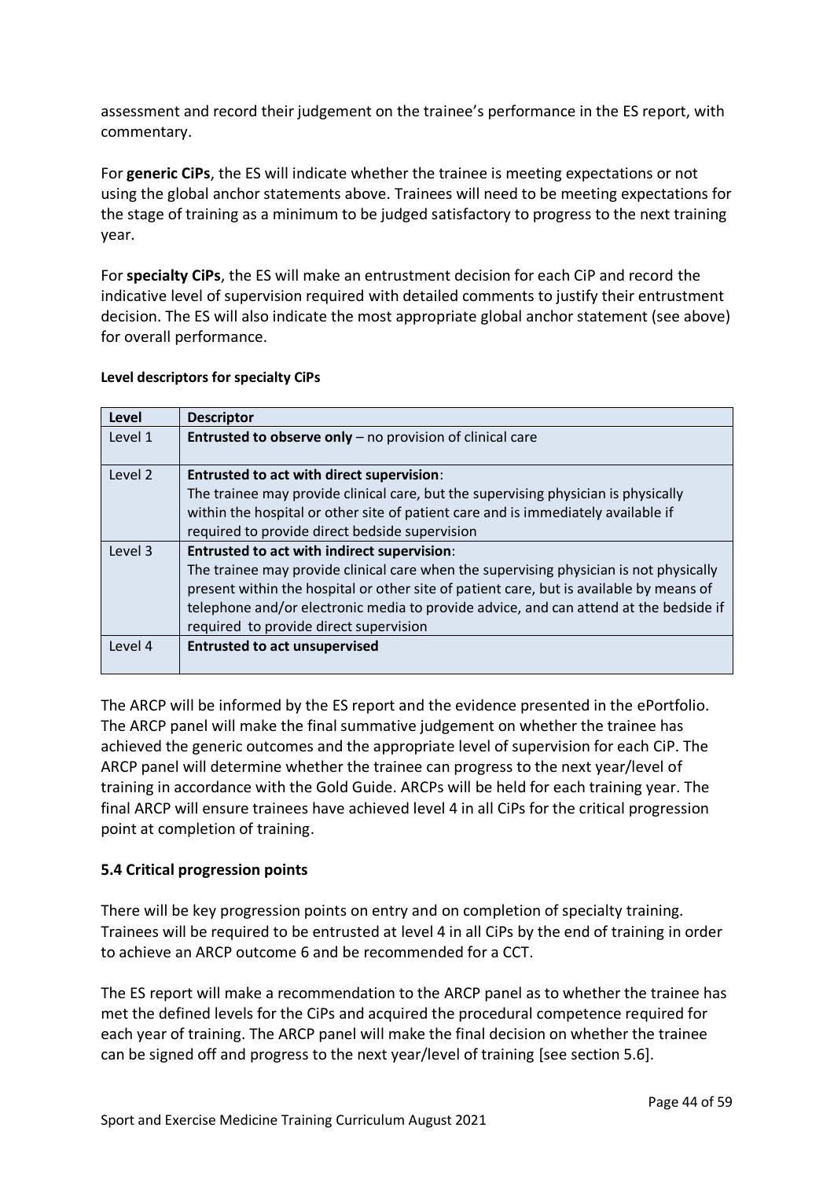assessment and record their judgement on the trainee's performance in the ES report, with commentary.

For **generic CiPs**, the ES will indicate whether the trainee is meeting expectations or not using the global anchor statements above. Trainees will need to be meeting expectations for the stage of training as a minimum to be judged satisfactory to progress to the next training year.

For **specialty CiPs**, the ES will make an entrustment decision for each CiP and record the indicative level of supervision required with detailed comments to justify their entrustment decision. The ES will also indicate the most appropriate global anchor statement (see above) for overall performance.

**Level descriptors for specialty CiPs**

| Level | Descriptor |
| --- | --- |
| Level 1 | **Entrusted to observe only** – no provision of clinical care |
| Level 2 | **Entrusted to act with direct supervision**: The trainee may provide clinical care, but the supervising physician is physically within the hospital or other site of patient care and is immediately available if required to provide direct bedside supervision |
| Level 3 | **Entrusted to act with indirect supervision**: The trainee may provide clinical care when the supervising physician is not physically present within the hospital or other site of patient care, but is available by means of telephone and/or electronic media to provide advice, and can attend at the bedside if required to provide direct supervision |
| Level 4 | **Entrusted to act unsupervised** |

The ARCP will be informed by the ES report and the evidence presented in the ePortfolio. The ARCP panel will make the final summative judgement on whether the trainee has achieved the generic outcomes and the appropriate level of supervision for each CiP. The ARCP panel will determine whether the trainee can progress to the next year/level of training in accordance with the Gold Guide. ARCPs will be held for each training year. The final ARCP will ensure trainees have achieved level 4 in all CiPs for the critical progression point at completion of training.

### 5.4 Critical progression points

There will be key progression points on entry and on completion of specialty training. Trainees will be required to be entrusted at level 4 in all CiPs by the end of training in order to achieve an ARCP outcome 6 and be recommended for a CCT.

The ES report will make a recommendation to the ARCP panel as to whether the trainee has met the defined levels for the CiPs and acquired the procedural competence required for each year of training. The ARCP panel will make the final decision on whether the trainee can be signed off and progress to the next year/level of training [see section 5.6].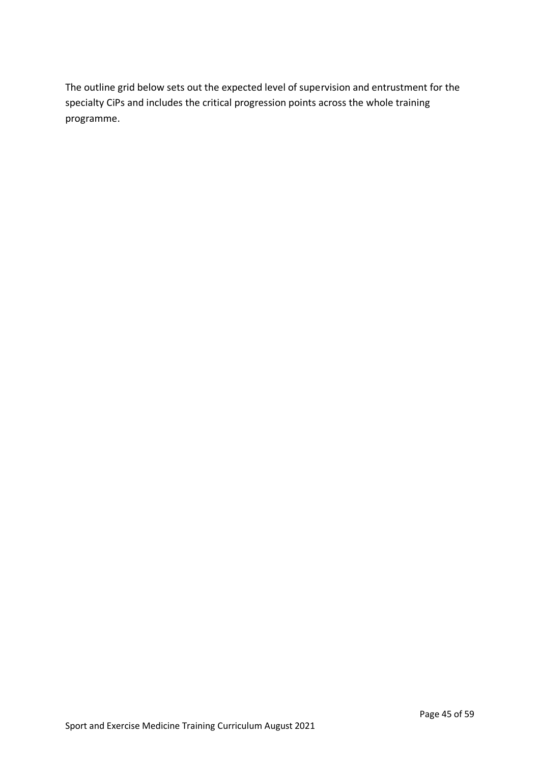The outline grid below sets out the expected level of supervision and entrustment for the specialty CiPs and includes the critical progression points across the whole training programme.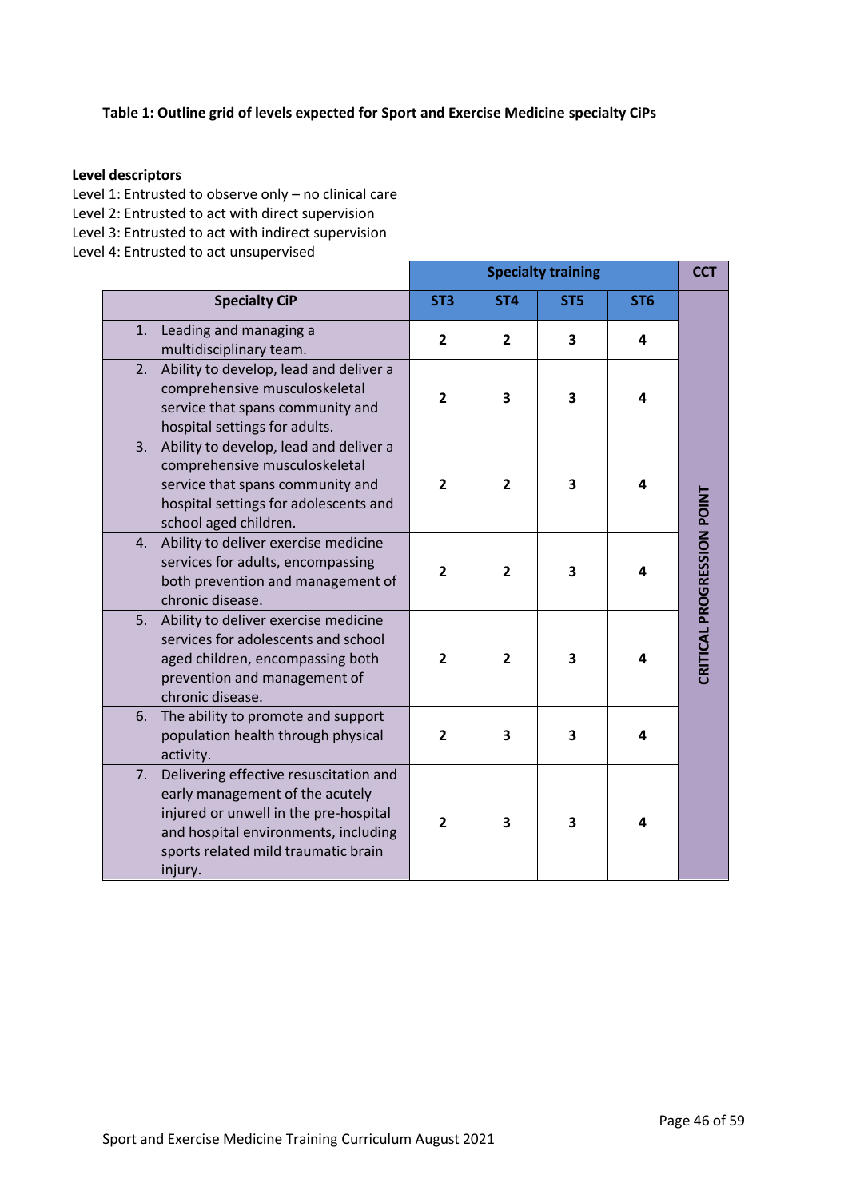**Table 1: Outline grid of levels expected for Sport and Exercise Medicine specialty CiPs**

**Level descriptors**

Level 1: Entrusted to observe only – no clinical care
Level 2: Entrusted to act with direct supervision
Level 3: Entrusted to act with indirect supervision
Level 4: Entrusted to act unsupervised

| | Specialty training | | | | CCT |
|---|---|---|---|---|---|
| **Specialty CiP** | **ST3** | **ST4** | **ST5** | **ST6** | |
| 1. Leading and managing a multidisciplinary team. | **2** | **2** | **3** | **4** | **CRITICAL PROGRESSION POINT** |
| 2. Ability to develop, lead and deliver a comprehensive musculoskeletal service that spans community and hospital settings for adults. | **2** | **3** | **3** | **4** | |
| 3. Ability to develop, lead and deliver a comprehensive musculoskeletal service that spans community and hospital settings for adolescents and school aged children. | **2** | **2** | **3** | **4** | |
| 4. Ability to deliver exercise medicine services for adults, encompassing both prevention and management of chronic disease. | **2** | **2** | **3** | **4** | |
| 5. Ability to deliver exercise medicine services for adolescents and school aged children, encompassing both prevention and management of chronic disease. | **2** | **2** | **3** | **4** | |
| 6. The ability to promote and support population health through physical activity. | **2** | **3** | **3** | **4** | |
| 7. Delivering effective resuscitation and early management of the acutely injured or unwell in the pre-hospital and hospital environments, including sports related mild traumatic brain injury. | **2** | **3** | **3** | **4** | |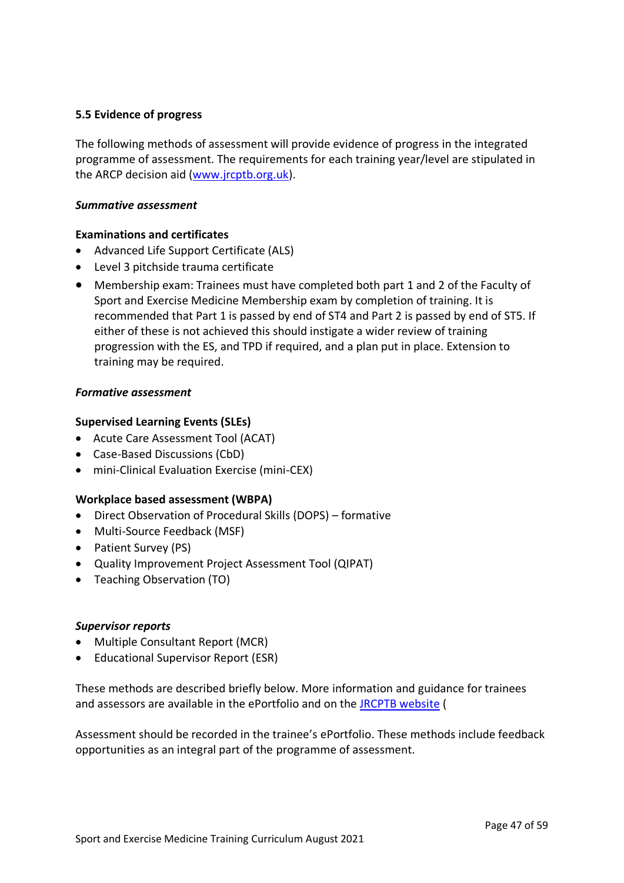### 5.5 Evidence of progress

The following methods of assessment will provide evidence of progress in the integrated programme of assessment. The requirements for each training year/level are stipulated in the ARCP decision aid (www.jrcptb.org.uk).

***Summative assessment***

**Examinations and certificates**

- Advanced Life Support Certificate (ALS)
- Level 3 pitchside trauma certificate
- Membership exam: Trainees must have completed both part 1 and 2 of the Faculty of Sport and Exercise Medicine Membership exam by completion of training. It is recommended that Part 1 is passed by end of ST4 and Part 2 is passed by end of ST5. If either of these is not achieved this should instigate a wider review of training progression with the ES, and TPD if required, and a plan put in place. Extension to training may be required.

***Formative assessment***

**Supervised Learning Events (SLEs)**

- Acute Care Assessment Tool (ACAT)
- Case-Based Discussions (CbD)
- mini-Clinical Evaluation Exercise (mini-CEX)

**Workplace based assessment (WBPA)**

- Direct Observation of Procedural Skills (DOPS) – formative
- Multi-Source Feedback (MSF)
- Patient Survey (PS)
- Quality Improvement Project Assessment Tool (QIPAT)
- Teaching Observation (TO)

***Supervisor reports***

- Multiple Consultant Report (MCR)
- Educational Supervisor Report (ESR)

These methods are described briefly below. More information and guidance for trainees and assessors are available in the ePortfolio and on the JRCPTB website (

Assessment should be recorded in the trainee's ePortfolio. These methods include feedback opportunities as an integral part of the programme of assessment.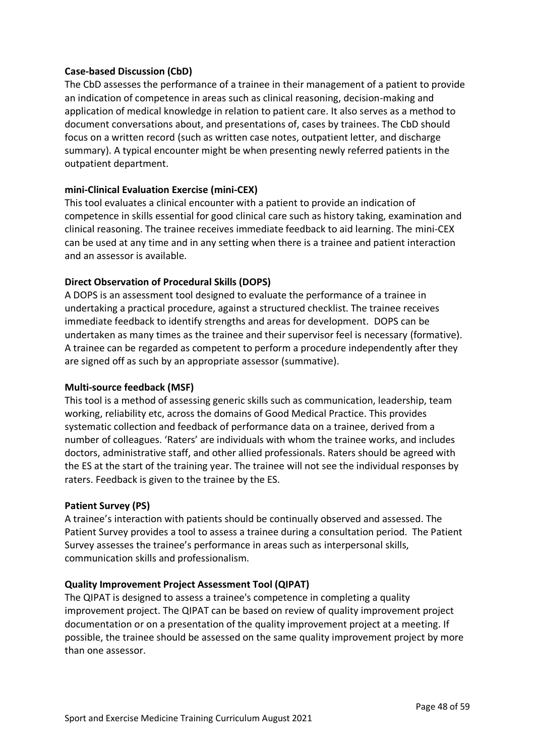**Case-based Discussion (CbD)**

The CbD assesses the performance of a trainee in their management of a patient to provide an indication of competence in areas such as clinical reasoning, decision-making and application of medical knowledge in relation to patient care. It also serves as a method to document conversations about, and presentations of, cases by trainees. The CbD should focus on a written record (such as written case notes, outpatient letter, and discharge summary). A typical encounter might be when presenting newly referred patients in the outpatient department.

**mini-Clinical Evaluation Exercise (mini-CEX)**

This tool evaluates a clinical encounter with a patient to provide an indication of competence in skills essential for good clinical care such as history taking, examination and clinical reasoning. The trainee receives immediate feedback to aid learning. The mini-CEX can be used at any time and in any setting when there is a trainee and patient interaction and an assessor is available.

**Direct Observation of Procedural Skills (DOPS)**

A DOPS is an assessment tool designed to evaluate the performance of a trainee in undertaking a practical procedure, against a structured checklist. The trainee receives immediate feedback to identify strengths and areas for development. DOPS can be undertaken as many times as the trainee and their supervisor feel is necessary (formative). A trainee can be regarded as competent to perform a procedure independently after they are signed off as such by an appropriate assessor (summative).

**Multi-source feedback (MSF)**

This tool is a method of assessing generic skills such as communication, leadership, team working, reliability etc, across the domains of Good Medical Practice. This provides systematic collection and feedback of performance data on a trainee, derived from a number of colleagues. 'Raters' are individuals with whom the trainee works, and includes doctors, administrative staff, and other allied professionals. Raters should be agreed with the ES at the start of the training year. The trainee will not see the individual responses by raters. Feedback is given to the trainee by the ES.

**Patient Survey (PS)**

A trainee's interaction with patients should be continually observed and assessed. The Patient Survey provides a tool to assess a trainee during a consultation period. The Patient Survey assesses the trainee's performance in areas such as interpersonal skills, communication skills and professionalism.

**Quality Improvement Project Assessment Tool (QIPAT)**

The QIPAT is designed to assess a trainee's competence in completing a quality improvement project. The QIPAT can be based on review of quality improvement project documentation or on a presentation of the quality improvement project at a meeting. If possible, the trainee should be assessed on the same quality improvement project by more than one assessor.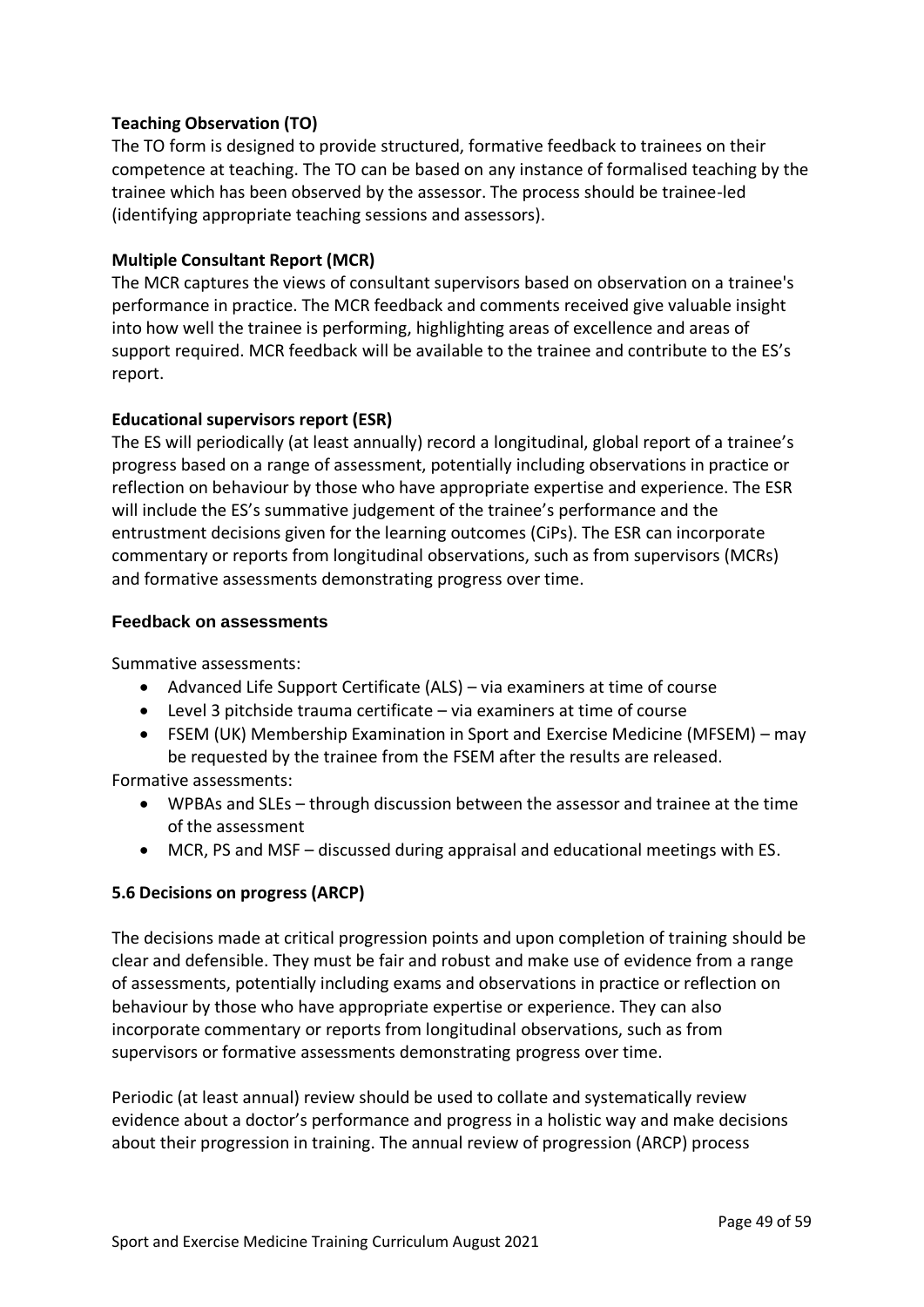**Teaching Observation (TO)**

The TO form is designed to provide structured, formative feedback to trainees on their competence at teaching. The TO can be based on any instance of formalised teaching by the trainee which has been observed by the assessor. The process should be trainee-led (identifying appropriate teaching sessions and assessors).

**Multiple Consultant Report (MCR)**

The MCR captures the views of consultant supervisors based on observation on a trainee's performance in practice. The MCR feedback and comments received give valuable insight into how well the trainee is performing, highlighting areas of excellence and areas of support required. MCR feedback will be available to the trainee and contribute to the ES's report.

**Educational supervisors report (ESR)**

The ES will periodically (at least annually) record a longitudinal, global report of a trainee's progress based on a range of assessment, potentially including observations in practice or reflection on behaviour by those who have appropriate expertise and experience. The ESR will include the ES's summative judgement of the trainee's performance and the entrustment decisions given for the learning outcomes (CiPs). The ESR can incorporate commentary or reports from longitudinal observations, such as from supervisors (MCRs) and formative assessments demonstrating progress over time.

**Feedback on assessments**

Summative assessments:

- Advanced Life Support Certificate (ALS) – via examiners at time of course
- Level 3 pitchside trauma certificate – via examiners at time of course
- FSEM (UK) Membership Examination in Sport and Exercise Medicine (MFSEM) – may be requested by the trainee from the FSEM after the results are released.

Formative assessments:

- WPBAs and SLEs – through discussion between the assessor and trainee at the time of the assessment
- MCR, PS and MSF – discussed during appraisal and educational meetings with ES.

**5.6 Decisions on progress (ARCP)**

The decisions made at critical progression points and upon completion of training should be clear and defensible. They must be fair and robust and make use of evidence from a range of assessments, potentially including exams and observations in practice or reflection on behaviour by those who have appropriate expertise or experience. They can also incorporate commentary or reports from longitudinal observations, such as from supervisors or formative assessments demonstrating progress over time.

Periodic (at least annual) review should be used to collate and systematically review evidence about a doctor's performance and progress in a holistic way and make decisions about their progression in training. The annual review of progression (ARCP) process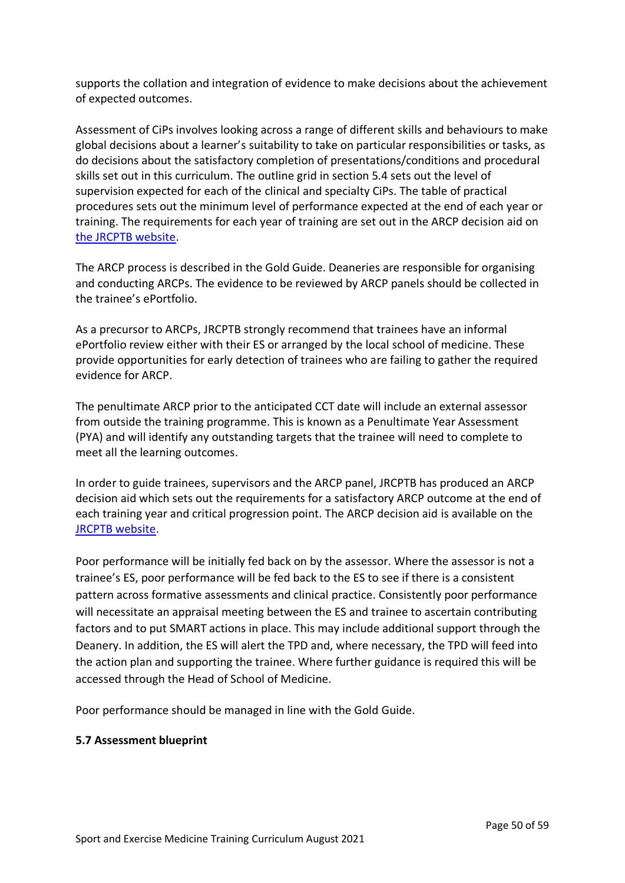supports the collation and integration of evidence to make decisions about the achievement of expected outcomes.

Assessment of CiPs involves looking across a range of different skills and behaviours to make global decisions about a learner's suitability to take on particular responsibilities or tasks, as do decisions about the satisfactory completion of presentations/conditions and procedural skills set out in this curriculum. The outline grid in section 5.4 sets out the level of supervision expected for each of the clinical and specialty CiPs. The table of practical procedures sets out the minimum level of performance expected at the end of each year or training. The requirements for each year of training are set out in the ARCP decision aid on [the JRCPTB website](the JRCPTB website).

The ARCP process is described in the Gold Guide. Deaneries are responsible for organising and conducting ARCPs. The evidence to be reviewed by ARCP panels should be collected in the trainee's ePortfolio.

As a precursor to ARCPs, JRCPTB strongly recommend that trainees have an informal ePortfolio review either with their ES or arranged by the local school of medicine. These provide opportunities for early detection of trainees who are failing to gather the required evidence for ARCP.

The penultimate ARCP prior to the anticipated CCT date will include an external assessor from outside the training programme. This is known as a Penultimate Year Assessment (PYA) and will identify any outstanding targets that the trainee will need to complete to meet all the learning outcomes.

In order to guide trainees, supervisors and the ARCP panel, JRCPTB has produced an ARCP decision aid which sets out the requirements for a satisfactory ARCP outcome at the end of each training year and critical progression point. The ARCP decision aid is available on the [JRCPTB website](JRCPTB website).

Poor performance will be initially fed back on by the assessor. Where the assessor is not a trainee's ES, poor performance will be fed back to the ES to see if there is a consistent pattern across formative assessments and clinical practice. Consistently poor performance will necessitate an appraisal meeting between the ES and trainee to ascertain contributing factors and to put SMART actions in place. This may include additional support through the Deanery. In addition, the ES will alert the TPD and, where necessary, the TPD will feed into the action plan and supporting the trainee. Where further guidance is required this will be accessed through the Head of School of Medicine.

Poor performance should be managed in line with the Gold Guide.

### 5.7 Assessment blueprint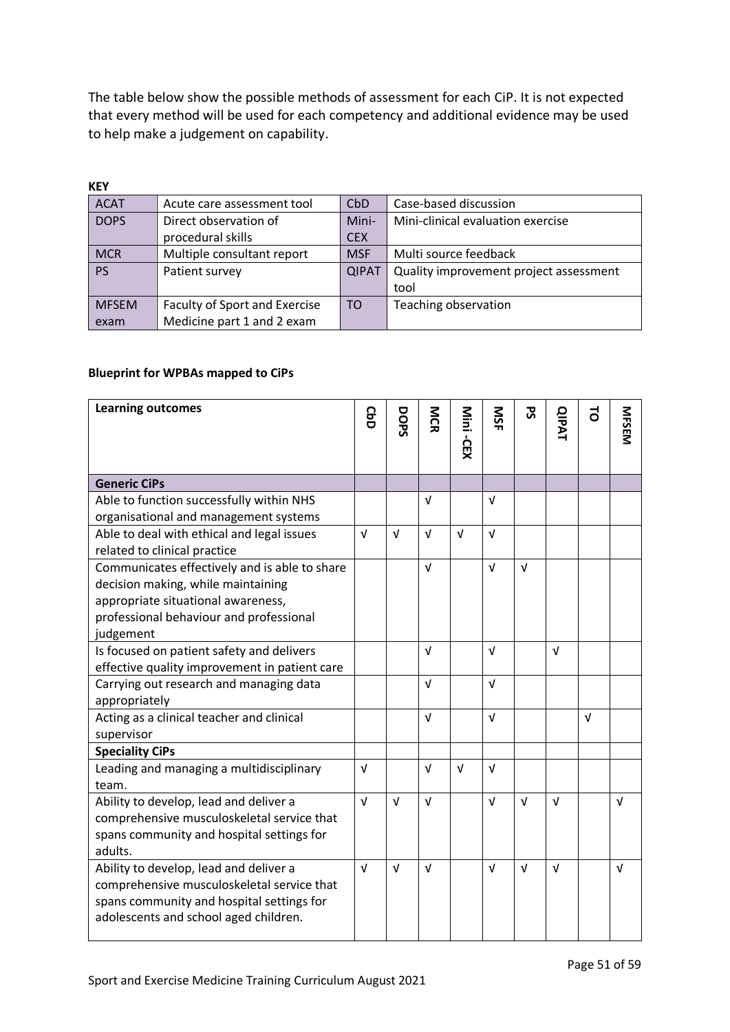The table below show the possible methods of assessment for each CiP. It is not expected that every method will be used for each competency and additional evidence may be used to help make a judgement on capability.

**KEY**

| | | | |
|---|---|---|---|
| ACAT | Acute care assessment tool | CbD | Case-based discussion |
| DOPS | Direct observation of procedural skills | Mini-CEX | Mini-clinical evaluation exercise |
| MCR | Multiple consultant report | MSF | Multi source feedback |
| PS | Patient survey | QIPAT | Quality improvement project assessment tool |
| MFSEM exam | Faculty of Sport and Exercise Medicine part 1 and 2 exam | TO | Teaching observation |

**Blueprint for WPBAs mapped to CiPs**

| Learning outcomes | CbD | DOPS | MCR | Mini -CEX | MSF | PS | QIPAT | TO | MFSEM |
|---|---|---|---|---|---|---|---|---|---|
| **Generic CiPs** | | | | | | | | | |
| Able to function successfully within NHS organisational and management systems | | | √ | | √ | | | | |
| Able to deal with ethical and legal issues related to clinical practice | √ | √ | √ | √ | √ | | | | |
| Communicates effectively and is able to share decision making, while maintaining appropriate situational awareness, professional behaviour and professional judgement | | | √ | | √ | √ | | | |
| Is focused on patient safety and delivers effective quality improvement in patient care | | | √ | | √ | | √ | | |
| Carrying out research and managing data appropriately | | | √ | | √ | | | | |
| Acting as a clinical teacher and clinical supervisor | | | √ | | √ | | | √ | |
| **Speciality CiPs** | | | | | | | | | |
| Leading and managing a multidisciplinary team. | √ | | √ | √ | √ | | | | |
| Ability to develop, lead and deliver a comprehensive musculoskeletal service that spans community and hospital settings for adults. | √ | √ | √ | | √ | √ | √ | | √ |
| Ability to develop, lead and deliver a comprehensive musculoskeletal service that spans community and hospital settings for adolescents and school aged children. | √ | √ | √ | | √ | √ | √ | | √ |

Sport and Exercise Medicine Training Curriculum August 2021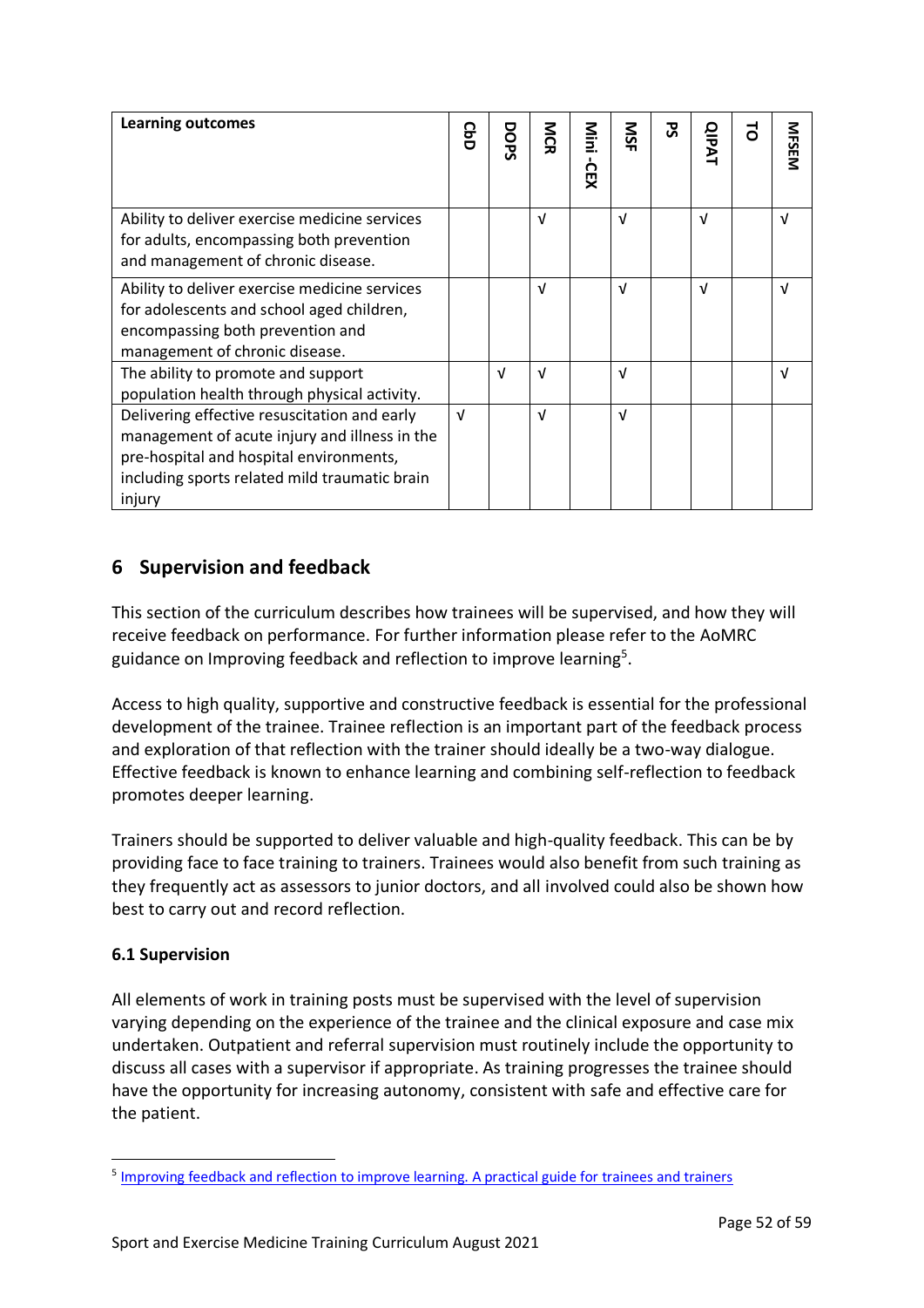| Learning outcomes | CbD | DOPS | MCR | Mini -CEX | MSF | PS | QIPAT | TO | MFSEM |
|---|---|---|---|---|---|---|---|---|---|
| Ability to deliver exercise medicine services for adults, encompassing both prevention and management of chronic disease. | | | √ | | √ | | √ | | √ |
| Ability to deliver exercise medicine services for adolescents and school aged children, encompassing both prevention and management of chronic disease. | | | √ | | √ | | √ | | √ |
| The ability to promote and support population health through physical activity. | | √ | √ | | √ | | | | √ |
| Delivering effective resuscitation and early management of acute injury and illness in the pre-hospital and hospital environments, including sports related mild traumatic brain injury | √ | | √ | | √ | | | | |

## 6 Supervision and feedback

This section of the curriculum describes how trainees will be supervised, and how they will receive feedback on performance. For further information please refer to the AoMRC guidance on Improving feedback and reflection to improve learning[5].

Access to high quality, supportive and constructive feedback is essential for the professional development of the trainee. Trainee reflection is an important part of the feedback process and exploration of that reflection with the trainer should ideally be a two-way dialogue. Effective feedback is known to enhance learning and combining self-reflection to feedback promotes deeper learning.

Trainers should be supported to deliver valuable and high-quality feedback. This can be by providing face to face training to trainers. Trainees would also benefit from such training as they frequently act as assessors to junior doctors, and all involved could also be shown how best to carry out and record reflection.

### 6.1 Supervision

All elements of work in training posts must be supervised with the level of supervision varying depending on the experience of the trainee and the clinical exposure and case mix undertaken. Outpatient and referral supervision must routinely include the opportunity to discuss all cases with a supervisor if appropriate. As training progresses the trainee should have the opportunity for increasing autonomy, consistent with safe and effective care for the patient.

[5] Improving feedback and reflection to improve learning. A practical guide for trainees and trainers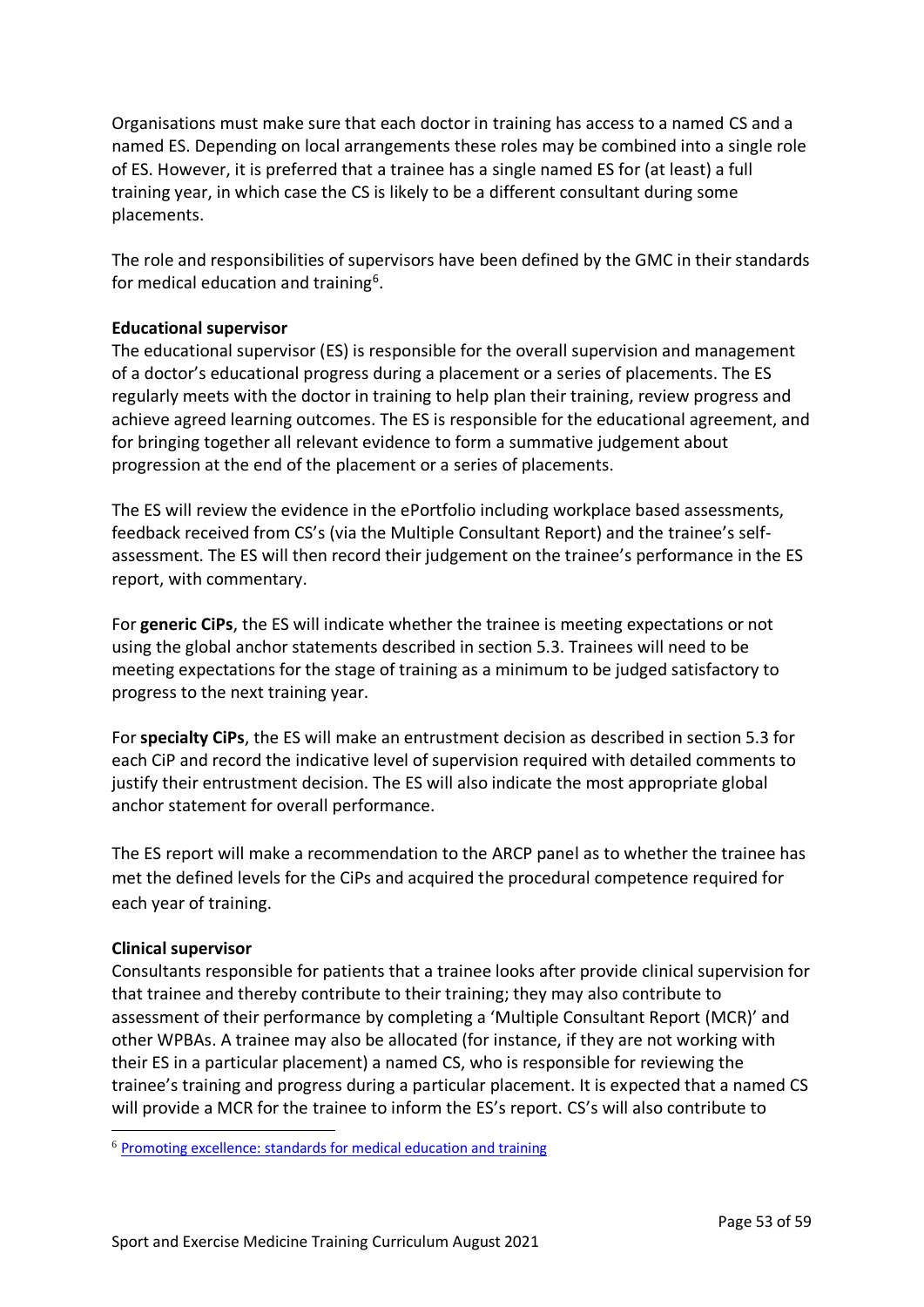Organisations must make sure that each doctor in training has access to a named CS and a named ES. Depending on local arrangements these roles may be combined into a single role of ES. However, it is preferred that a trainee has a single named ES for (at least) a full training year, in which case the CS is likely to be a different consultant during some placements.

The role and responsibilities of supervisors have been defined by the GMC in their standards for medical education and training[6].

**Educational supervisor**

The educational supervisor (ES) is responsible for the overall supervision and management of a doctor's educational progress during a placement or a series of placements. The ES regularly meets with the doctor in training to help plan their training, review progress and achieve agreed learning outcomes. The ES is responsible for the educational agreement, and for bringing together all relevant evidence to form a summative judgement about progression at the end of the placement or a series of placements.

The ES will review the evidence in the ePortfolio including workplace based assessments, feedback received from CS's (via the Multiple Consultant Report) and the trainee's self-assessment. The ES will then record their judgement on the trainee's performance in the ES report, with commentary.

For **generic CiPs**, the ES will indicate whether the trainee is meeting expectations or not using the global anchor statements described in section 5.3. Trainees will need to be meeting expectations for the stage of training as a minimum to be judged satisfactory to progress to the next training year.

For **specialty CiPs**, the ES will make an entrustment decision as described in section 5.3 for each CiP and record the indicative level of supervision required with detailed comments to justify their entrustment decision. The ES will also indicate the most appropriate global anchor statement for overall performance.

The ES report will make a recommendation to the ARCP panel as to whether the trainee has met the defined levels for the CiPs and acquired the procedural competence required for each year of training.

**Clinical supervisor**

Consultants responsible for patients that a trainee looks after provide clinical supervision for that trainee and thereby contribute to their training; they may also contribute to assessment of their performance by completing a 'Multiple Consultant Report (MCR)' and other WPBAs. A trainee may also be allocated (for instance, if they are not working with their ES in a particular placement) a named CS, who is responsible for reviewing the trainee's training and progress during a particular placement. It is expected that a named CS will provide a MCR for the trainee to inform the ES's report. CS's will also contribute to

[6] Promoting excellence: standards for medical education and training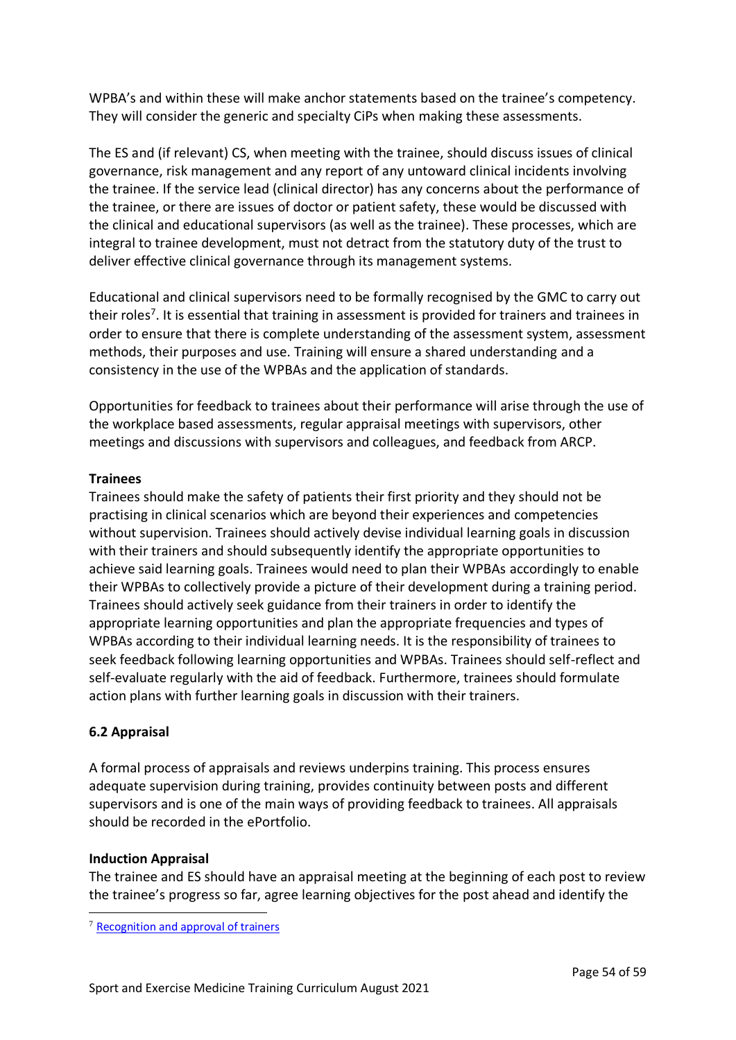WPBA's and within these will make anchor statements based on the trainee's competency. They will consider the generic and specialty CiPs when making these assessments.

The ES and (if relevant) CS, when meeting with the trainee, should discuss issues of clinical governance, risk management and any report of any untoward clinical incidents involving the trainee. If the service lead (clinical director) has any concerns about the performance of the trainee, or there are issues of doctor or patient safety, these would be discussed with the clinical and educational supervisors (as well as the trainee). These processes, which are integral to trainee development, must not detract from the statutory duty of the trust to deliver effective clinical governance through its management systems.

Educational and clinical supervisors need to be formally recognised by the GMC to carry out their roles[7]. It is essential that training in assessment is provided for trainers and trainees in order to ensure that there is complete understanding of the assessment system, assessment methods, their purposes and use. Training will ensure a shared understanding and a consistency in the use of the WPBAs and the application of standards.

Opportunities for feedback to trainees about their performance will arise through the use of the workplace based assessments, regular appraisal meetings with supervisors, other meetings and discussions with supervisors and colleagues, and feedback from ARCP.

**Trainees**

Trainees should make the safety of patients their first priority and they should not be practising in clinical scenarios which are beyond their experiences and competencies without supervision. Trainees should actively devise individual learning goals in discussion with their trainers and should subsequently identify the appropriate opportunities to achieve said learning goals. Trainees would need to plan their WPBAs accordingly to enable their WPBAs to collectively provide a picture of their development during a training period. Trainees should actively seek guidance from their trainers in order to identify the appropriate learning opportunities and plan the appropriate frequencies and types of WPBAs according to their individual learning needs. It is the responsibility of trainees to seek feedback following learning opportunities and WPBAs. Trainees should self-reflect and self-evaluate regularly with the aid of feedback. Furthermore, trainees should formulate action plans with further learning goals in discussion with their trainers.

### 6.2 Appraisal

A formal process of appraisals and reviews underpins training. This process ensures adequate supervision during training, provides continuity between posts and different supervisors and is one of the main ways of providing feedback to trainees. All appraisals should be recorded in the ePortfolio.

**Induction Appraisal**

The trainee and ES should have an appraisal meeting at the beginning of each post to review the trainee's progress so far, agree learning objectives for the post ahead and identify the

[7] Recognition and approval of trainers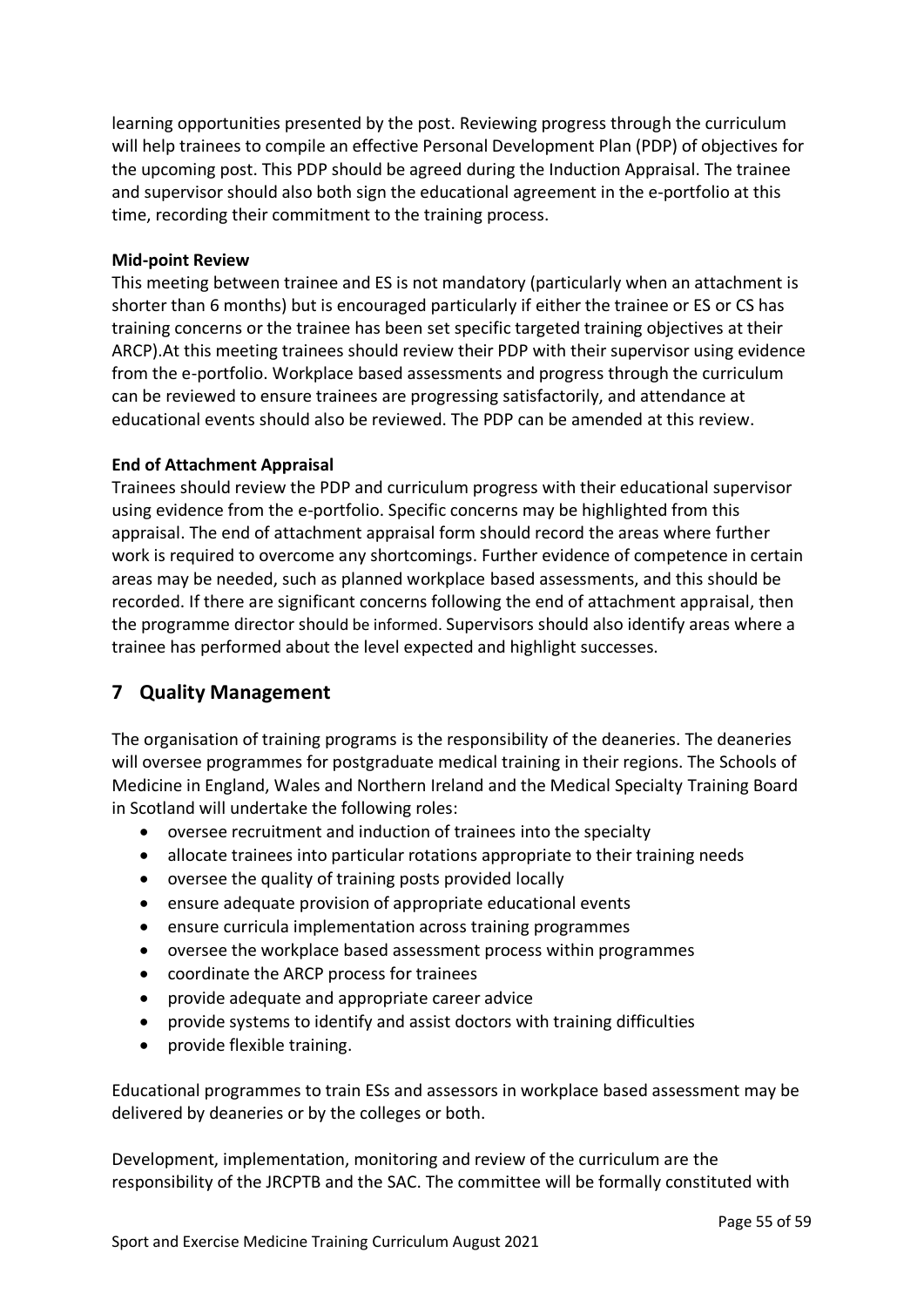learning opportunities presented by the post. Reviewing progress through the curriculum will help trainees to compile an effective Personal Development Plan (PDP) of objectives for the upcoming post. This PDP should be agreed during the Induction Appraisal. The trainee and supervisor should also both sign the educational agreement in the e-portfolio at this time, recording their commitment to the training process.

**Mid-point Review**

This meeting between trainee and ES is not mandatory (particularly when an attachment is shorter than 6 months) but is encouraged particularly if either the trainee or ES or CS has training concerns or the trainee has been set specific targeted training objectives at their ARCP).At this meeting trainees should review their PDP with their supervisor using evidence from the e-portfolio. Workplace based assessments and progress through the curriculum can be reviewed to ensure trainees are progressing satisfactorily, and attendance at educational events should also be reviewed. The PDP can be amended at this review.

**End of Attachment Appraisal**

Trainees should review the PDP and curriculum progress with their educational supervisor using evidence from the e-portfolio. Specific concerns may be highlighted from this appraisal. The end of attachment appraisal form should record the areas where further work is required to overcome any shortcomings. Further evidence of competence in certain areas may be needed, such as planned workplace based assessments, and this should be recorded. If there are significant concerns following the end of attachment appraisal, then the programme director should be informed. Supervisors should also identify areas where a trainee has performed about the level expected and highlight successes.

## 7 Quality Management

The organisation of training programs is the responsibility of the deaneries. The deaneries will oversee programmes for postgraduate medical training in their regions. The Schools of Medicine in England, Wales and Northern Ireland and the Medical Specialty Training Board in Scotland will undertake the following roles:

- oversee recruitment and induction of trainees into the specialty
- allocate trainees into particular rotations appropriate to their training needs
- oversee the quality of training posts provided locally
- ensure adequate provision of appropriate educational events
- ensure curricula implementation across training programmes
- oversee the workplace based assessment process within programmes
- coordinate the ARCP process for trainees
- provide adequate and appropriate career advice
- provide systems to identify and assist doctors with training difficulties
- provide flexible training.

Educational programmes to train ESs and assessors in workplace based assessment may be delivered by deaneries or by the colleges or both.

Development, implementation, monitoring and review of the curriculum are the responsibility of the JRCPTB and the SAC. The committee will be formally constituted with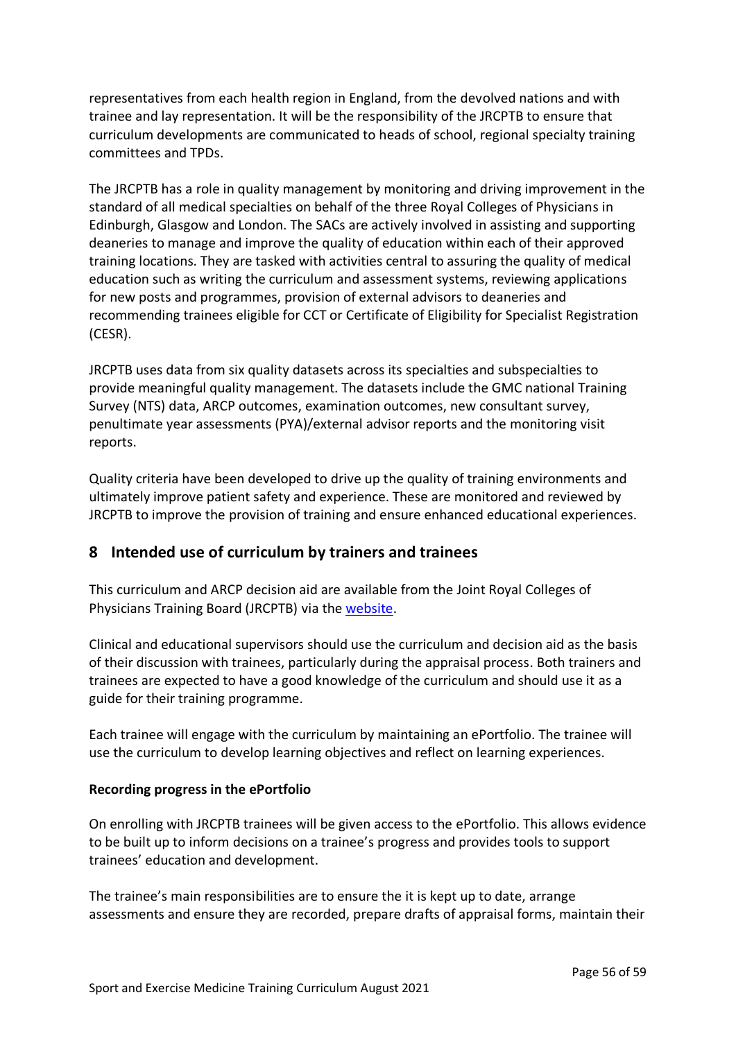representatives from each health region in England, from the devolved nations and with trainee and lay representation. It will be the responsibility of the JRCPTB to ensure that curriculum developments are communicated to heads of school, regional specialty training committees and TPDs.

The JRCPTB has a role in quality management by monitoring and driving improvement in the standard of all medical specialties on behalf of the three Royal Colleges of Physicians in Edinburgh, Glasgow and London. The SACs are actively involved in assisting and supporting deaneries to manage and improve the quality of education within each of their approved training locations. They are tasked with activities central to assuring the quality of medical education such as writing the curriculum and assessment systems, reviewing applications for new posts and programmes, provision of external advisors to deaneries and recommending trainees eligible for CCT or Certificate of Eligibility for Specialist Registration (CESR).

JRCPTB uses data from six quality datasets across its specialties and subspecialties to provide meaningful quality management. The datasets include the GMC national Training Survey (NTS) data, ARCP outcomes, examination outcomes, new consultant survey, penultimate year assessments (PYA)/external advisor reports and the monitoring visit reports.

Quality criteria have been developed to drive up the quality of training environments and ultimately improve patient safety and experience. These are monitored and reviewed by JRCPTB to improve the provision of training and ensure enhanced educational experiences.

## 8 Intended use of curriculum by trainers and trainees

This curriculum and ARCP decision aid are available from the Joint Royal Colleges of Physicians Training Board (JRCPTB) via the website.

Clinical and educational supervisors should use the curriculum and decision aid as the basis of their discussion with trainees, particularly during the appraisal process. Both trainers and trainees are expected to have a good knowledge of the curriculum and should use it as a guide for their training programme.

Each trainee will engage with the curriculum by maintaining an ePortfolio. The trainee will use the curriculum to develop learning objectives and reflect on learning experiences.

**Recording progress in the ePortfolio**

On enrolling with JRCPTB trainees will be given access to the ePortfolio. This allows evidence to be built up to inform decisions on a trainee's progress and provides tools to support trainees' education and development.

The trainee's main responsibilities are to ensure the it is kept up to date, arrange assessments and ensure they are recorded, prepare drafts of appraisal forms, maintain their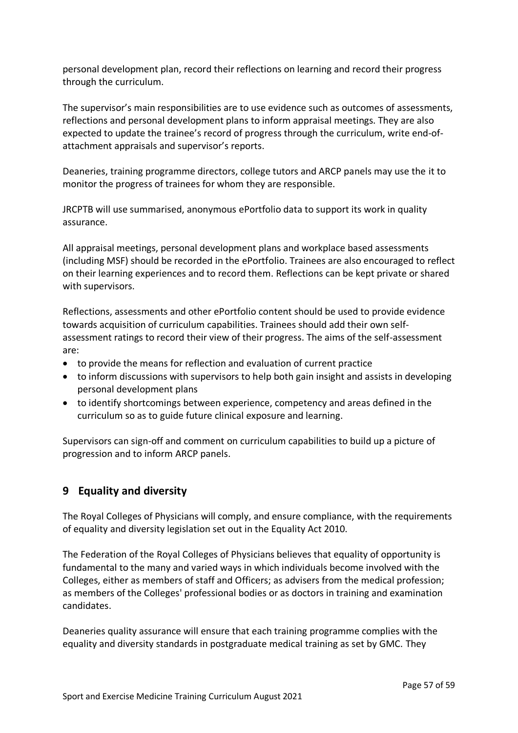personal development plan, record their reflections on learning and record their progress through the curriculum.

The supervisor's main responsibilities are to use evidence such as outcomes of assessments, reflections and personal development plans to inform appraisal meetings. They are also expected to update the trainee's record of progress through the curriculum, write end-of-attachment appraisals and supervisor's reports.

Deaneries, training programme directors, college tutors and ARCP panels may use the it to monitor the progress of trainees for whom they are responsible.

JRCPTB will use summarised, anonymous ePortfolio data to support its work in quality assurance.

All appraisal meetings, personal development plans and workplace based assessments (including MSF) should be recorded in the ePortfolio. Trainees are also encouraged to reflect on their learning experiences and to record them. Reflections can be kept private or shared with supervisors.

Reflections, assessments and other ePortfolio content should be used to provide evidence towards acquisition of curriculum capabilities. Trainees should add their own self-assessment ratings to record their view of their progress. The aims of the self-assessment are:

- to provide the means for reflection and evaluation of current practice
- to inform discussions with supervisors to help both gain insight and assists in developing personal development plans
- to identify shortcomings between experience, competency and areas defined in the curriculum so as to guide future clinical exposure and learning.

Supervisors can sign-off and comment on curriculum capabilities to build up a picture of progression and to inform ARCP panels.

## 9 Equality and diversity

The Royal Colleges of Physicians will comply, and ensure compliance, with the requirements of equality and diversity legislation set out in the Equality Act 2010.

The Federation of the Royal Colleges of Physicians believes that equality of opportunity is fundamental to the many and varied ways in which individuals become involved with the Colleges, either as members of staff and Officers; as advisers from the medical profession; as members of the Colleges' professional bodies or as doctors in training and examination candidates.

Deaneries quality assurance will ensure that each training programme complies with the equality and diversity standards in postgraduate medical training as set by GMC. They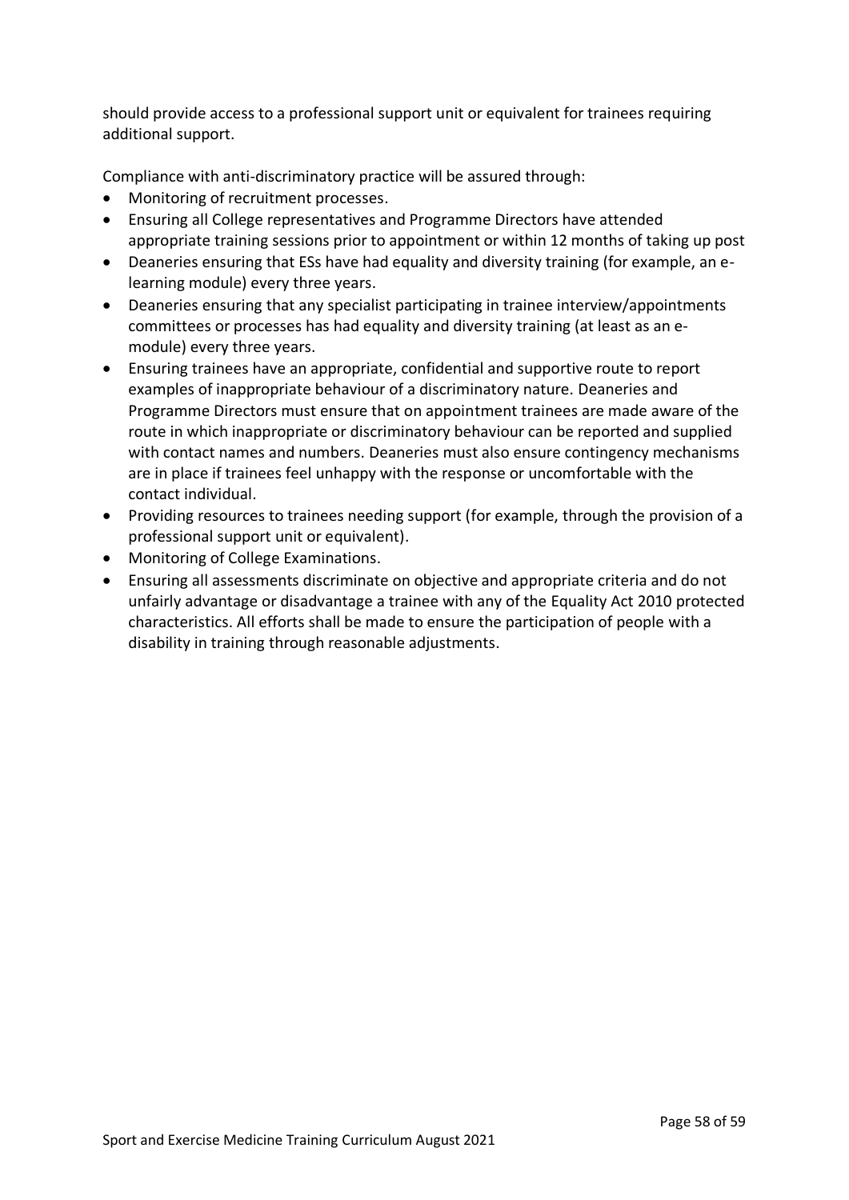should provide access to a professional support unit or equivalent for trainees requiring additional support.

Compliance with anti-discriminatory practice will be assured through:

- Monitoring of recruitment processes.
- Ensuring all College representatives and Programme Directors have attended appropriate training sessions prior to appointment or within 12 months of taking up post
- Deaneries ensuring that ESs have had equality and diversity training (for example, an e-learning module) every three years.
- Deaneries ensuring that any specialist participating in trainee interview/appointments committees or processes has had equality and diversity training (at least as an e-module) every three years.
- Ensuring trainees have an appropriate, confidential and supportive route to report examples of inappropriate behaviour of a discriminatory nature. Deaneries and Programme Directors must ensure that on appointment trainees are made aware of the route in which inappropriate or discriminatory behaviour can be reported and supplied with contact names and numbers. Deaneries must also ensure contingency mechanisms are in place if trainees feel unhappy with the response or uncomfortable with the contact individual.
- Providing resources to trainees needing support (for example, through the provision of a professional support unit or equivalent).
- Monitoring of College Examinations.
- Ensuring all assessments discriminate on objective and appropriate criteria and do not unfairly advantage or disadvantage a trainee with any of the Equality Act 2010 protected characteristics. All efforts shall be made to ensure the participation of people with a disability in training through reasonable adjustments.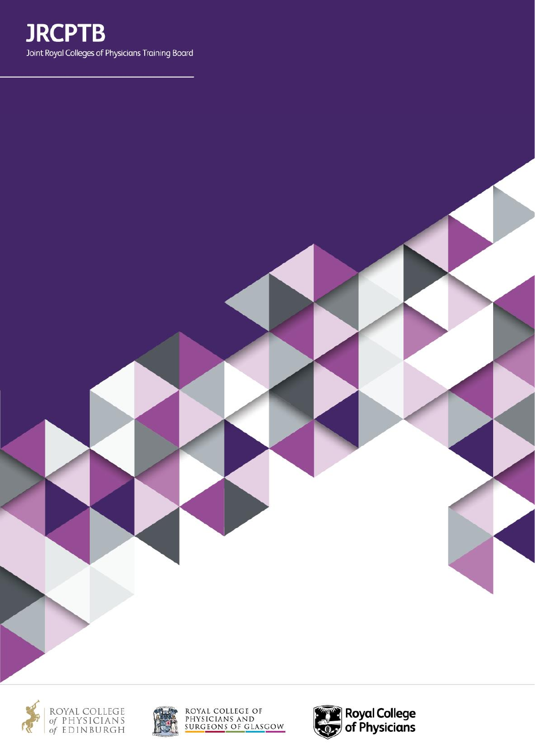# JRCPTB

Joint Royal Colleges of Physicians Training Board

ROYAL COLLEGE of PHYSICIANS of EDINBURGH

ROYAL COLLEGE OF PHYSICIANS AND SURGEONS OF GLASGOW

Royal College of Physicians